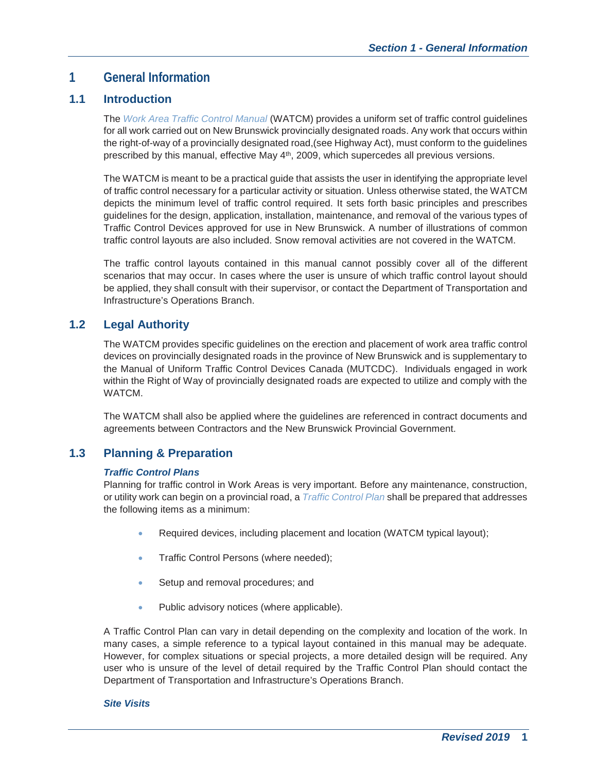# 1 General Information

## 1.1 Introduction

The *Work Area Traffic Control Manual* (WATCM) provides a uniform set of traffic control guidelines for all work carried out on New Brunswick provincially designated roads. Any work that occurs within the right-of-way of a provincially designated road,(see Highway Act), must conform to the guidelines prescribed by this manual, effective May 4th, 2009, which supercedes all previous versions.

The WATCM is meant to be a practical guide that assists the user in identifying the appropriate level of traffic control necessary for a particular activity or situation. Unless otherwise stated, the WATCM depicts the minimum level of traffic control required. It sets forth basic principles and prescribes guidelines for the design, application, installation, maintenance, and removal of the various types of Traffic Control Devices approved for use in New Brunswick. A number of illustrations of common traffic control layouts are also included. Snow removal activities are not covered in the WATCM.

The traffic control layouts contained in this manual cannot possibly cover all of the different scenarios that may occur. In cases where the user is unsure of which traffic control layout should be applied, they shall consult with their supervisor, or contact the Department of Transportation and Infrastructure's Operations Branch.

## 1.2 Legal Authority

The WATCM provides specific guidelines on the erection and placement of work area traffic control devices on provincially designated roads in the province of New Brunswick and is supplementary to the Manual of Uniform Traffic Control Devices Canada (MUTCDC). Individuals engaged in work within the Right of Way of provincially designated roads are expected to utilize and comply with the WATCM.

The WATCM shall also be applied where the guidelines are referenced in contract documents and agreements between Contractors and the New Brunswick Provincial Government.

## 1.3 Planning & Preparation

***Traffic Control Plans***

Planning for traffic control in Work Areas is very important. Before any maintenance, construction, or utility work can begin on a provincial road, a *Traffic Control Plan* shall be prepared that addresses the following items as a minimum:

- Required devices, including placement and location (WATCM typical layout);
- Traffic Control Persons (where needed);
- Setup and removal procedures; and
- Public advisory notices (where applicable).

A Traffic Control Plan can vary in detail depending on the complexity and location of the work. In many cases, a simple reference to a typical layout contained in this manual may be adequate. However, for complex situations or special projects, a more detailed design will be required. Any user who is unsure of the level of detail required by the Traffic Control Plan should contact the Department of Transportation and Infrastructure's Operations Branch.

***Site Visits***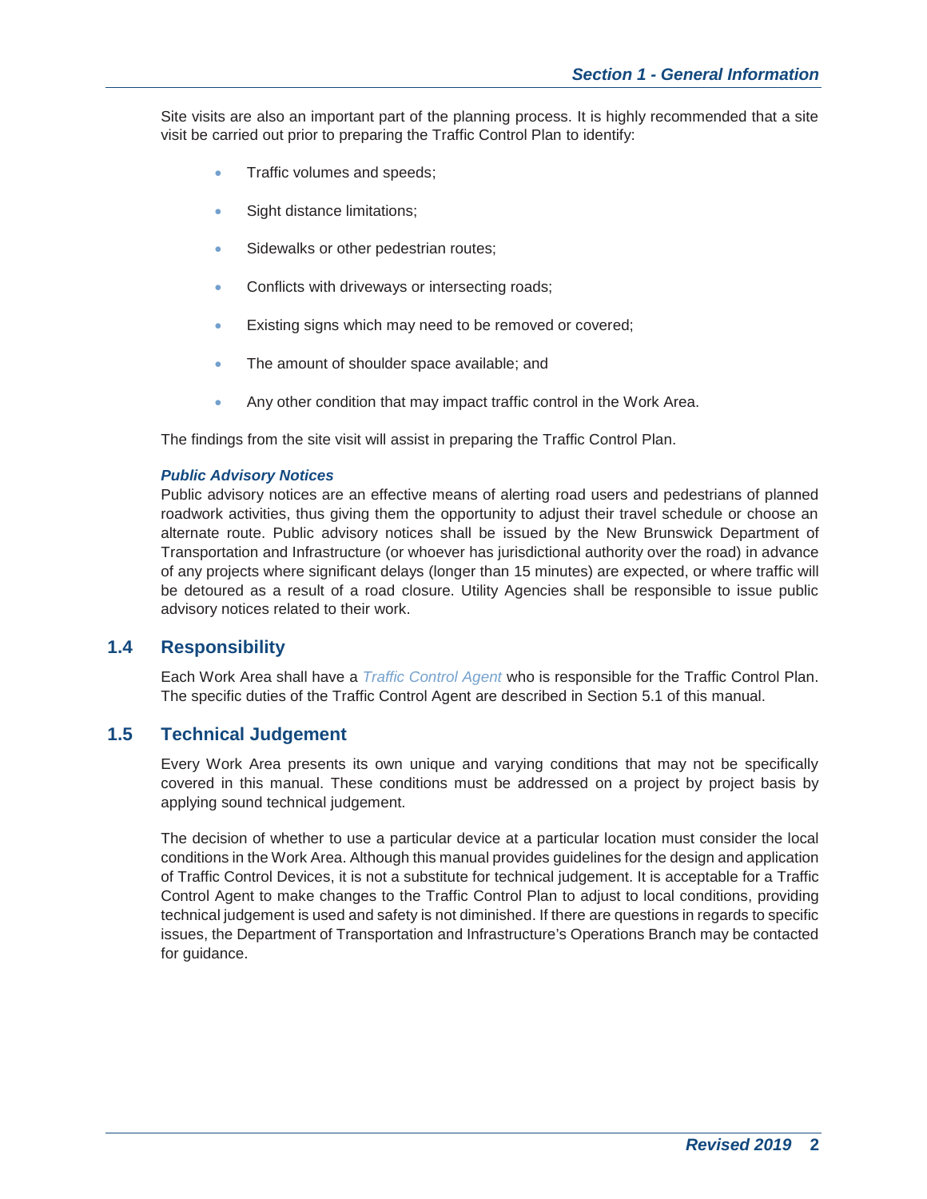Site visits are also an important part of the planning process. It is highly recommended that a site visit be carried out prior to preparing the Traffic Control Plan to identify:

- Traffic volumes and speeds;
- Sight distance limitations;
- Sidewalks or other pedestrian routes;
- Conflicts with driveways or intersecting roads;
- Existing signs which may need to be removed or covered;
- The amount of shoulder space available; and
- Any other condition that may impact traffic control in the Work Area.

The findings from the site visit will assist in preparing the Traffic Control Plan.

***Public Advisory Notices***

Public advisory notices are an effective means of alerting road users and pedestrians of planned roadwork activities, thus giving them the opportunity to adjust their travel schedule or choose an alternate route. Public advisory notices shall be issued by the New Brunswick Department of Transportation and Infrastructure (or whoever has jurisdictional authority over the road) in advance of any projects where significant delays (longer than 15 minutes) are expected, or where traffic will be detoured as a result of a road closure. Utility Agencies shall be responsible to issue public advisory notices related to their work.

## 1.4 Responsibility

Each Work Area shall have a *Traffic Control Agent* who is responsible for the Traffic Control Plan. The specific duties of the Traffic Control Agent are described in Section 5.1 of this manual.

## 1.5 Technical Judgement

Every Work Area presents its own unique and varying conditions that may not be specifically covered in this manual. These conditions must be addressed on a project by project basis by applying sound technical judgement.

The decision of whether to use a particular device at a particular location must consider the local conditions in the Work Area. Although this manual provides guidelines for the design and application of Traffic Control Devices, it is not a substitute for technical judgement. It is acceptable for a Traffic Control Agent to make changes to the Traffic Control Plan to adjust to local conditions, providing technical judgement is used and safety is not diminished. If there are questions in regards to specific issues, the Department of Transportation and Infrastructure's Operations Branch may be contacted for guidance.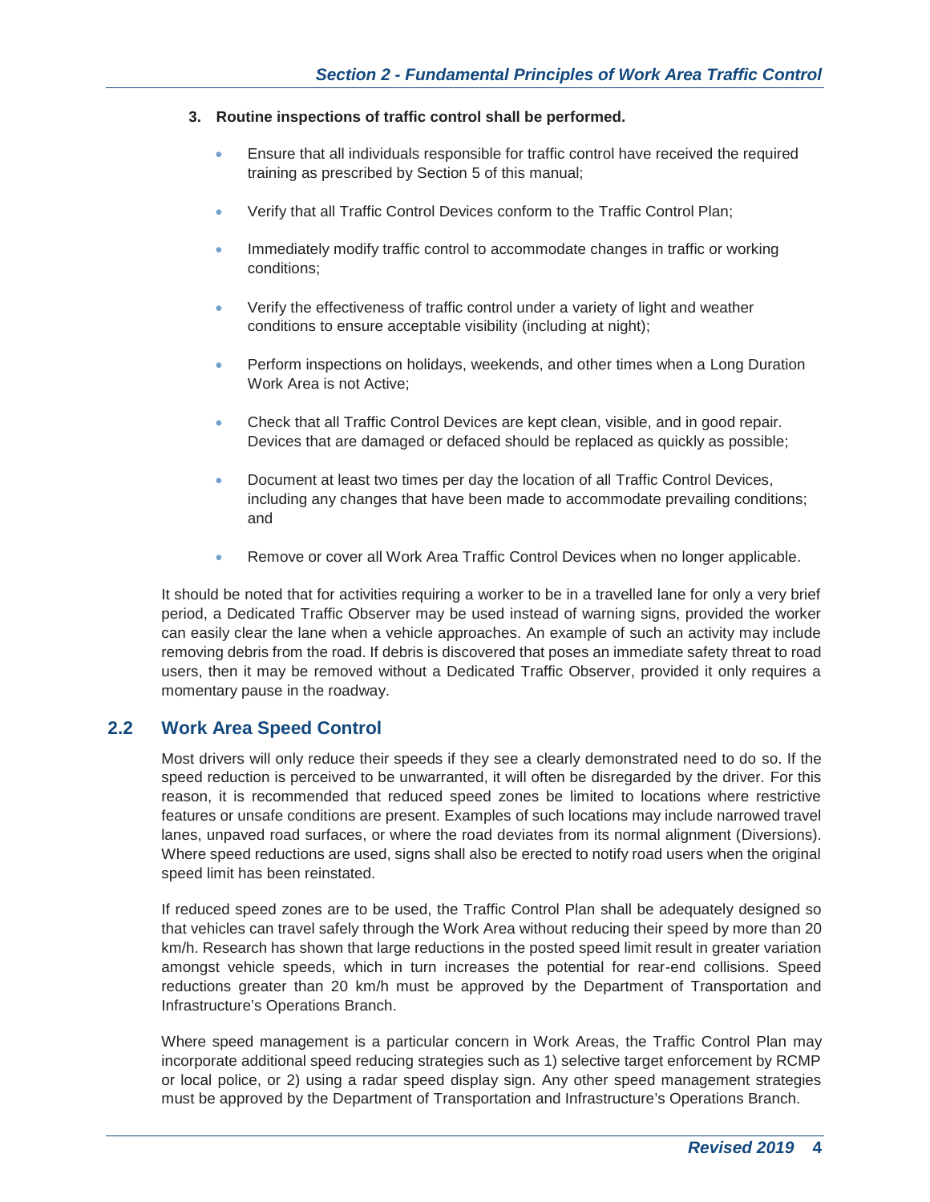**3. Routine inspections of traffic control shall be performed.**

- Ensure that all individuals responsible for traffic control have received the required training as prescribed by Section 5 of this manual;
- Verify that all Traffic Control Devices conform to the Traffic Control Plan;
- Immediately modify traffic control to accommodate changes in traffic or working conditions;
- Verify the effectiveness of traffic control under a variety of light and weather conditions to ensure acceptable visibility (including at night);
- Perform inspections on holidays, weekends, and other times when a Long Duration Work Area is not Active;
- Check that all Traffic Control Devices are kept clean, visible, and in good repair. Devices that are damaged or defaced should be replaced as quickly as possible;
- Document at least two times per day the location of all Traffic Control Devices, including any changes that have been made to accommodate prevailing conditions; and
- Remove or cover all Work Area Traffic Control Devices when no longer applicable.

It should be noted that for activities requiring a worker to be in a travelled lane for only a very brief period, a Dedicated Traffic Observer may be used instead of warning signs, provided the worker can easily clear the lane when a vehicle approaches. An example of such an activity may include removing debris from the road. If debris is discovered that poses an immediate safety threat to road users, then it may be removed without a Dedicated Traffic Observer, provided it only requires a momentary pause in the roadway.

## 2.2 Work Area Speed Control

Most drivers will only reduce their speeds if they see a clearly demonstrated need to do so. If the speed reduction is perceived to be unwarranted, it will often be disregarded by the driver. For this reason, it is recommended that reduced speed zones be limited to locations where restrictive features or unsafe conditions are present. Examples of such locations may include narrowed travel lanes, unpaved road surfaces, or where the road deviates from its normal alignment (Diversions). Where speed reductions are used, signs shall also be erected to notify road users when the original speed limit has been reinstated.

If reduced speed zones are to be used, the Traffic Control Plan shall be adequately designed so that vehicles can travel safely through the Work Area without reducing their speed by more than 20 km/h. Research has shown that large reductions in the posted speed limit result in greater variation amongst vehicle speeds, which in turn increases the potential for rear-end collisions. Speed reductions greater than 20 km/h must be approved by the Department of Transportation and Infrastructure's Operations Branch.

Where speed management is a particular concern in Work Areas, the Traffic Control Plan may incorporate additional speed reducing strategies such as 1) selective target enforcement by RCMP or local police, or 2) using a radar speed display sign. Any other speed management strategies must be approved by the Department of Transportation and Infrastructure's Operations Branch.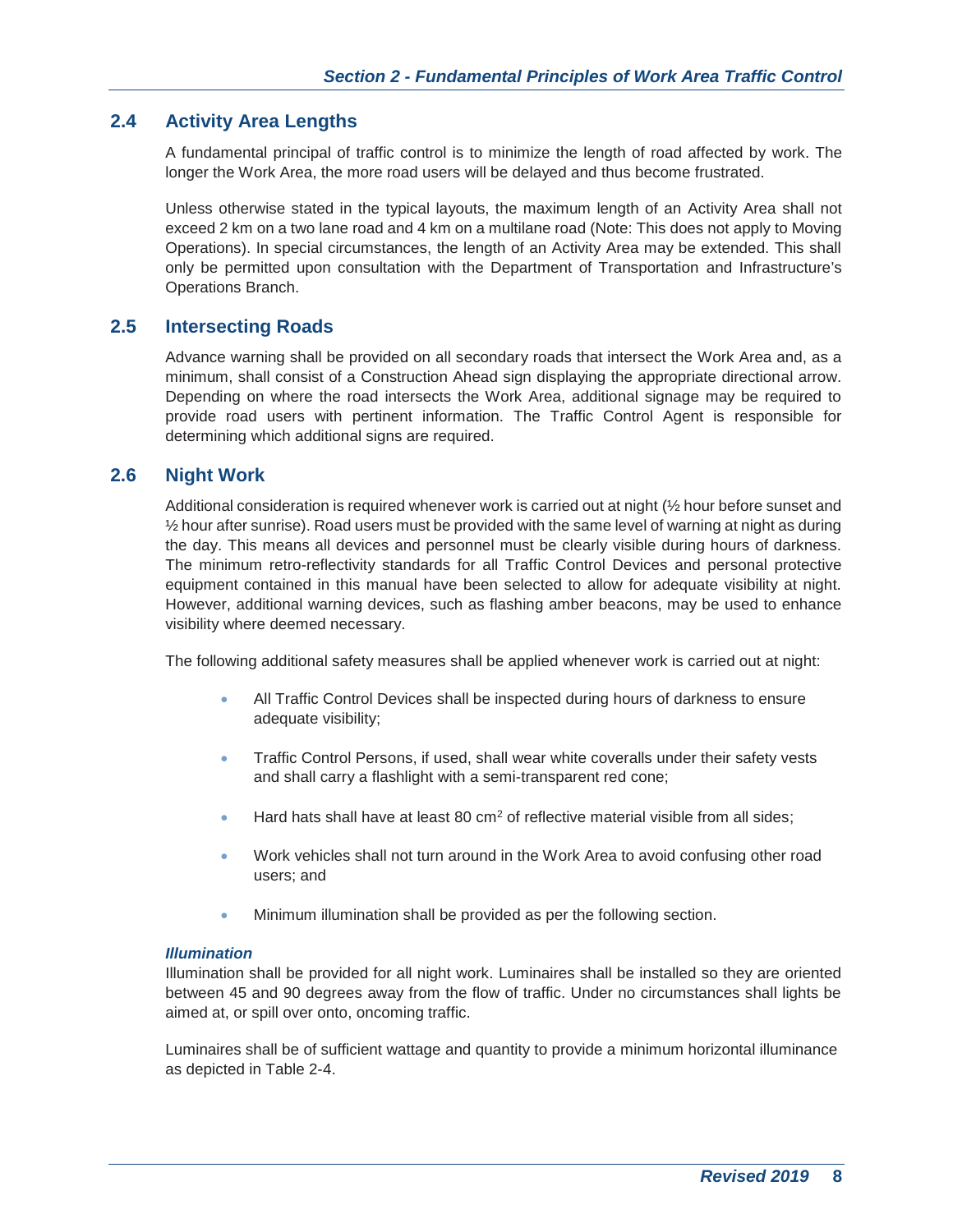## 2.4 Activity Area Lengths

A fundamental principal of traffic control is to minimize the length of road affected by work. The longer the Work Area, the more road users will be delayed and thus become frustrated.

Unless otherwise stated in the typical layouts, the maximum length of an Activity Area shall not exceed 2 km on a two lane road and 4 km on a multilane road (Note: This does not apply to Moving Operations). In special circumstances, the length of an Activity Area may be extended. This shall only be permitted upon consultation with the Department of Transportation and Infrastructure's Operations Branch.

## 2.5 Intersecting Roads

Advance warning shall be provided on all secondary roads that intersect the Work Area and, as a minimum, shall consist of a Construction Ahead sign displaying the appropriate directional arrow. Depending on where the road intersects the Work Area, additional signage may be required to provide road users with pertinent information. The Traffic Control Agent is responsible for determining which additional signs are required.

## 2.6 Night Work

Additional consideration is required whenever work is carried out at night (½ hour before sunset and ½ hour after sunrise). Road users must be provided with the same level of warning at night as during the day. This means all devices and personnel must be clearly visible during hours of darkness. The minimum retro-reflectivity standards for all Traffic Control Devices and personal protective equipment contained in this manual have been selected to allow for adequate visibility at night. However, additional warning devices, such as flashing amber beacons, may be used to enhance visibility where deemed necessary.

The following additional safety measures shall be applied whenever work is carried out at night:

- All Traffic Control Devices shall be inspected during hours of darkness to ensure adequate visibility;
- Traffic Control Persons, if used, shall wear white coveralls under their safety vests and shall carry a flashlight with a semi-transparent red cone;
- Hard hats shall have at least 80 $cm^2$ of reflective material visible from all sides;
- Work vehicles shall not turn around in the Work Area to avoid confusing other road users; and
- Minimum illumination shall be provided as per the following section.

***Illumination***

Illumination shall be provided for all night work. Luminaires shall be installed so they are oriented between 45 and 90 degrees away from the flow of traffic. Under no circumstances shall lights be aimed at, or spill over onto, oncoming traffic.

Luminaires shall be of sufficient wattage and quantity to provide a minimum horizontal illuminance as depicted in Table 2-4.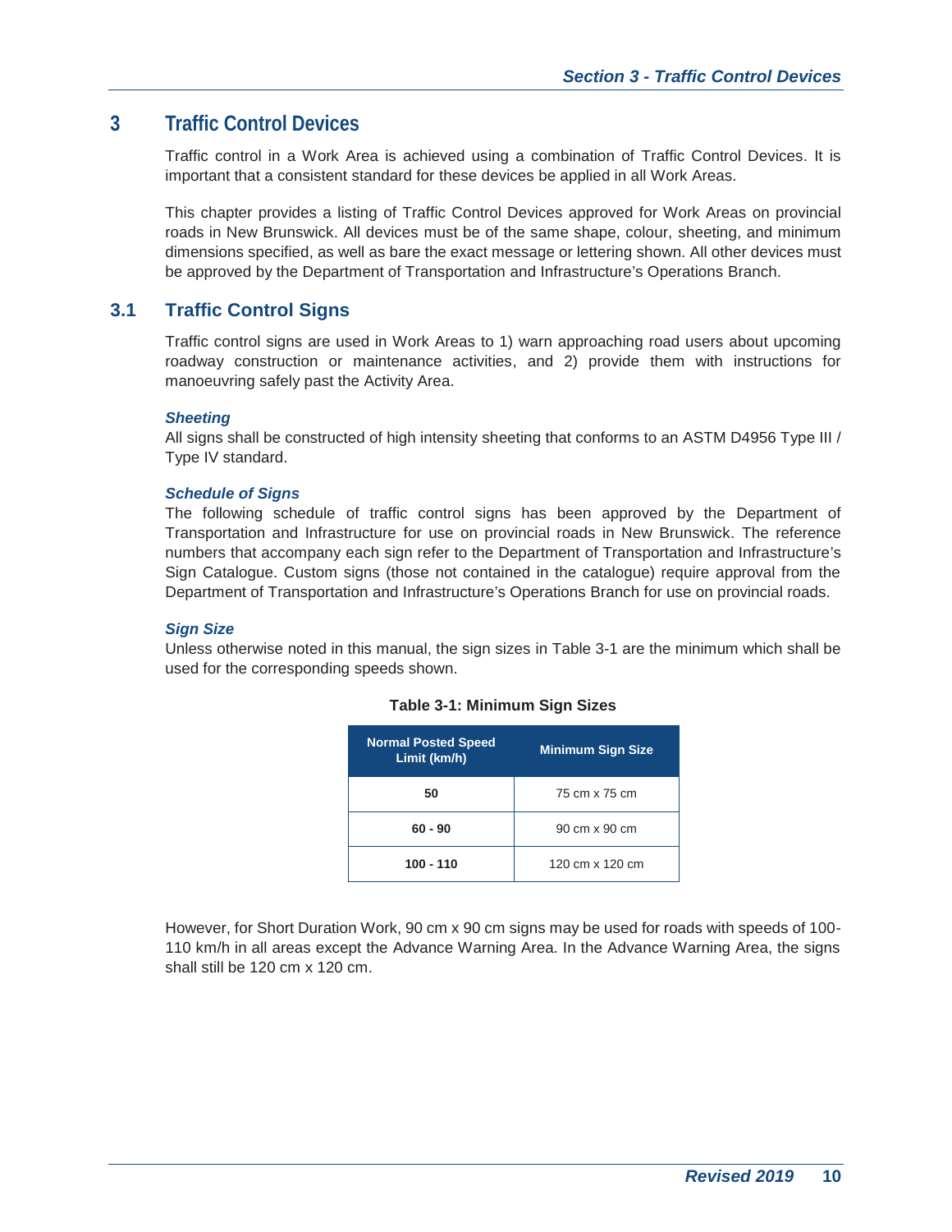# 3 Traffic Control Devices

Traffic control in a Work Area is achieved using a combination of Traffic Control Devices. It is important that a consistent standard for these devices be applied in all Work Areas.

This chapter provides a listing of Traffic Control Devices approved for Work Areas on provincial roads in New Brunswick. All devices must be of the same shape, colour, sheeting, and minimum dimensions specified, as well as bare the exact message or lettering shown. All other devices must be approved by the Department of Transportation and Infrastructure's Operations Branch.

## 3.1 Traffic Control Signs

Traffic control signs are used in Work Areas to 1) warn approaching road users about upcoming roadway construction or maintenance activities, and 2) provide them with instructions for manoeuvring safely past the Activity Area.

***Sheeting***

All signs shall be constructed of high intensity sheeting that conforms to an ASTM D4956 Type III / Type IV standard.

***Schedule of Signs***

The following schedule of traffic control signs has been approved by the Department of Transportation and Infrastructure for use on provincial roads in New Brunswick. The reference numbers that accompany each sign refer to the Department of Transportation and Infrastructure's Sign Catalogue. Custom signs (those not contained in the catalogue) require approval from the Department of Transportation and Infrastructure's Operations Branch for use on provincial roads.

***Sign Size***

Unless otherwise noted in this manual, the sign sizes in Table 3-1 are the minimum which shall be used for the corresponding speeds shown.

**Table 3-1: Minimum Sign Sizes**

| Normal Posted Speed Limit (km/h) | Minimum Sign Size |
|---|---|
| **50** | 75 cm x 75 cm |
| **60 - 90** | 90 cm x 90 cm |
| **100 - 110** | 120 cm x 120 cm |

However, for Short Duration Work, 90 cm x 90 cm signs may be used for roads with speeds of 100-110 km/h in all areas except the Advance Warning Area. In the Advance Warning Area, the signs shall still be 120 cm x 120 cm.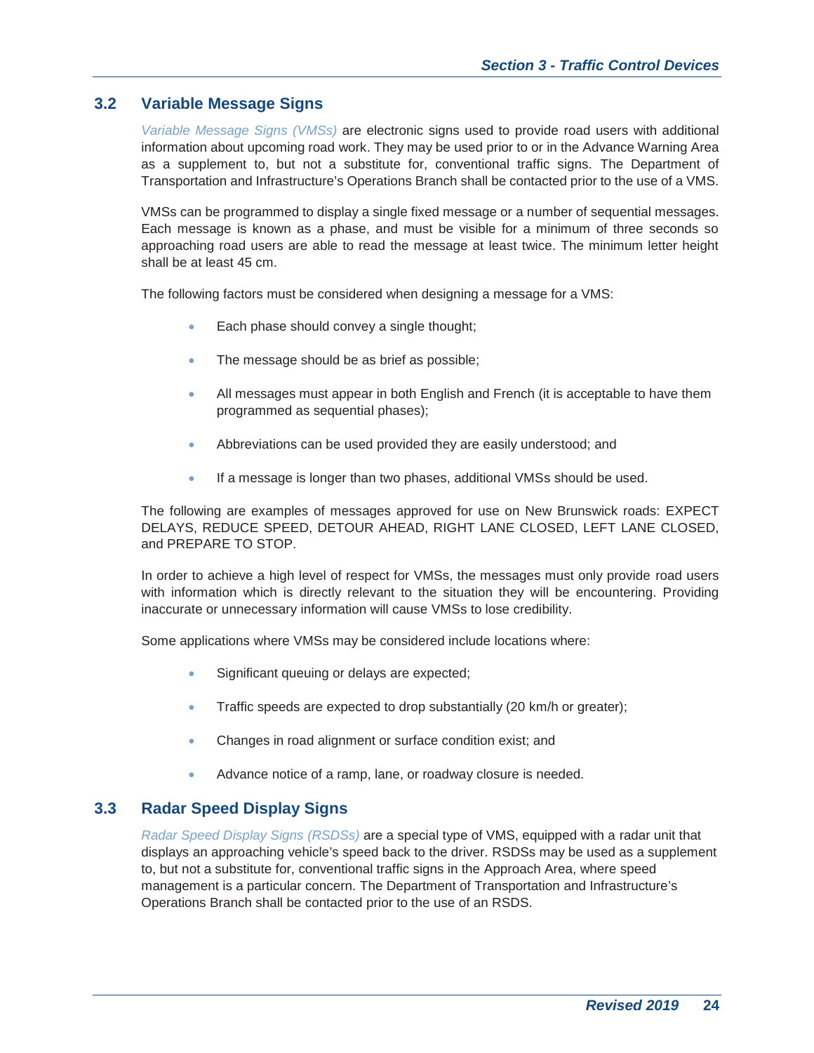## 3.2 Variable Message Signs

*Variable Message Signs (VMSs)* are electronic signs used to provide road users with additional information about upcoming road work. They may be used prior to or in the Advance Warning Area as a supplement to, but not a substitute for, conventional traffic signs. The Department of Transportation and Infrastructure's Operations Branch shall be contacted prior to the use of a VMS.

VMSs can be programmed to display a single fixed message or a number of sequential messages. Each message is known as a phase, and must be visible for a minimum of three seconds so approaching road users are able to read the message at least twice. The minimum letter height shall be at least 45 cm.

The following factors must be considered when designing a message for a VMS:

- Each phase should convey a single thought;
- The message should be as brief as possible;
- All messages must appear in both English and French (it is acceptable to have them programmed as sequential phases);
- Abbreviations can be used provided they are easily understood; and
- If a message is longer than two phases, additional VMSs should be used.

The following are examples of messages approved for use on New Brunswick roads: EXPECT DELAYS, REDUCE SPEED, DETOUR AHEAD, RIGHT LANE CLOSED, LEFT LANE CLOSED, and PREPARE TO STOP.

In order to achieve a high level of respect for VMSs, the messages must only provide road users with information which is directly relevant to the situation they will be encountering. Providing inaccurate or unnecessary information will cause VMSs to lose credibility.

Some applications where VMSs may be considered include locations where:

- Significant queuing or delays are expected;
- Traffic speeds are expected to drop substantially (20 km/h or greater);
- Changes in road alignment or surface condition exist; and
- Advance notice of a ramp, lane, or roadway closure is needed.

## 3.3 Radar Speed Display Signs

*Radar Speed Display Signs (RSDSs)* are a special type of VMS, equipped with a radar unit that displays an approaching vehicle's speed back to the driver. RSDSs may be used as a supplement to, but not a substitute for, conventional traffic signs in the Approach Area, where speed management is a particular concern. The Department of Transportation and Infrastructure's Operations Branch shall be contacted prior to the use of an RSDS.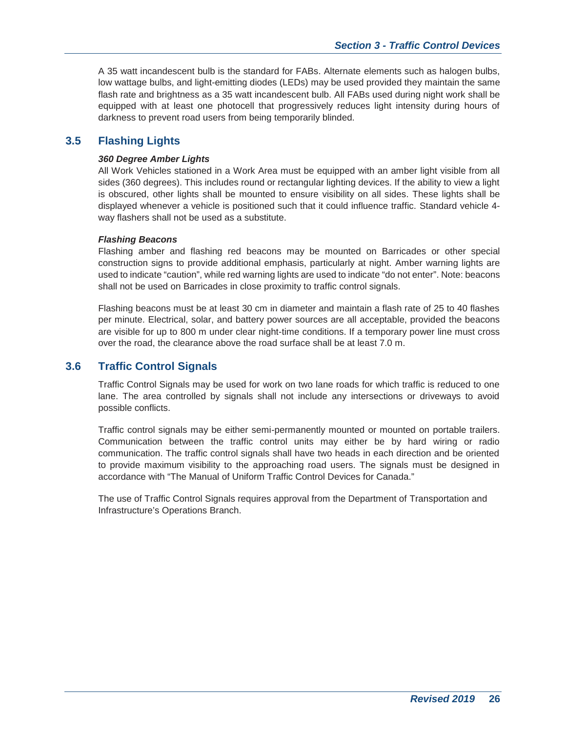A 35 watt incandescent bulb is the standard for FABs. Alternate elements such as halogen bulbs, low wattage bulbs, and light-emitting diodes (LEDs) may be used provided they maintain the same flash rate and brightness as a 35 watt incandescent bulb. All FABs used during night work shall be equipped with at least one photocell that progressively reduces light intensity during hours of darkness to prevent road users from being temporarily blinded.

## 3.5 Flashing Lights

***360 Degree Amber Lights***

All Work Vehicles stationed in a Work Area must be equipped with an amber light visible from all sides (360 degrees). This includes round or rectangular lighting devices. If the ability to view a light is obscured, other lights shall be mounted to ensure visibility on all sides. These lights shall be displayed whenever a vehicle is positioned such that it could influence traffic. Standard vehicle 4-way flashers shall not be used as a substitute.

***Flashing Beacons***

Flashing amber and flashing red beacons may be mounted on Barricades or other special construction signs to provide additional emphasis, particularly at night. Amber warning lights are used to indicate "caution", while red warning lights are used to indicate "do not enter". Note: beacons shall not be used on Barricades in close proximity to traffic control signals.

Flashing beacons must be at least 30 cm in diameter and maintain a flash rate of 25 to 40 flashes per minute. Electrical, solar, and battery power sources are all acceptable, provided the beacons are visible for up to 800 m under clear night-time conditions. If a temporary power line must cross over the road, the clearance above the road surface shall be at least 7.0 m.

## 3.6 Traffic Control Signals

Traffic Control Signals may be used for work on two lane roads for which traffic is reduced to one lane. The area controlled by signals shall not include any intersections or driveways to avoid possible conflicts.

Traffic control signals may be either semi-permanently mounted or mounted on portable trailers. Communication between the traffic control units may either be by hard wiring or radio communication. The traffic control signals shall have two heads in each direction and be oriented to provide maximum visibility to the approaching road users. The signals must be designed in accordance with "The Manual of Uniform Traffic Control Devices for Canada."

The use of Traffic Control Signals requires approval from the Department of Transportation and Infrastructure's Operations Branch.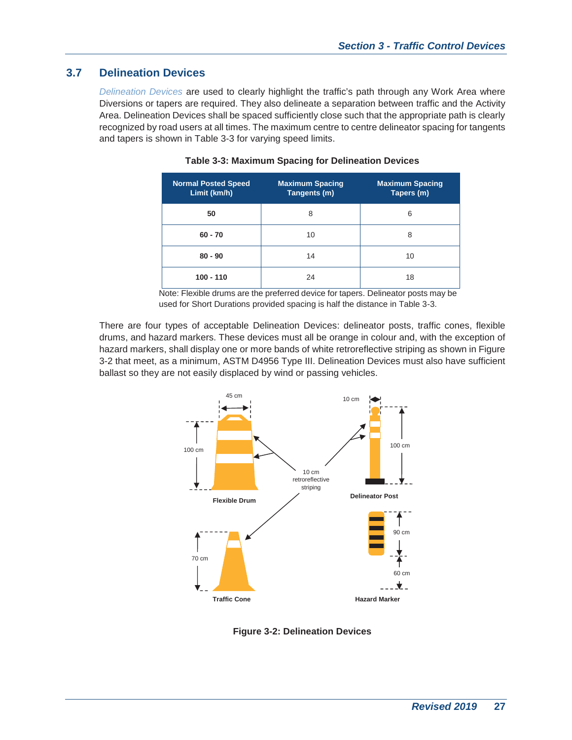## 3.7 Delineation Devices

*Delineation Devices* are used to clearly highlight the traffic's path through any Work Area where Diversions or tapers are required. They also delineate a separation between traffic and the Activity Area. Delineation Devices shall be spaced sufficiently close such that the appropriate path is clearly recognized by road users at all times. The maximum centre to centre delineator spacing for tangents and tapers is shown in Table 3-3 for varying speed limits.

**Table 3-3: Maximum Spacing for Delineation Devices**

| Normal Posted Speed Limit (km/h) | Maximum Spacing Tangents (m) | Maximum Spacing Tapers (m) |
|---|---|---|
| **50** | 8 | 6 |
| **60 - 70** | 10 | 8 |
| **80 - 90** | 14 | 10 |
| **100 - 110** | 24 | 18 |

Note: Flexible drums are the preferred device for tapers. Delineator posts may be used for Short Durations provided spacing is half the distance in Table 3-3.

There are four types of acceptable Delineation Devices: delineator posts, traffic cones, flexible drums, and hazard markers. These devices must all be orange in colour and, with the exception of hazard markers, shall display one or more bands of white retroreflective striping as shown in Figure 3-2 that meet, as a minimum, ASTM D4956 Type III. Delineation Devices must also have sufficient ballast so they are not easily displaced by wind or passing vehicles.

45 cm | 100 cm | Flexible Drum | 10 cm retroreflective striping | 10 cm | 100 cm | Delineator Post | 70 cm | Traffic Cone | 90 cm | 60 cm | Hazard Marker

**Figure 3-2: Delineation Devices**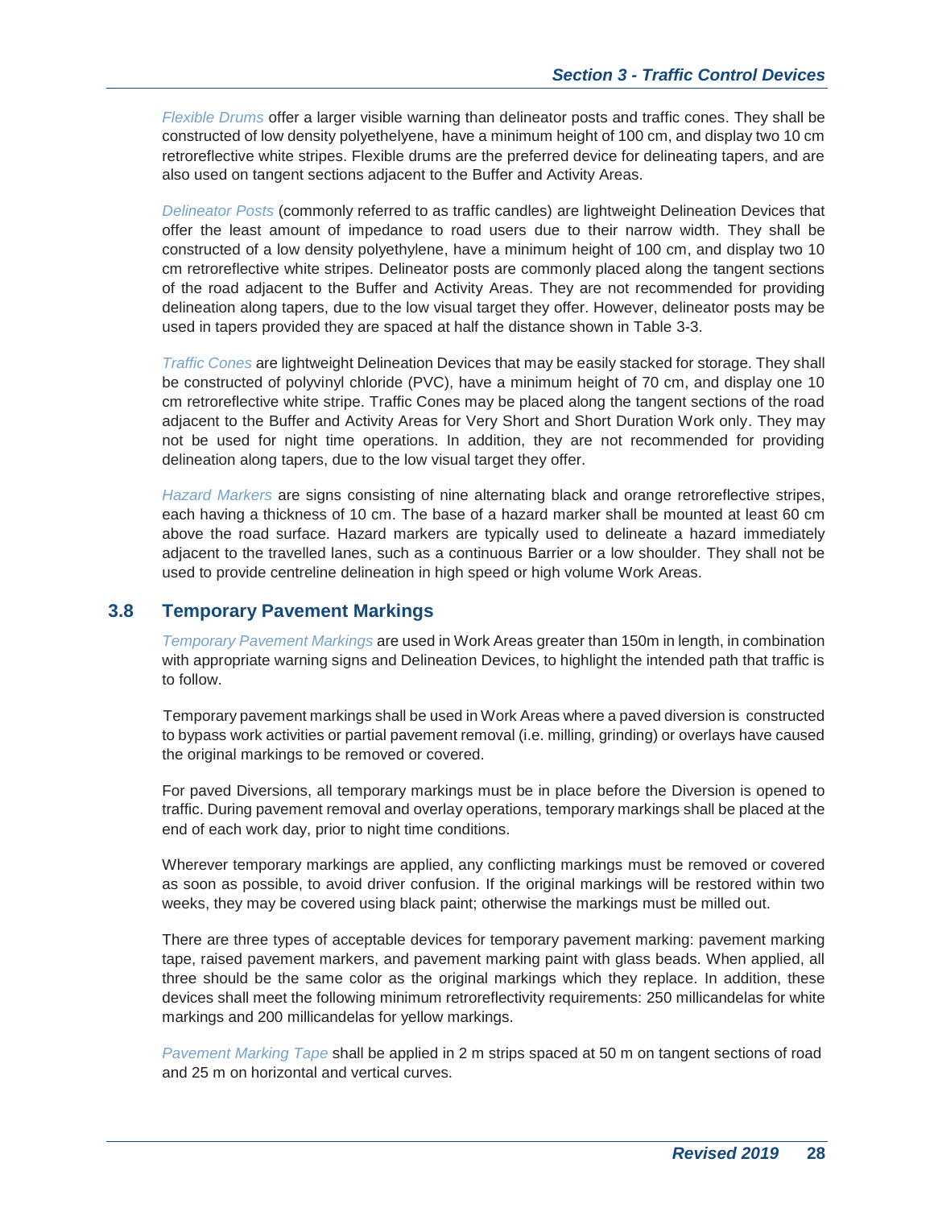*Flexible Drums* offer a larger visible warning than delineator posts and traffic cones. They shall be constructed of low density polyethelyene, have a minimum height of 100 cm, and display two 10 cm retroreflective white stripes. Flexible drums are the preferred device for delineating tapers, and are also used on tangent sections adjacent to the Buffer and Activity Areas.

*Delineator Posts* (commonly referred to as traffic candles) are lightweight Delineation Devices that offer the least amount of impedance to road users due to their narrow width. They shall be constructed of a low density polyethylene, have a minimum height of 100 cm, and display two 10 cm retroreflective white stripes. Delineator posts are commonly placed along the tangent sections of the road adjacent to the Buffer and Activity Areas. They are not recommended for providing delineation along tapers, due to the low visual target they offer. However, delineator posts may be used in tapers provided they are spaced at half the distance shown in Table 3-3.

*Traffic Cones* are lightweight Delineation Devices that may be easily stacked for storage. They shall be constructed of polyvinyl chloride (PVC), have a minimum height of 70 cm, and display one 10 cm retroreflective white stripe. Traffic Cones may be placed along the tangent sections of the road adjacent to the Buffer and Activity Areas for Very Short and Short Duration Work only. They may not be used for night time operations. In addition, they are not recommended for providing delineation along tapers, due to the low visual target they offer.

*Hazard Markers* are signs consisting of nine alternating black and orange retroreflective stripes, each having a thickness of 10 cm. The base of a hazard marker shall be mounted at least 60 cm above the road surface. Hazard markers are typically used to delineate a hazard immediately adjacent to the travelled lanes, such as a continuous Barrier or a low shoulder. They shall not be used to provide centreline delineation in high speed or high volume Work Areas.

## 3.8 Temporary Pavement Markings

*Temporary Pavement Markings* are used in Work Areas greater than 150m in length, in combination with appropriate warning signs and Delineation Devices, to highlight the intended path that traffic is to follow.

Temporary pavement markings shall be used in Work Areas where a paved diversion is constructed to bypass work activities or partial pavement removal (i.e. milling, grinding) or overlays have caused the original markings to be removed or covered.

For paved Diversions, all temporary markings must be in place before the Diversion is opened to traffic. During pavement removal and overlay operations, temporary markings shall be placed at the end of each work day, prior to night time conditions.

Wherever temporary markings are applied, any conflicting markings must be removed or covered as soon as possible, to avoid driver confusion. If the original markings will be restored within two weeks, they may be covered using black paint; otherwise the markings must be milled out.

There are three types of acceptable devices for temporary pavement marking: pavement marking tape, raised pavement markers, and pavement marking paint with glass beads. When applied, all three should be the same color as the original markings which they replace. In addition, these devices shall meet the following minimum retroreflectivity requirements: 250 millicandelas for white markings and 200 millicandelas for yellow markings.

*Pavement Marking Tape* shall be applied in 2 m strips spaced at 50 m on tangent sections of road and 25 m on horizontal and vertical curves.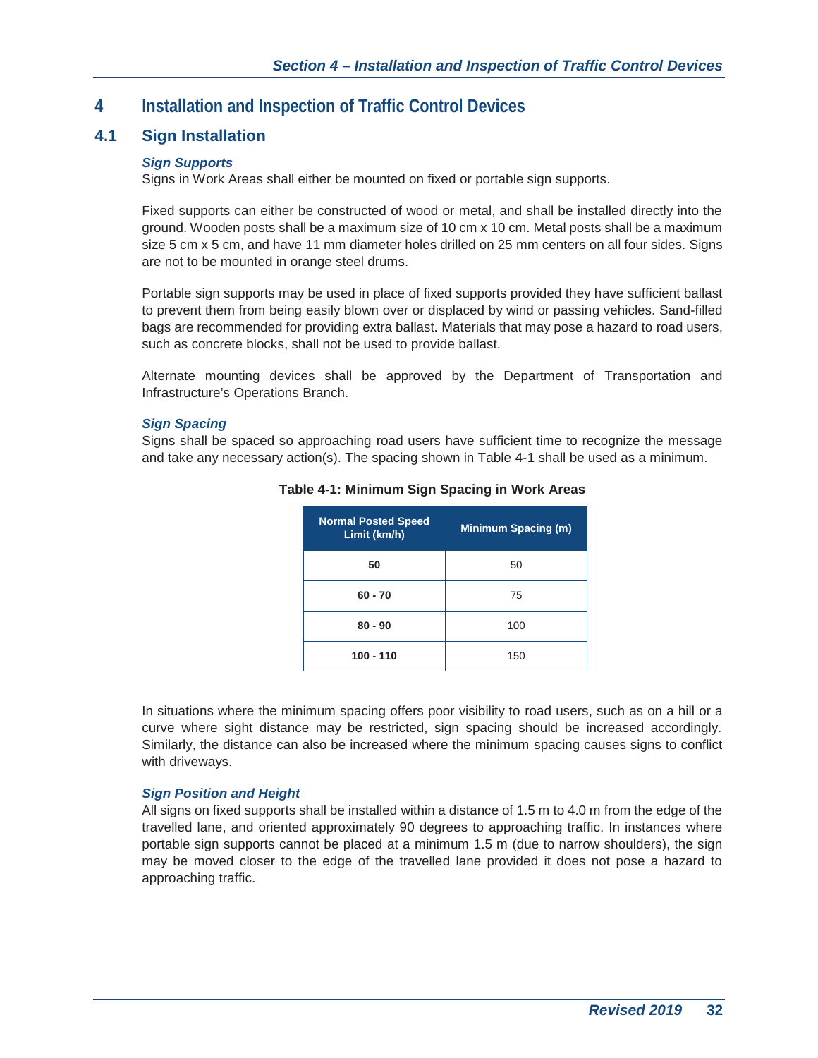# 4 Installation and Inspection of Traffic Control Devices

## 4.1 Sign Installation

### *Sign Supports*

Signs in Work Areas shall either be mounted on fixed or portable sign supports.

Fixed supports can either be constructed of wood or metal, and shall be installed directly into the ground. Wooden posts shall be a maximum size of 10 cm x 10 cm. Metal posts shall be a maximum size 5 cm x 5 cm, and have 11 mm diameter holes drilled on 25 mm centers on all four sides. Signs are not to be mounted in orange steel drums.

Portable sign supports may be used in place of fixed supports provided they have sufficient ballast to prevent them from being easily blown over or displaced by wind or passing vehicles. Sand-filled bags are recommended for providing extra ballast. Materials that may pose a hazard to road users, such as concrete blocks, shall not be used to provide ballast.

Alternate mounting devices shall be approved by the Department of Transportation and Infrastructure's Operations Branch.

### *Sign Spacing*

Signs shall be spaced so approaching road users have sufficient time to recognize the message and take any necessary action(s). The spacing shown in Table 4-1 shall be used as a minimum.

**Table 4-1: Minimum Sign Spacing in Work Areas**

| Normal Posted Speed Limit (km/h) | Minimum Spacing (m) |
|---|---|
| **50** | 50 |
| **60 - 70** | 75 |
| **80 - 90** | 100 |
| **100 - 110** | 150 |

In situations where the minimum spacing offers poor visibility to road users, such as on a hill or a curve where sight distance may be restricted, sign spacing should be increased accordingly. Similarly, the distance can also be increased where the minimum spacing causes signs to conflict with driveways.

### *Sign Position and Height*

All signs on fixed supports shall be installed within a distance of 1.5 m to 4.0 m from the edge of the travelled lane, and oriented approximately 90 degrees to approaching traffic. In instances where portable sign supports cannot be placed at a minimum 1.5 m (due to narrow shoulders), the sign may be moved closer to the edge of the travelled lane provided it does not pose a hazard to approaching traffic.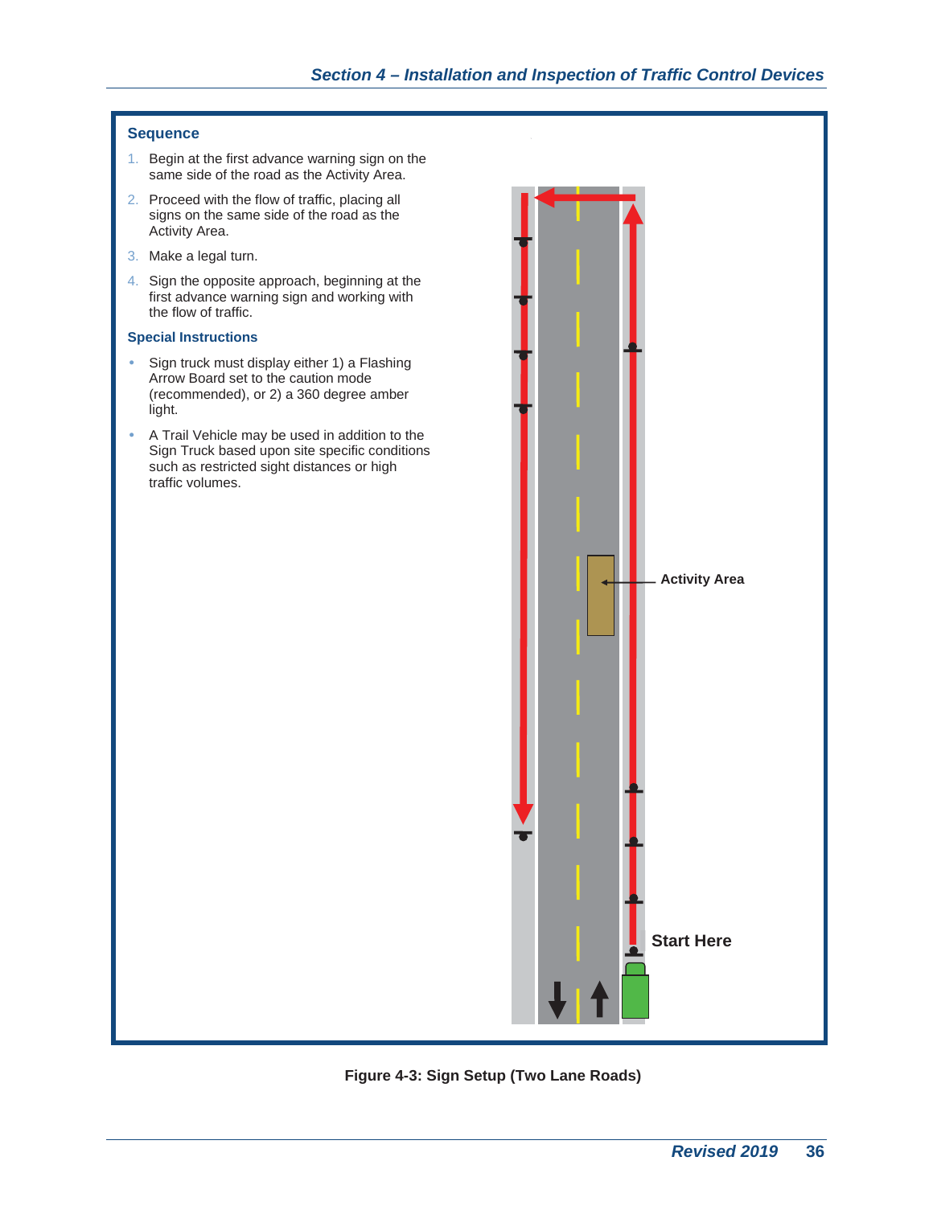### Sequence

1. Begin at the first advance warning sign on the same side of the road as the Activity Area.
2. Proceed with the flow of traffic, placing all signs on the same side of the road as the Activity Area.
3. Make a legal turn.
4. Sign the opposite approach, beginning at the first advance warning sign and working with the flow of traffic.

### Special Instructions

- Sign truck must display either 1) a Flashing Arrow Board set to the caution mode (recommended), or 2) a 360 degree amber light.
- A Trail Vehicle may be used in addition to the Sign Truck based upon site specific conditions such as restricted sight distances or high traffic volumes.

Activity Area

Start Here

**Figure 4-3: Sign Setup (Two Lane Roads)**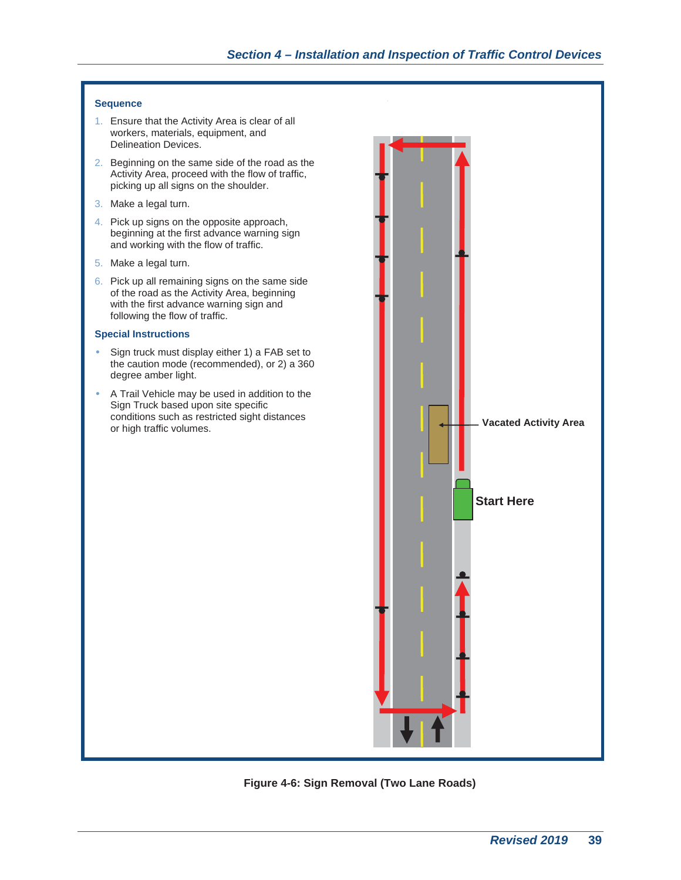### Sequence

1. Ensure that the Activity Area is clear of all workers, materials, equipment, and Delineation Devices.
2. Beginning on the same side of the road as the Activity Area, proceed with the flow of traffic, picking up all signs on the shoulder.
3. Make a legal turn.
4. Pick up signs on the opposite approach, beginning at the first advance warning sign and working with the flow of traffic.
5. Make a legal turn.
6. Pick up all remaining signs on the same side of the road as the Activity Area, beginning with the first advance warning sign and following the flow of traffic.

### Special Instructions

- Sign truck must display either 1) a FAB set to the caution mode (recommended), or 2) a 360 degree amber light.
- A Trail Vehicle may be used in addition to the Sign Truck based upon site specific conditions such as restricted sight distances or high traffic volumes.

Vacated Activity Area

Start Here

**Figure 4-6: Sign Removal (Two Lane Roads)**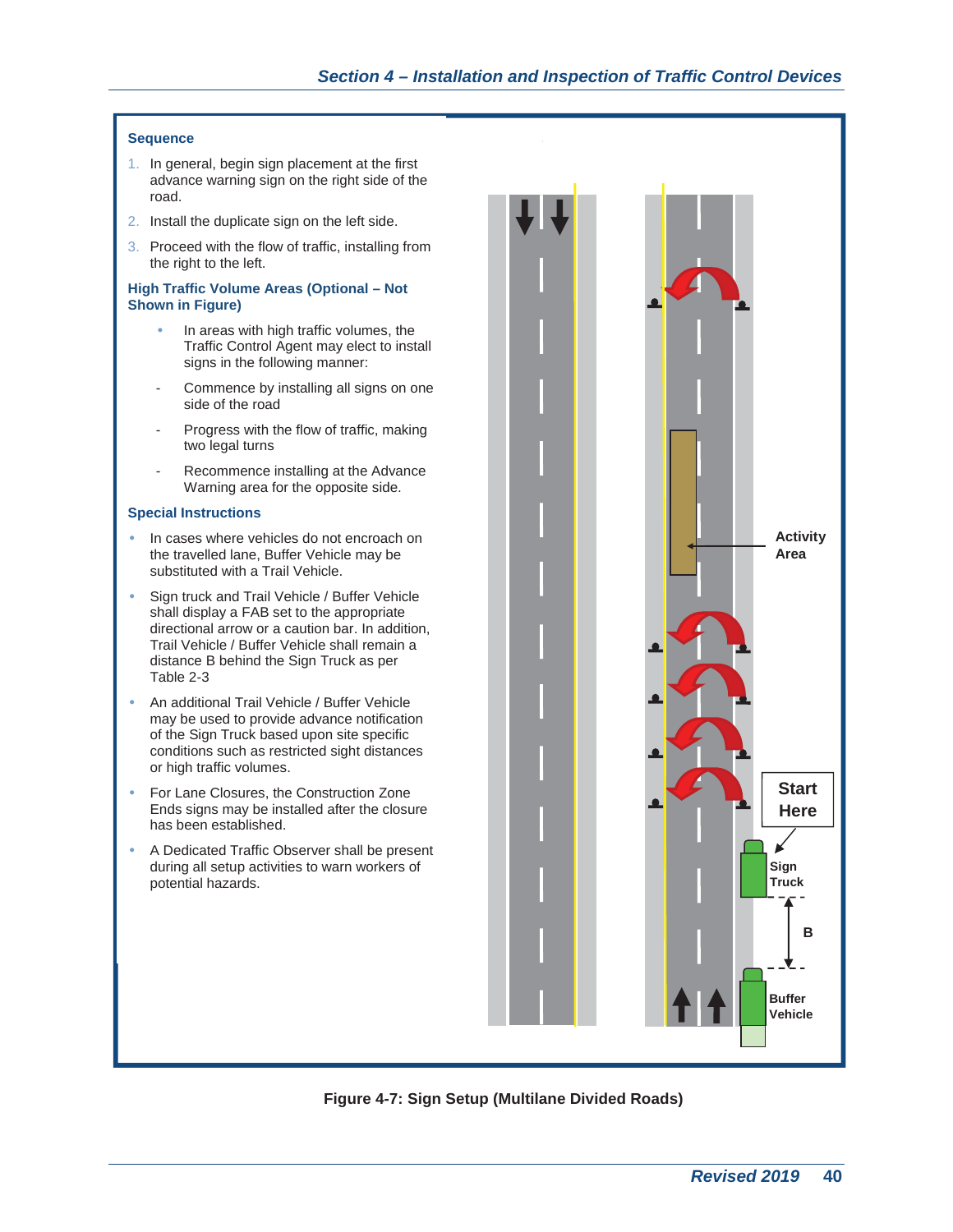### Sequence

1. In general, begin sign placement at the first advance warning sign on the right side of the road.
2. Install the duplicate sign on the left side.
3. Proceed with the flow of traffic, installing from the right to the left.

### High Traffic Volume Areas (Optional – Not Shown in Figure)

- In areas with high traffic volumes, the Traffic Control Agent may elect to install signs in the following manner:
  - Commence by installing all signs on one side of the road
  - Progress with the flow of traffic, making two legal turns
  - Recommence installing at the Advance Warning area for the opposite side.

### Special Instructions

- In cases where vehicles do not encroach on the travelled lane, Buffer Vehicle may be substituted with a Trail Vehicle.
- Sign truck and Trail Vehicle / Buffer Vehicle shall display a FAB set to the appropriate directional arrow or a caution bar. In addition, Trail Vehicle / Buffer Vehicle shall remain a distance B behind the Sign Truck as per Table 2-3
- An additional Trail Vehicle / Buffer Vehicle may be used to provide advance notification of the Sign Truck based upon site specific conditions such as restricted sight distances or high traffic volumes.
- For Lane Closures, the Construction Zone Ends signs may be installed after the closure has been established.
- A Dedicated Traffic Observer shall be present during all setup activities to warn workers of potential hazards.

Activity Area

Start Here

Sign Truck

B

Buffer Vehicle

**Figure 4-7: Sign Setup (Multilane Divided Roads)**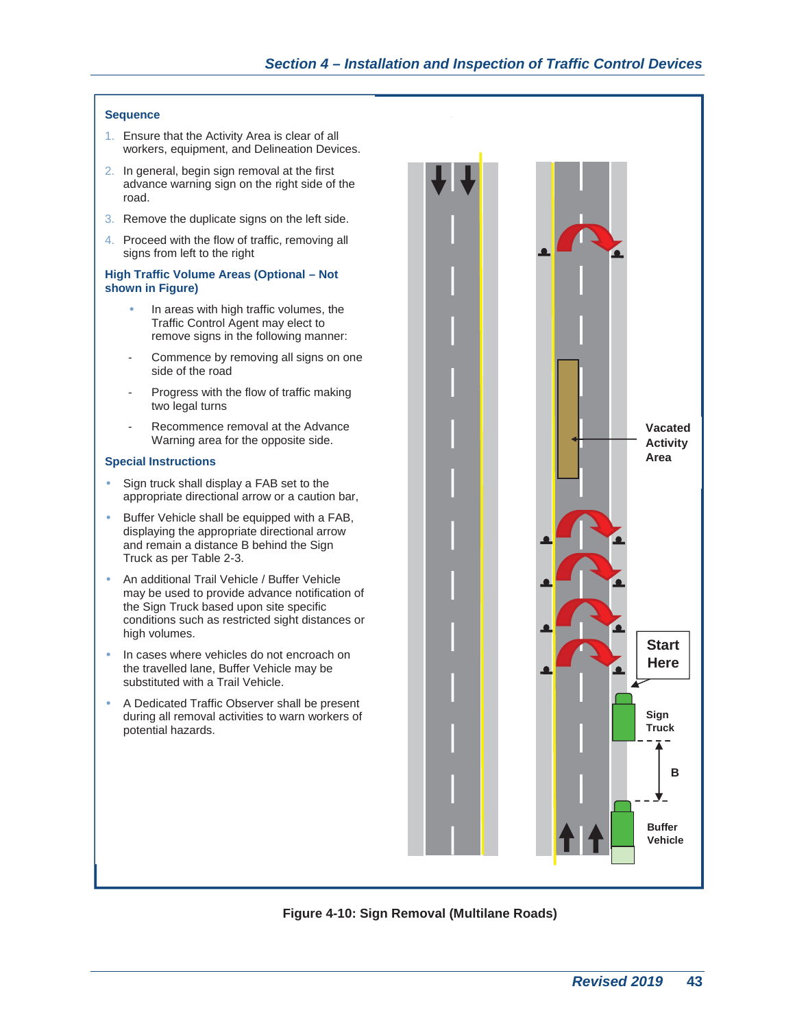### Sequence

1. Ensure that the Activity Area is clear of all workers, equipment, and Delineation Devices.
2. In general, begin sign removal at the first advance warning sign on the right side of the road.
3. Remove the duplicate signs on the left side.
4. Proceed with the flow of traffic, removing all signs from left to the right

### High Traffic Volume Areas (Optional – Not shown in Figure)

- In areas with high traffic volumes, the Traffic Control Agent may elect to remove signs in the following manner:
  - Commence by removing all signs on one side of the road
  - Progress with the flow of traffic making two legal turns
  - Recommence removal at the Advance Warning area for the opposite side.

### Special Instructions

- Sign truck shall display a FAB set to the appropriate directional arrow or a caution bar,
- Buffer Vehicle shall be equipped with a FAB, displaying the appropriate directional arrow and remain a distance B behind the Sign Truck as per Table 2-3.
- An additional Trail Vehicle / Buffer Vehicle may be used to provide advance notification of the Sign Truck based upon site specific conditions such as restricted sight distances or high volumes.
- In cases where vehicles do not encroach on the travelled lane, Buffer Vehicle may be substituted with a Trail Vehicle.
- A Dedicated Traffic Observer shall be present during all removal activities to warn workers of potential hazards.

Vacated Activity Area

Start Here

Sign Truck

B

Buffer Vehicle

**Figure 4-10: Sign Removal (Multilane Roads)**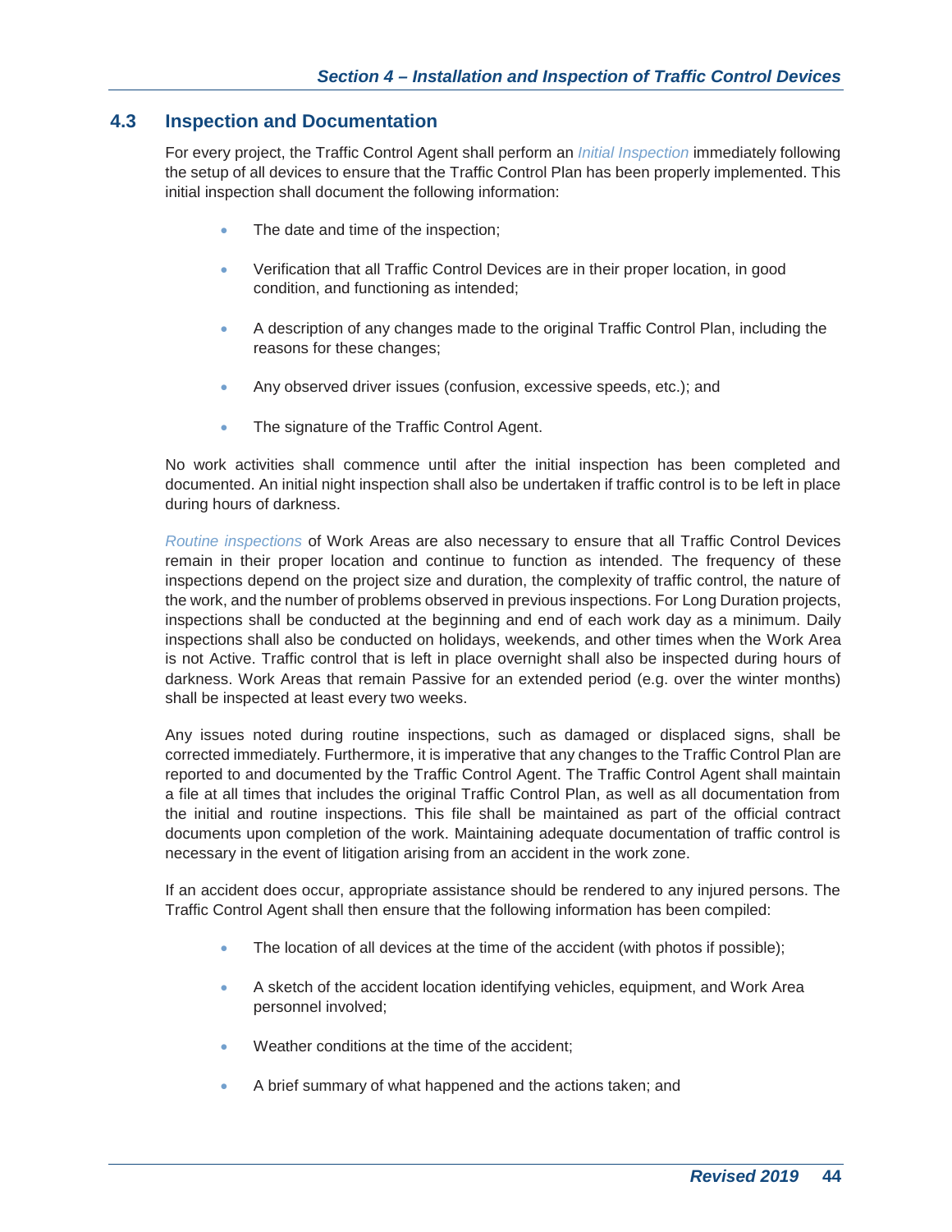## 4.3 Inspection and Documentation

For every project, the Traffic Control Agent shall perform an *Initial Inspection* immediately following the setup of all devices to ensure that the Traffic Control Plan has been properly implemented. This initial inspection shall document the following information:

- The date and time of the inspection;
- Verification that all Traffic Control Devices are in their proper location, in good condition, and functioning as intended;
- A description of any changes made to the original Traffic Control Plan, including the reasons for these changes;
- Any observed driver issues (confusion, excessive speeds, etc.); and
- The signature of the Traffic Control Agent.

No work activities shall commence until after the initial inspection has been completed and documented. An initial night inspection shall also be undertaken if traffic control is to be left in place during hours of darkness.

*Routine inspections* of Work Areas are also necessary to ensure that all Traffic Control Devices remain in their proper location and continue to function as intended. The frequency of these inspections depend on the project size and duration, the complexity of traffic control, the nature of the work, and the number of problems observed in previous inspections. For Long Duration projects, inspections shall be conducted at the beginning and end of each work day as a minimum. Daily inspections shall also be conducted on holidays, weekends, and other times when the Work Area is not Active. Traffic control that is left in place overnight shall also be inspected during hours of darkness. Work Areas that remain Passive for an extended period (e.g. over the winter months) shall be inspected at least every two weeks.

Any issues noted during routine inspections, such as damaged or displaced signs, shall be corrected immediately. Furthermore, it is imperative that any changes to the Traffic Control Plan are reported to and documented by the Traffic Control Agent. The Traffic Control Agent shall maintain a file at all times that includes the original Traffic Control Plan, as well as all documentation from the initial and routine inspections. This file shall be maintained as part of the official contract documents upon completion of the work. Maintaining adequate documentation of traffic control is necessary in the event of litigation arising from an accident in the work zone.

If an accident does occur, appropriate assistance should be rendered to any injured persons. The Traffic Control Agent shall then ensure that the following information has been compiled:

- The location of all devices at the time of the accident (with photos if possible);
- A sketch of the accident location identifying vehicles, equipment, and Work Area personnel involved;
- Weather conditions at the time of the accident;
- A brief summary of what happened and the actions taken; and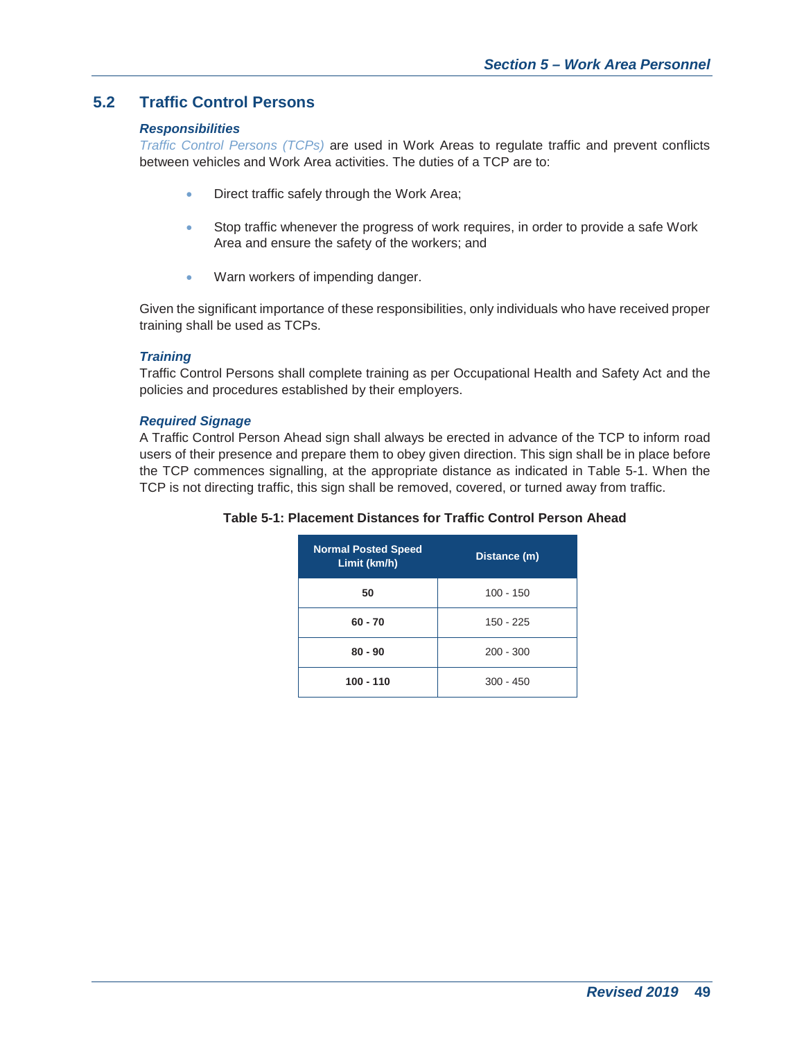## 5.2 Traffic Control Persons

### *Responsibilities*

*Traffic Control Persons (TCPs)* are used in Work Areas to regulate traffic and prevent conflicts between vehicles and Work Area activities. The duties of a TCP are to:

- Direct traffic safely through the Work Area;
- Stop traffic whenever the progress of work requires, in order to provide a safe Work Area and ensure the safety of the workers; and
- Warn workers of impending danger.

Given the significant importance of these responsibilities, only individuals who have received proper training shall be used as TCPs.

### *Training*

Traffic Control Persons shall complete training as per Occupational Health and Safety Act and the policies and procedures established by their employers.

### *Required Signage*

A Traffic Control Person Ahead sign shall always be erected in advance of the TCP to inform road users of their presence and prepare them to obey given direction. This sign shall be in place before the TCP commences signalling, at the appropriate distance as indicated in Table 5-1. When the TCP is not directing traffic, this sign shall be removed, covered, or turned away from traffic.

**Table 5-1: Placement Distances for Traffic Control Person Ahead**

| Normal Posted Speed Limit (km/h) | Distance (m) |
|---|---|
| **50** | 100 - 150 |
| **60 - 70** | 150 - 225 |
| **80 - 90** | 200 - 300 |
| **100 - 110** | 300 - 450 |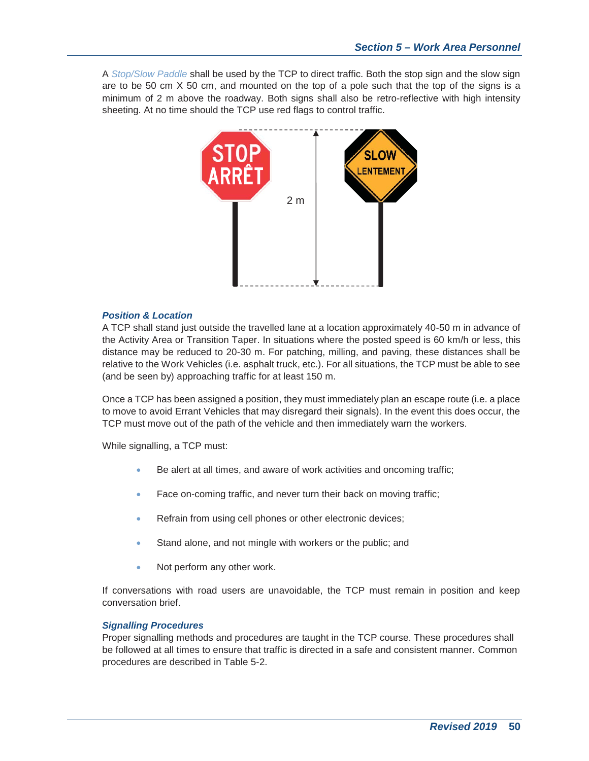A *Stop/Slow Paddle* shall be used by the TCP to direct traffic. Both the stop sign and the slow sign are to be 50 cm X 50 cm, and mounted on the top of a pole such that the top of the signs is a minimum of 2 m above the roadway. Both signs shall also be retro-reflective with high intensity sheeting. At no time should the TCP use red flags to control traffic.

### *Position & Location*

A TCP shall stand just outside the travelled lane at a location approximately 40-50 m in advance of the Activity Area or Transition Taper. In situations where the posted speed is 60 km/h or less, this distance may be reduced to 20-30 m. For patching, milling, and paving, these distances shall be relative to the Work Vehicles (i.e. asphalt truck, etc.). For all situations, the TCP must be able to see (and be seen by) approaching traffic for at least 150 m.

Once a TCP has been assigned a position, they must immediately plan an escape route (i.e. a place to move to avoid Errant Vehicles that may disregard their signals). In the event this does occur, the TCP must move out of the path of the vehicle and then immediately warn the workers.

While signalling, a TCP must:

- Be alert at all times, and aware of work activities and oncoming traffic;
- Face on-coming traffic, and never turn their back on moving traffic;
- Refrain from using cell phones or other electronic devices;
- Stand alone, and not mingle with workers or the public; and
- Not perform any other work.

If conversations with road users are unavoidable, the TCP must remain in position and keep conversation brief.

### *Signalling Procedures*

Proper signalling methods and procedures are taught in the TCP course. These procedures shall be followed at all times to ensure that traffic is directed in a safe and consistent manner. Common procedures are described in Table 5-2.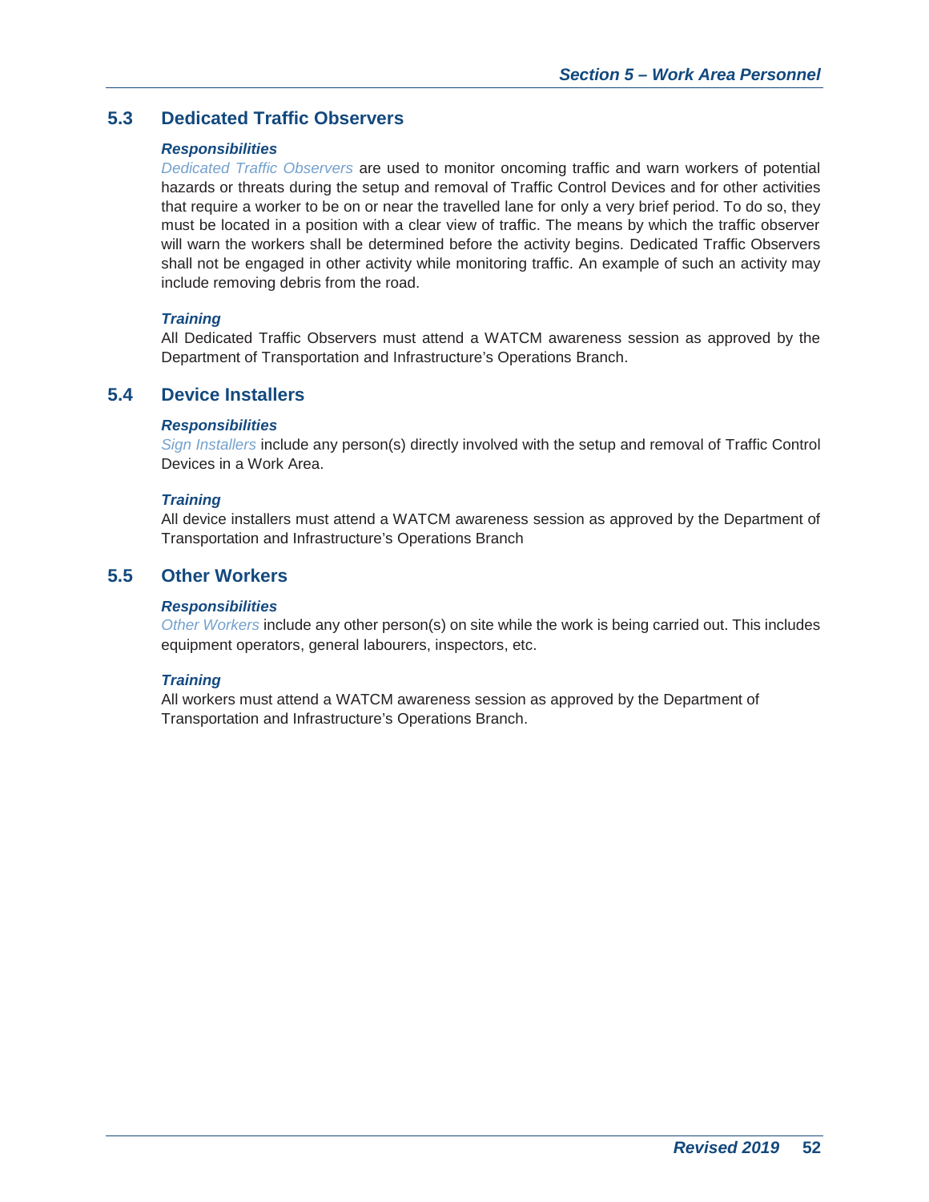## 5.3 Dedicated Traffic Observers

### *Responsibilities*

*Dedicated Traffic Observers* are used to monitor oncoming traffic and warn workers of potential hazards or threats during the setup and removal of Traffic Control Devices and for other activities that require a worker to be on or near the travelled lane for only a very brief period. To do so, they must be located in a position with a clear view of traffic. The means by which the traffic observer will warn the workers shall be determined before the activity begins. Dedicated Traffic Observers shall not be engaged in other activity while monitoring traffic. An example of such an activity may include removing debris from the road.

### *Training*

All Dedicated Traffic Observers must attend a WATCM awareness session as approved by the Department of Transportation and Infrastructure's Operations Branch.

## 5.4 Device Installers

### *Responsibilities*

*Sign Installers* include any person(s) directly involved with the setup and removal of Traffic Control Devices in a Work Area.

### *Training*

All device installers must attend a WATCM awareness session as approved by the Department of Transportation and Infrastructure's Operations Branch

## 5.5 Other Workers

### *Responsibilities*

*Other Workers* include any other person(s) on site while the work is being carried out. This includes equipment operators, general labourers, inspectors, etc.

### *Training*

All workers must attend a WATCM awareness session as approved by the Department of Transportation and Infrastructure's Operations Branch.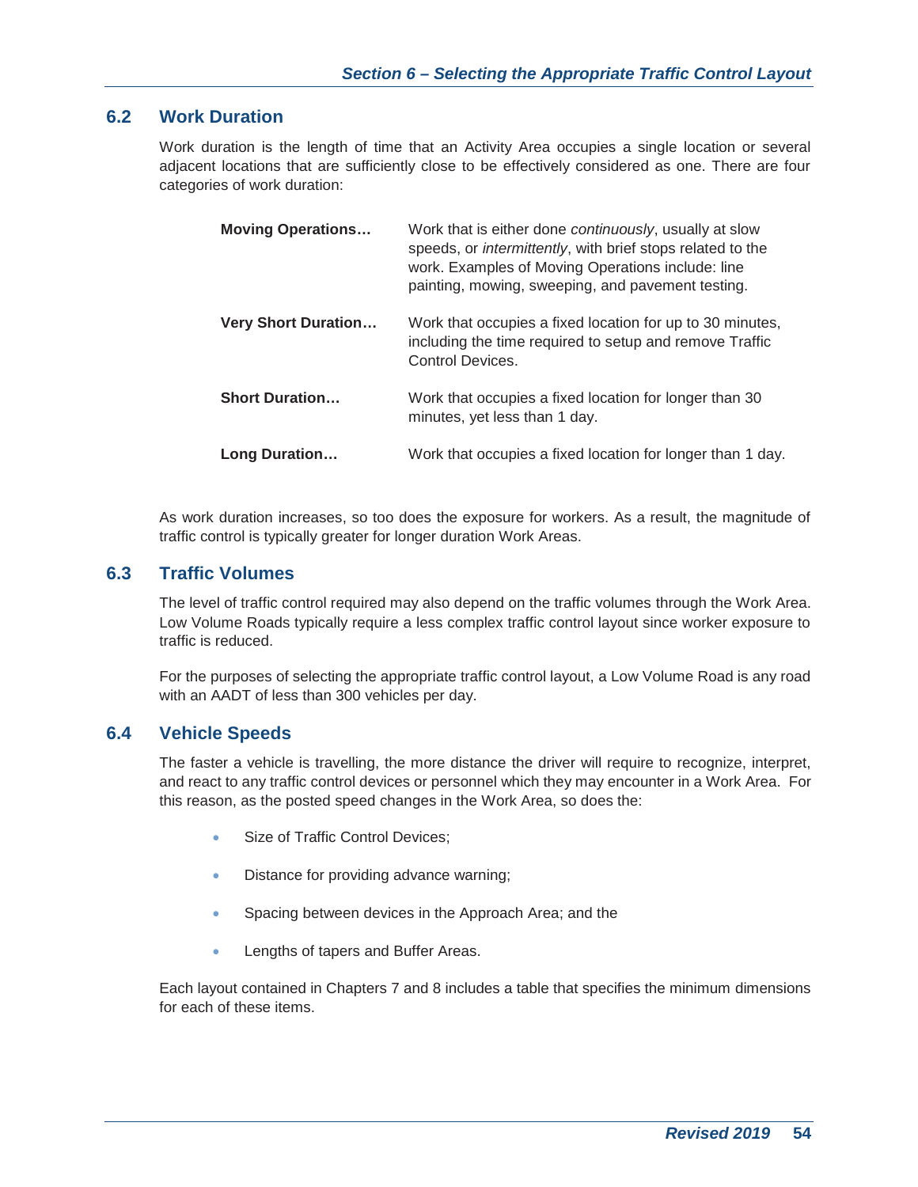## 6.2 Work Duration

Work duration is the length of time that an Activity Area occupies a single location or several adjacent locations that are sufficiently close to be effectively considered as one. There are four categories of work duration:

**Moving Operations…** Work that is either done *continuously*, usually at slow speeds, or *intermittently*, with brief stops related to the work. Examples of Moving Operations include: line painting, mowing, sweeping, and pavement testing.

**Very Short Duration…** Work that occupies a fixed location for up to 30 minutes, including the time required to setup and remove Traffic Control Devices.

**Short Duration…** Work that occupies a fixed location for longer than 30 minutes, yet less than 1 day.

**Long Duration…** Work that occupies a fixed location for longer than 1 day.

As work duration increases, so too does the exposure for workers. As a result, the magnitude of traffic control is typically greater for longer duration Work Areas.

## 6.3 Traffic Volumes

The level of traffic control required may also depend on the traffic volumes through the Work Area. Low Volume Roads typically require a less complex traffic control layout since worker exposure to traffic is reduced.

For the purposes of selecting the appropriate traffic control layout, a Low Volume Road is any road with an AADT of less than 300 vehicles per day.

## 6.4 Vehicle Speeds

The faster a vehicle is travelling, the more distance the driver will require to recognize, interpret, and react to any traffic control devices or personnel which they may encounter in a Work Area. For this reason, as the posted speed changes in the Work Area, so does the:

- Size of Traffic Control Devices;
- Distance for providing advance warning;
- Spacing between devices in the Approach Area; and the
- Lengths of tapers and Buffer Areas.

Each layout contained in Chapters 7 and 8 includes a table that specifies the minimum dimensions for each of these items.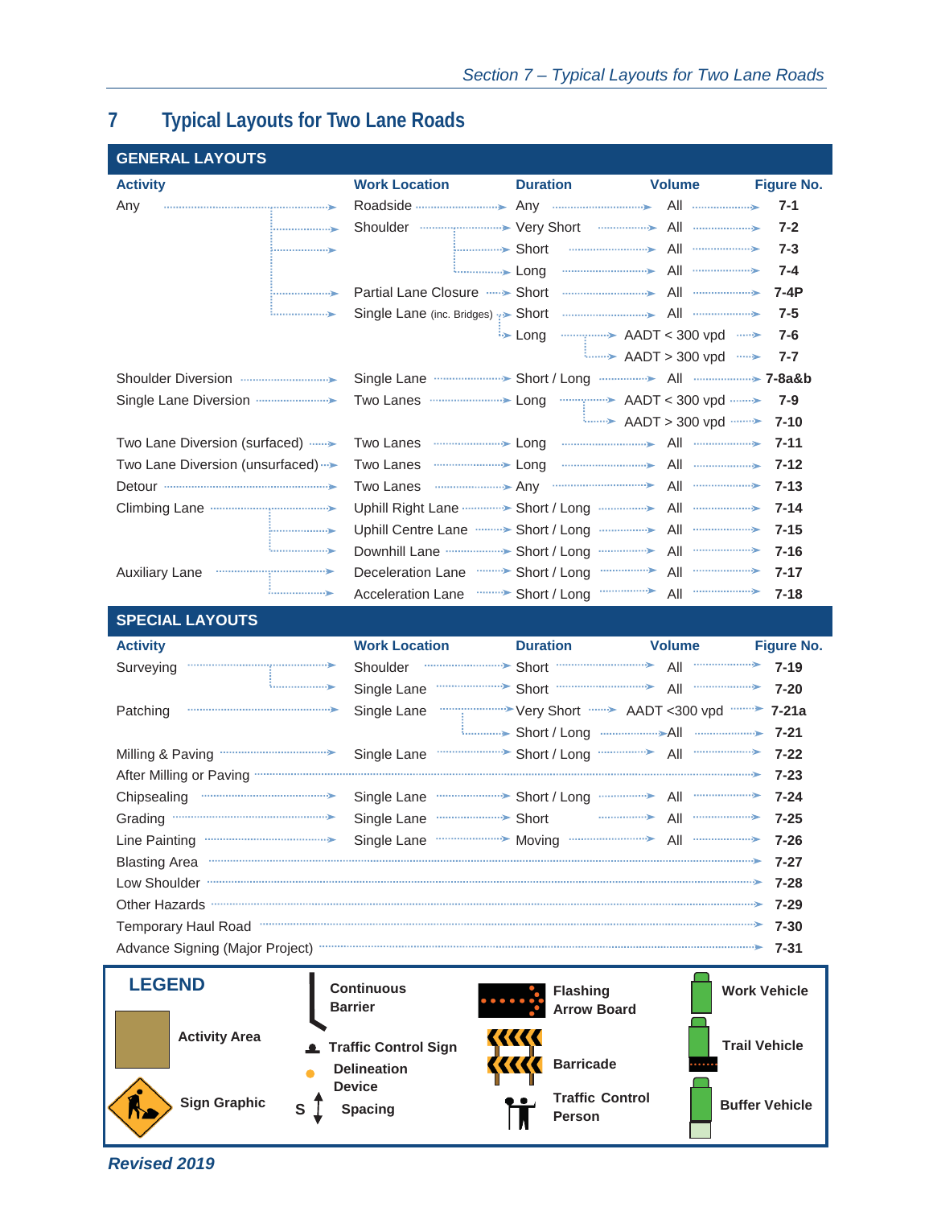# 7 Typical Layouts for Two Lane Roads

## GENERAL LAYOUTS

| Activity | Work Location | Duration | Volume | Figure No. |
|---|---|---|---|---|
| Any | Roadside | Any | All | 7-1 |
| | Shoulder | Very Short | All | 7-2 |
| | | Short | All | 7-3 |
| | | Long | All | 7-4 |
| | Partial Lane Closure | Short | All | 7-4P |
| | Single Lane (inc. Bridges) | Short | All | 7-5 |
| | | Long | AADT < 300 vpd | 7-6 |
| | | | AADT > 300 vpd | 7-7 |
| Shoulder Diversion | Single Lane | Short / Long | All | 7-8a&b |
| Single Lane Diversion | Two Lanes | Long | AADT < 300 vpd | 7-9 |
| | | | AADT > 300 vpd | 7-10 |
| Two Lane Diversion (surfaced) | Two Lanes | Long | All | 7-11 |
| Two Lane Diversion (unsurfaced) | Two Lanes | Long | All | 7-12 |
| Detour | Two Lanes | Any | All | 7-13 |
| Climbing Lane | Uphill Right Lane | Short / Long | All | 7-14 |
| | Uphill Centre Lane | Short / Long | All | 7-15 |
| | Downhill Lane | Short / Long | All | 7-16 |
| Auxiliary Lane | Deceleration Lane | Short / Long | All | 7-17 |
| | Acceleration Lane | Short / Long | All | 7-18 |

## SPECIAL LAYOUTS

| Activity | Work Location | Duration | Volume | Figure No. |
|---|---|---|---|---|
| Surveying | Shoulder | Short | All | 7-19 |
| | Single Lane | Short | All | 7-20 |
| Patching | Single Lane | Very Short | AADT <300 vpd | 7-21a |
| | | Short / Long | All | 7-21 |
| Milling & Paving | Single Lane | Short / Long | All | 7-22 |
| After Milling or Paving | | | | 7-23 |
| Chipsealing | Single Lane | Short / Long | All | 7-24 |
| Grading | Single Lane | Short | All | 7-25 |
| Line Painting | Single Lane | Moving | All | 7-26 |
| Blasting Area | | | | 7-27 |
| Low Shoulder | | | | 7-28 |
| Other Hazards | | | | 7-29 |
| Temporary Haul Road | | | | 7-30 |
| Advance Signing (Major Project) | | | | 7-31 |

## LEGEND

- Activity Area
- Sign Graphic
- Continuous Barrier
- Traffic Control Sign
- Delineation Device
- S Spacing
- Flashing Arrow Board
- Barricade
- Traffic Control Person
- Work Vehicle
- Trail Vehicle
- Buffer Vehicle

*Revised 2019*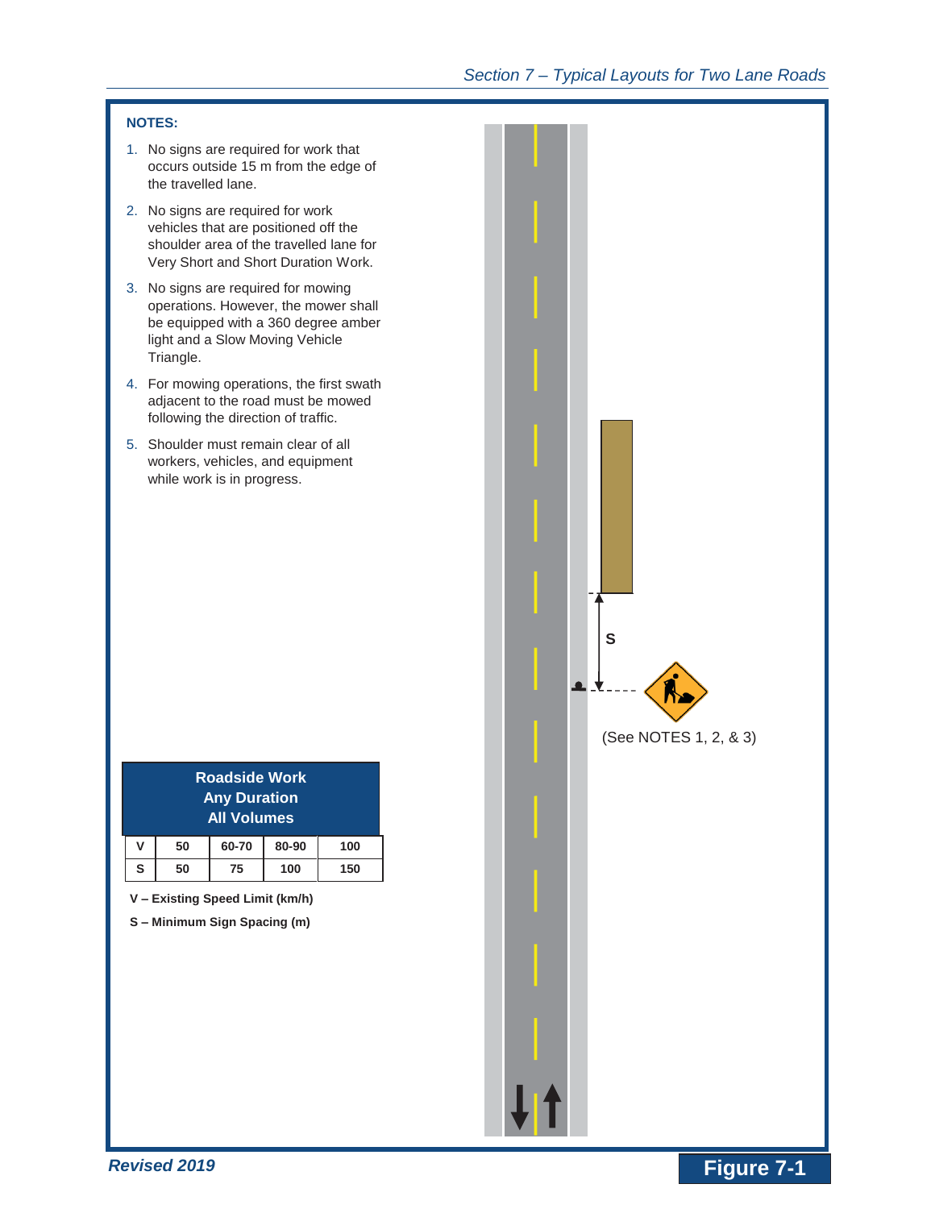**NOTES:**

1. No signs are required for work that occurs outside 15 m from the edge of the travelled lane.
2. No signs are required for work vehicles that are positioned off the shoulder area of the travelled lane for Very Short and Short Duration Work.
3. No signs are required for mowing operations. However, the mower shall be equipped with a 360 degree amber light and a Slow Moving Vehicle Triangle.
4. For mowing operations, the first swath adjacent to the road must be mowed following the direction of traffic.
5. Shoulder must remain clear of all workers, vehicles, and equipment while work is in progress.

S

(See NOTES 1, 2, & 3)

**Roadside Work**
**Any Duration**
**All Volumes**

| V | 50 | 60-70 | 80-90 | 100 |
|---|---|---|---|---|
| S | 50 | 75 | 100 | 150 |

**V – Existing Speed Limit (km/h)**

**S – Minimum Sign Spacing (m)**

**Figure 7-1**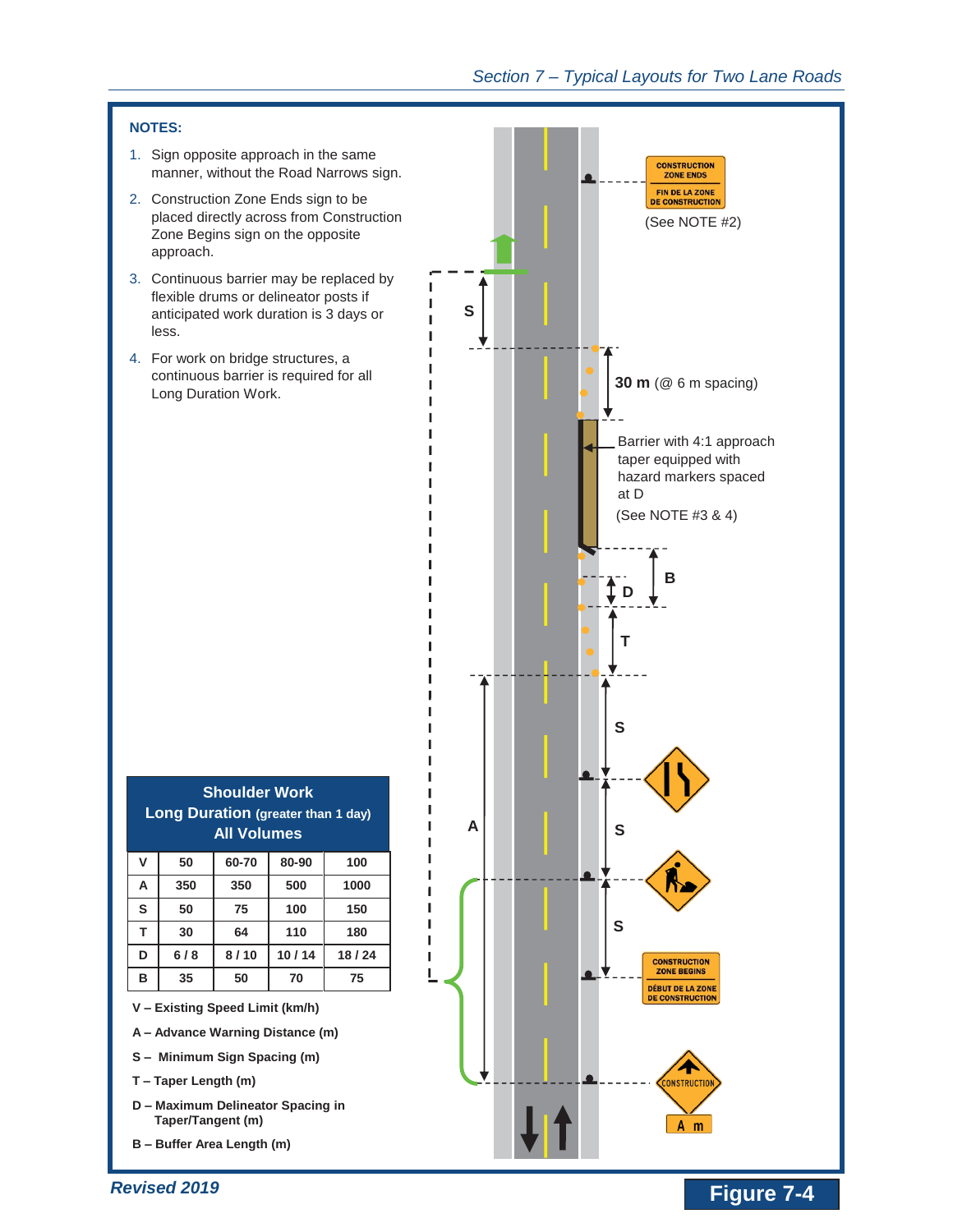## NOTES:

1. Sign opposite approach in the same manner, without the Road Narrows sign.
2. Construction Zone Ends sign to be placed directly across from Construction Zone Begins sign on the opposite approach.
3. Continuous barrier may be replaced by flexible drums or delineator posts if anticipated work duration is 3 days or less.
4. For work on bridge structures, a continuous barrier is required for all Long Duration Work.

CONSTRUCTION ZONE ENDS / FIN DE LA ZONE DE CONSTRUCTION

(See NOTE #2)

S

**30 m** (@ 6 m spacing)

Barrier with 4:1 approach taper equipped with hazard markers spaced at D

(See NOTE #3 & 4)

B

D

T

S

A

S

S

CONSTRUCTION ZONE BEGINS / DÉBUT DE LA ZONE DE CONSTRUCTION

CONSTRUCTION

A m

| **Shoulder Work Long Duration (greater than 1 day) All Volumes** | | | | |
|---|---|---|---|---|
| **V** | **50** | **60-70** | **80-90** | **100** |
| **A** | 350 | 350 | 500 | 1000 |
| **S** | 50 | 75 | 100 | 150 |
| **T** | 30 | 64 | 110 | 180 |
| **D** | 6 / 8 | 8 / 10 | 10 / 14 | 18 / 24 |
| **B** | 35 | 50 | 70 | 75 |

**V – Existing Speed Limit (km/h)**

**A – Advance Warning Distance (m)**

**S – Minimum Sign Spacing (m)**

**T – Taper Length (m)**

**D – Maximum Delineator Spacing in Taper/Tangent (m)**

**B – Buffer Area Length (m)**

***Revised 2019***

**Figure 7-4**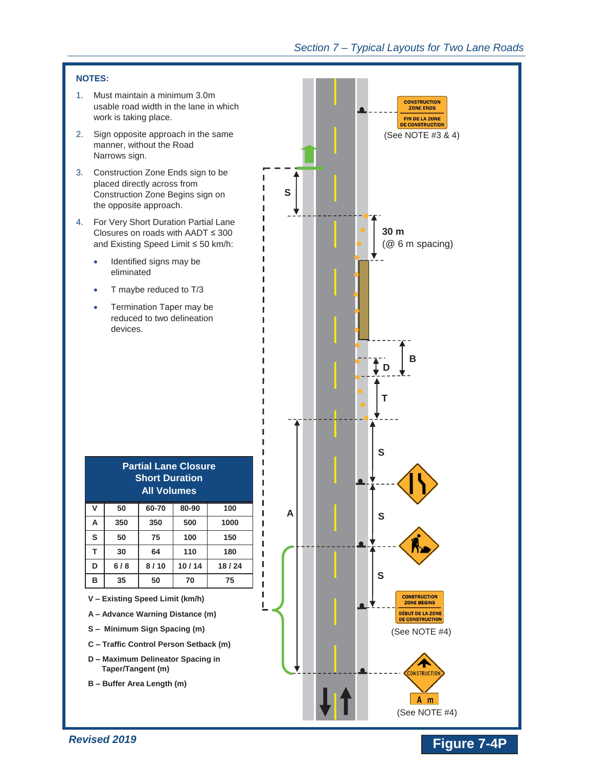**NOTES:**

1. Must maintain a minimum 3.0m usable road width in the lane in which work is taking place.
2. Sign opposite approach in the same manner, without the Road Narrows sign.
3. Construction Zone Ends sign to be placed directly across from Construction Zone Begins sign on the opposite approach.
4. For Very Short Duration Partial Lane Closures on roads with AADT ≤ 300 and Existing Speed Limit ≤ 50 km/h:
    - Identified signs may be eliminated
    - T maybe reduced to T/3
    - Termination Taper may be reduced to two delineation devices.

| Partial Lane Closure Short Duration All Volumes | | | | |
|---|---|---|---|---|
| V | 50 | 60-70 | 80-90 | 100 |
| A | 350 | 350 | 500 | 1000 |
| S | 50 | 75 | 100 | 150 |
| T | 30 | 64 | 110 | 180 |
| D | 6 / 8 | 8 / 10 | 10 / 14 | 18 / 24 |
| B | 35 | 50 | 70 | 75 |

**V – Existing Speed Limit (km/h)**

**A – Advance Warning Distance (m)**

**S – Minimum Sign Spacing (m)**

**C – Traffic Control Person Setback (m)**

**D – Maximum Delineator Spacing in Taper/Tangent (m)**

**B – Buffer Area Length (m)**

CONSTRUCTION ZONE ENDS / FIN DE LA ZONE DE CONSTRUCTION (See NOTE #3 & 4)

30 m (@ 6 m spacing)

CONSTRUCTION ZONE BEGINS / DÉBUT DE LA ZONE DE CONSTRUCTION (See NOTE #4)

CONSTRUCTION A m (See NOTE #4)

*Revised 2019*

**Figure 7-4P**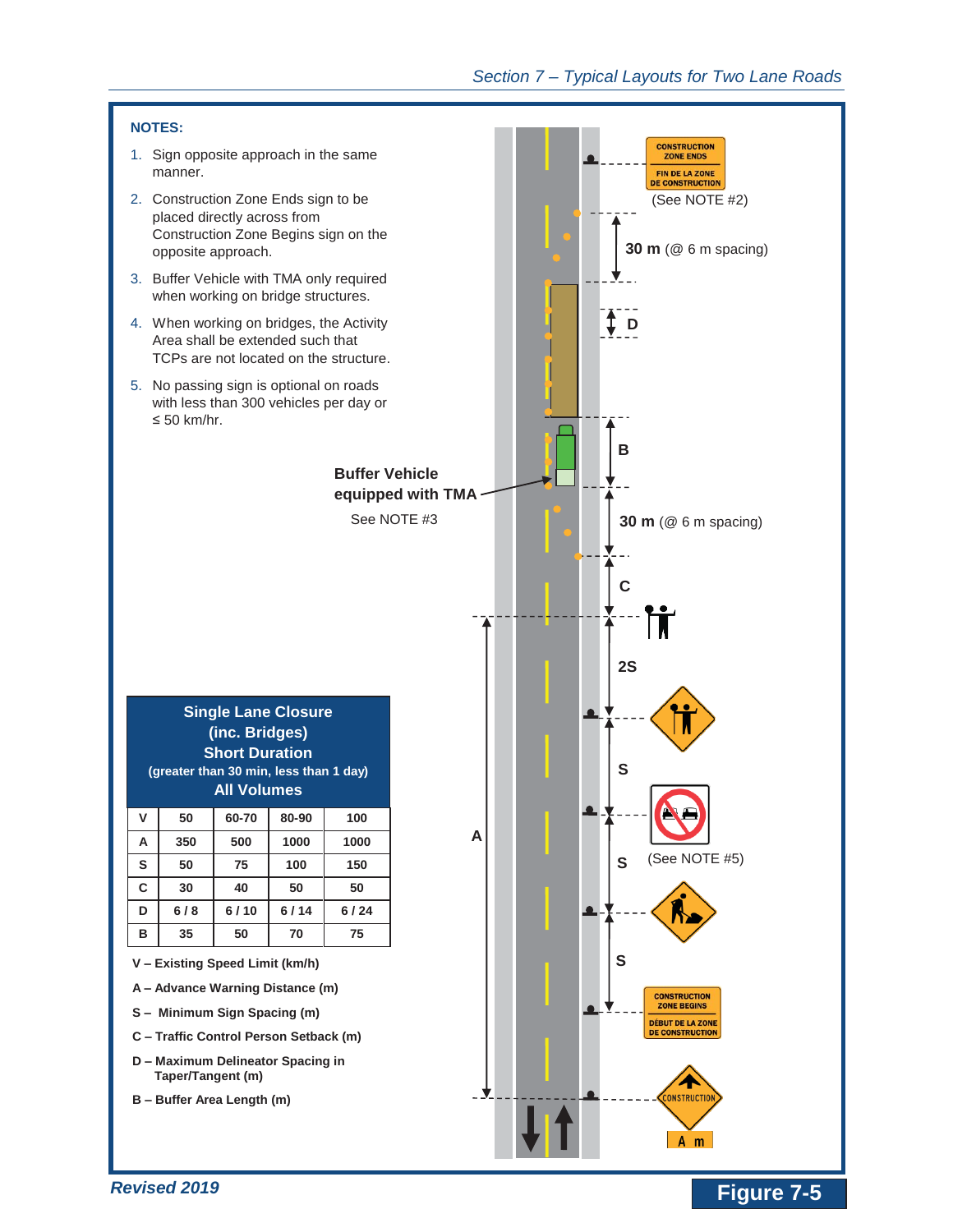**NOTES:**

1. Sign opposite approach in the same manner.
2. Construction Zone Ends sign to be placed directly across from Construction Zone Begins sign on the opposite approach.
3. Buffer Vehicle with TMA only required when working on bridge structures.
4. When working on bridges, the Activity Area shall be extended such that TCPs are not located on the structure.
5. No passing sign is optional on roads with less than 300 vehicles per day or ≤ 50 km/hr.

CONSTRUCTION ZONE ENDS / FIN DE LA ZONE DE CONSTRUCTION (See NOTE #2)

**30 m** (@ 6 m spacing)

**D**

**B**

**Buffer Vehicle equipped with TMA**
See NOTE #3

**30 m** (@ 6 m spacing)

**C**

**2S**

**S**

(See NOTE #5)

**S**

**S**

**A**

CONSTRUCTION ZONE BEGINS / DÉBUT DE LA ZONE DE CONSTRUCTION

CONSTRUCTION

A m

**Single Lane Closure (inc. Bridges) Short Duration (greater than 30 min, less than 1 day) All Volumes**

| V | 50 | 60-70 | 80-90 | 100 |
|---|---|---|---|---|
| A | 350 | 500 | 1000 | 1000 |
| S | 50 | 75 | 100 | 150 |
| C | 30 | 40 | 50 | 50 |
| D | 6 / 8 | 6 / 10 | 6 / 14 | 6 / 24 |
| B | 35 | 50 | 70 | 75 |

**V – Existing Speed Limit (km/h)**

**A – Advance Warning Distance (m)**

**S – Minimum Sign Spacing (m)**

**C – Traffic Control Person Setback (m)**

**D – Maximum Delineator Spacing in Taper/Tangent (m)**

**B – Buffer Area Length (m)**

***Revised 2019***

**Figure 7-5**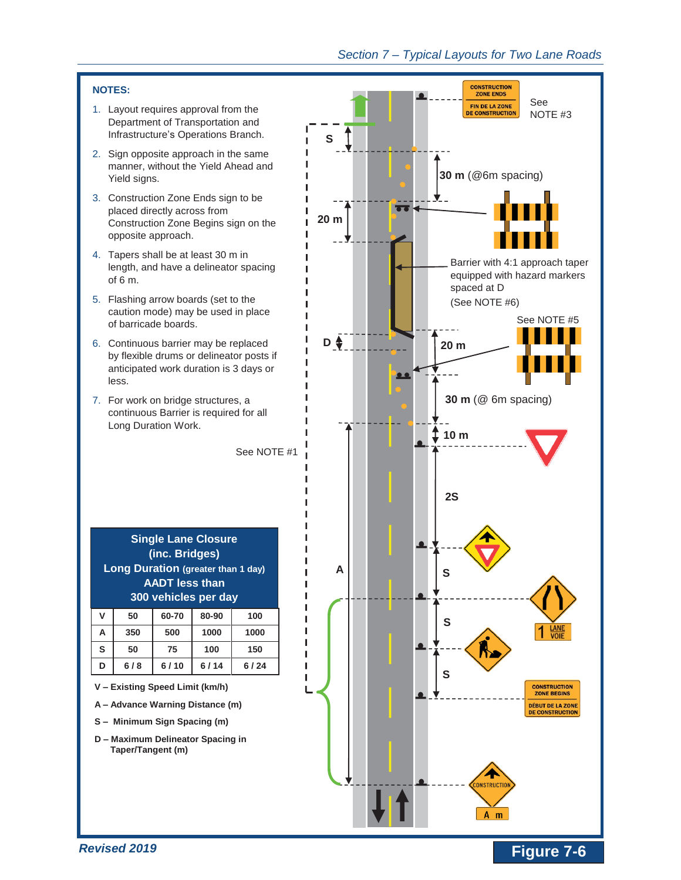**NOTES:**

1. Layout requires approval from the Department of Transportation and Infrastructure's Operations Branch.
2. Sign opposite approach in the same manner, without the Yield Ahead and Yield signs.
3. Construction Zone Ends sign to be placed directly across from Construction Zone Begins sign on the opposite approach.
4. Tapers shall be at least 30 m in length, and have a delineator spacing of 6 m.
5. Flashing arrow boards (set to the caution mode) may be used in place of barricade boards.
6. Continuous barrier may be replaced by flexible drums or delineator posts if anticipated work duration is 3 days or less.
7. For work on bridge structures, a continuous Barrier is required for all Long Duration Work.

See NOTE #1

**Single Lane Closure (inc. Bridges)**
**Long Duration (greater than 1 day)**
**AADT less than 300 vehicles per day**

| V | 50 | 60-70 | 80-90 | 100 |
|---|---|---|---|---|
| A | 350 | 500 | 1000 | 1000 |
| S | 50 | 75 | 100 | 150 |
| D | 6 / 8 | 6 / 10 | 6 / 14 | 6 / 24 |

**V – Existing Speed Limit (km/h)**

**A – Advance Warning Distance (m)**

**S – Minimum Sign Spacing (m)**

**D – Maximum Delineator Spacing in Taper/Tangent (m)**

CONSTRUCTION ZONE ENDS / FIN DE LA ZONE DE CONSTRUCTION — See NOTE #3

S

30 m (@6m spacing)

20 m

Barrier with 4:1 approach taper equipped with hazard markers spaced at D (See NOTE #6)

See NOTE #5

D

20 m

30 m (@ 6m spacing)

10 m

2S

A

S

1 LANE VOIE

S

S

CONSTRUCTION ZONE BEGINS / DÉBUT DE LA ZONE DE CONSTRUCTION

CONSTRUCTION

A m

*Revised 2019*

**Figure 7-6**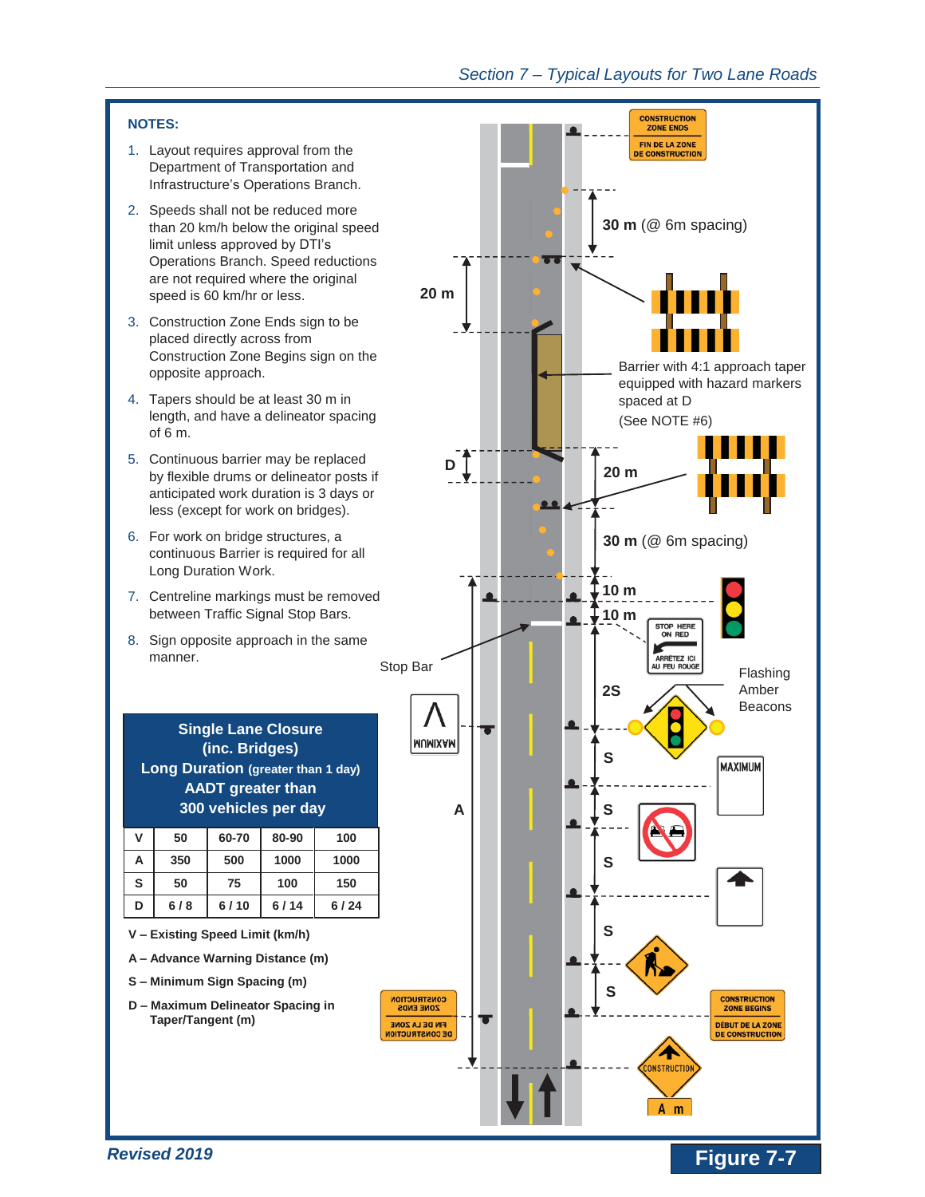**NOTES:**

1. Layout requires approval from the Department of Transportation and Infrastructure's Operations Branch.
2. Speeds shall not be reduced more than 20 km/h below the original speed limit unless approved by DTI's Operations Branch. Speed reductions are not required where the original speed is 60 km/hr or less.
3. Construction Zone Ends sign to be placed directly across from Construction Zone Begins sign on the opposite approach.
4. Tapers should be at least 30 m in length, and have a delineator spacing of 6 m.
5. Continuous barrier may be replaced by flexible drums or delineator posts if anticipated work duration is 3 days or less (except for work on bridges).
6. For work on bridge structures, a continuous Barrier is required for all Long Duration Work.
7. Centreline markings must be removed between Traffic Signal Stop Bars.
8. Sign opposite approach in the same manner.

**Single Lane Closure (inc. Bridges) Long Duration (greater than 1 day) AADT greater than 300 vehicles per day**

| V | 50 | 60-70 | 80-90 | 100 |
|---|---|---|---|---|
| A | 350 | 500 | 1000 | 1000 |
| S | 50 | 75 | 100 | 150 |
| D | 6 / 8 | 6 / 10 | 6 / 14 | 6 / 24 |

**V – Existing Speed Limit (km/h)**

**A – Advance Warning Distance (m)**

**S – Minimum Sign Spacing (m)**

**D – Maximum Delineator Spacing in Taper/Tangent (m)**

CONSTRUCTION ZONE ENDS / FIN DE LA ZONE DE CONSTRUCTION

30 m (@ 6m spacing)

20 m

Barrier with 4:1 approach taper equipped with hazard markers spaced at D (See NOTE #6)

D

20 m

30 m (@ 6m spacing)

10 m

10 m

STOP HERE ON RED / ARRÊTEZ ICI AU FEU ROUGE

Stop Bar

2S

Flashing Amber Beacons

S

MAXIMUM

A

S

S

S

S

CONSTRUCTION ZONE BEGINS / DÉBUT DE LA ZONE DE CONSTRUCTION

CONSTRUCTION

A m

Figure 7-7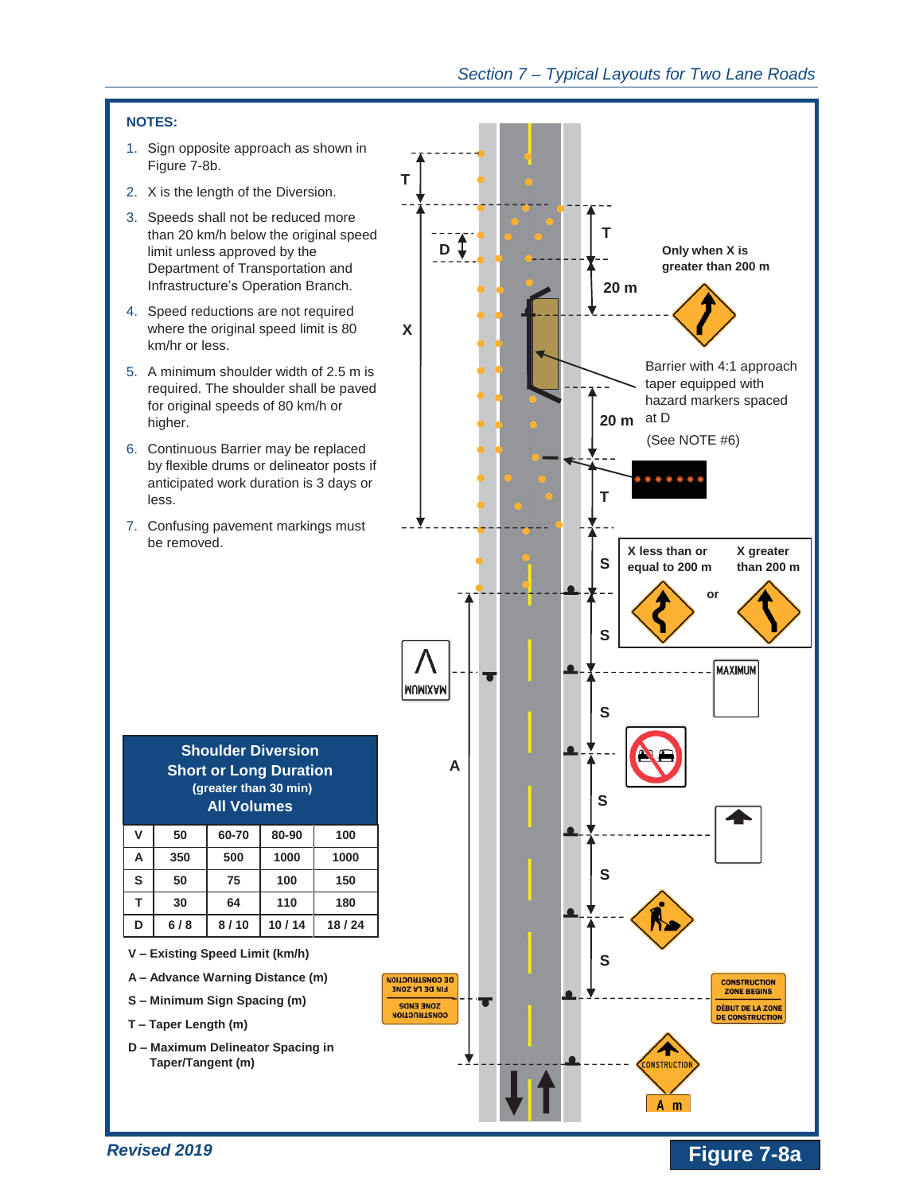**NOTES:**

1. Sign opposite approach as shown in Figure 7-8b.
2. X is the length of the Diversion.
3. Speeds shall not be reduced more than 20 km/h below the original speed limit unless approved by the Department of Transportation and Infrastructure's Operation Branch.
4. Speed reductions are not required where the original speed limit is 80 km/hr or less.
5. A minimum shoulder width of 2.5 m is required. The shoulder shall be paved for original speeds of 80 km/h or higher.
6. Continuous Barrier may be replaced by flexible drums or delineator posts if anticipated work duration is 3 days or less.
7. Confusing pavement markings must be removed.

T

D

X

T

20 m

Only when X is greater than 200 m

Barrier with 4:1 approach taper equipped with hazard markers spaced at D

20 m

(See NOTE #6)

T

S

X less than or equal to 200 m

or

X greater than 200 m

S

MAXIMUM

S

A

S

S

S

CONSTRUCTION ZONE BEGINS

DÉBUT DE LA ZONE DE CONSTRUCTION

CONSTRUCTION

A m

**Shoulder Diversion**
**Short or Long Duration**
**(greater than 30 min)**
**All Volumes**

| V | 50 | 60-70 | 80-90 | 100 |
|---|---|---|---|---|
| A | 350 | 500 | 1000 | 1000 |
| S | 50 | 75 | 100 | 150 |
| T | 30 | 64 | 110 | 180 |
| D | 6 / 8 | 8 / 10 | 10 / 14 | 18 / 24 |

**V – Existing Speed Limit (km/h)**

**A – Advance Warning Distance (m)**

**S – Minimum Sign Spacing (m)**

**T – Taper Length (m)**

**D – Maximum Delineator Spacing in Taper/Tangent (m)**

*Revised 2019*

**Figure 7-8a**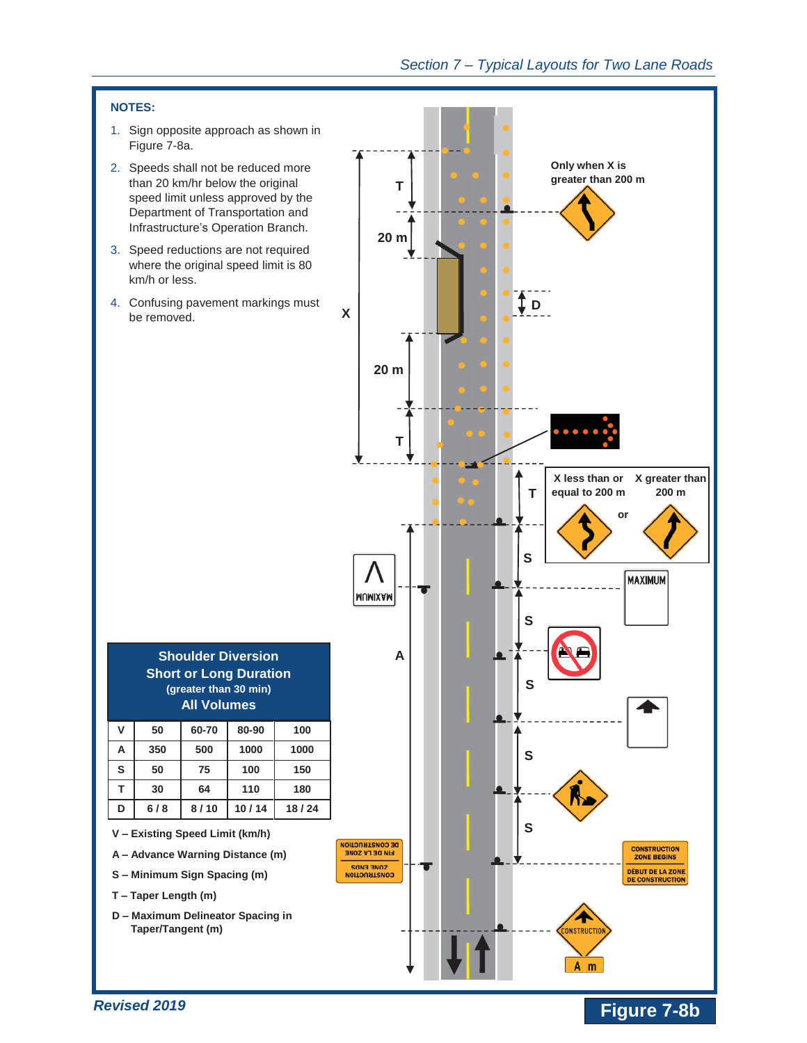**NOTES:**

1. Sign opposite approach as shown in Figure 7-8a.
2. Speeds shall not be reduced more than 20 km/hr below the original speed limit unless approved by the Department of Transportation and Infrastructure's Operation Branch.
3. Speed reductions are not required where the original speed limit is 80 km/h or less.
4. Confusing pavement markings must be removed.

**Shoulder Diversion**
**Short or Long Duration**
**(greater than 30 min)**
**All Volumes**

| V | 50 | 60-70 | 80-90 | 100 |
|---|---|---|---|---|
| A | 350 | 500 | 1000 | 1000 |
| S | 50 | 75 | 100 | 150 |
| T | 30 | 64 | 110 | 180 |
| D | 6 / 8 | 8 / 10 | 10 / 14 | 18 / 24 |

**V – Existing Speed Limit (km/h)**

**A – Advance Warning Distance (m)**

**S – Minimum Sign Spacing (m)**

**T – Taper Length (m)**

**D – Maximum Delineator Spacing in Taper/Tangent (m)**

Only when X is greater than 200 m

X less than or equal to 200 m or X greater than 200 m

T, 20 m, X, D, 20 m, T, S, A

MAXIMUM

CONSTRUCTION ZONE BEGINS / DÉBUT DE LA ZONE DE CONSTRUCTION

CONSTRUCTION

A m

*Revised 2019*

**Figure 7-8b**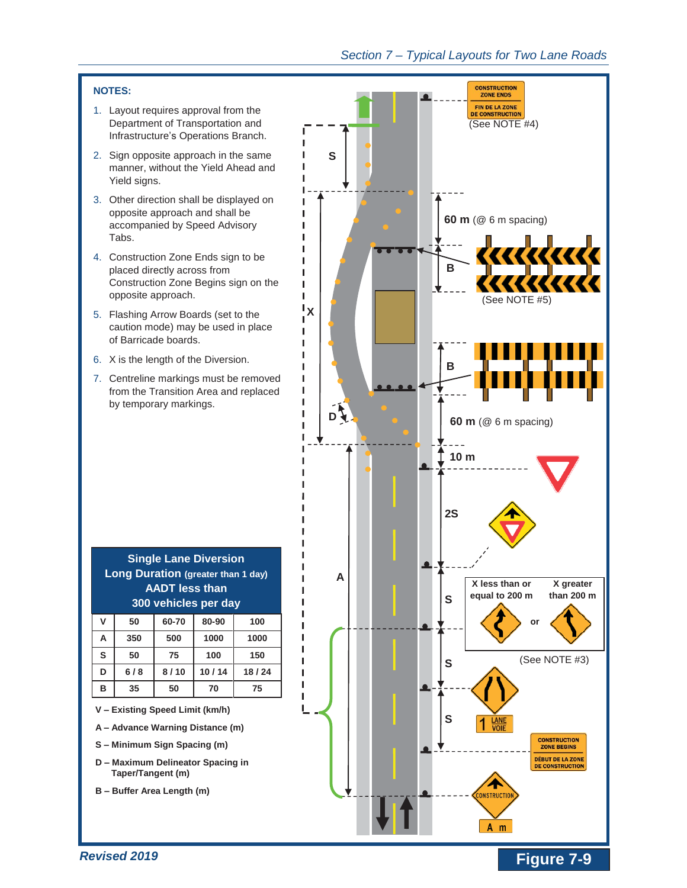**NOTES:**

1. Layout requires approval from the Department of Transportation and Infrastructure's Operations Branch.
2. Sign opposite approach in the same manner, without the Yield Ahead and Yield signs.
3. Other direction shall be displayed on opposite approach and shall be accompanied by Speed Advisory Tabs.
4. Construction Zone Ends sign to be placed directly across from Construction Zone Begins sign on the opposite approach.
5. Flashing Arrow Boards (set to the caution mode) may be used in place of Barricade boards.
6. X is the length of the Diversion.
7. Centreline markings must be removed from the Transition Area and replaced by temporary markings.

CONSTRUCTION ZONE ENDS / FIN DE LA ZONE DE CONSTRUCTION (See NOTE #4)

S

60 m (@ 6 m spacing)

B

(See NOTE #5)

X

B

D

60 m (@ 6 m spacing)

10 m

2S

A

S

X less than or equal to 200 m — or — X greater than 200 m

S

(See NOTE #3)

1 LANE VOIE

S

CONSTRUCTION ZONE BEGINS / DÉBUT DE LA ZONE DE CONSTRUCTION

CONSTRUCTION

A m

**Single Lane Diversion**
**Long Duration (greater than 1 day)**
**AADT less than**
**300 vehicles per day**

| V | 50 | 60-70 | 80-90 | 100 |
|---|---|---|---|---|
| A | 350 | 500 | 1000 | 1000 |
| S | 50 | 75 | 100 | 150 |
| D | 6 / 8 | 8 / 10 | 10 / 14 | 18 / 24 |
| B | 35 | 50 | 70 | 75 |

**V – Existing Speed Limit (km/h)**

**A – Advance Warning Distance (m)**

**S – Minimum Sign Spacing (m)**

**D – Maximum Delineator Spacing in Taper/Tangent (m)**

**B – Buffer Area Length (m)**

*Revised 2019*

**Figure 7-9**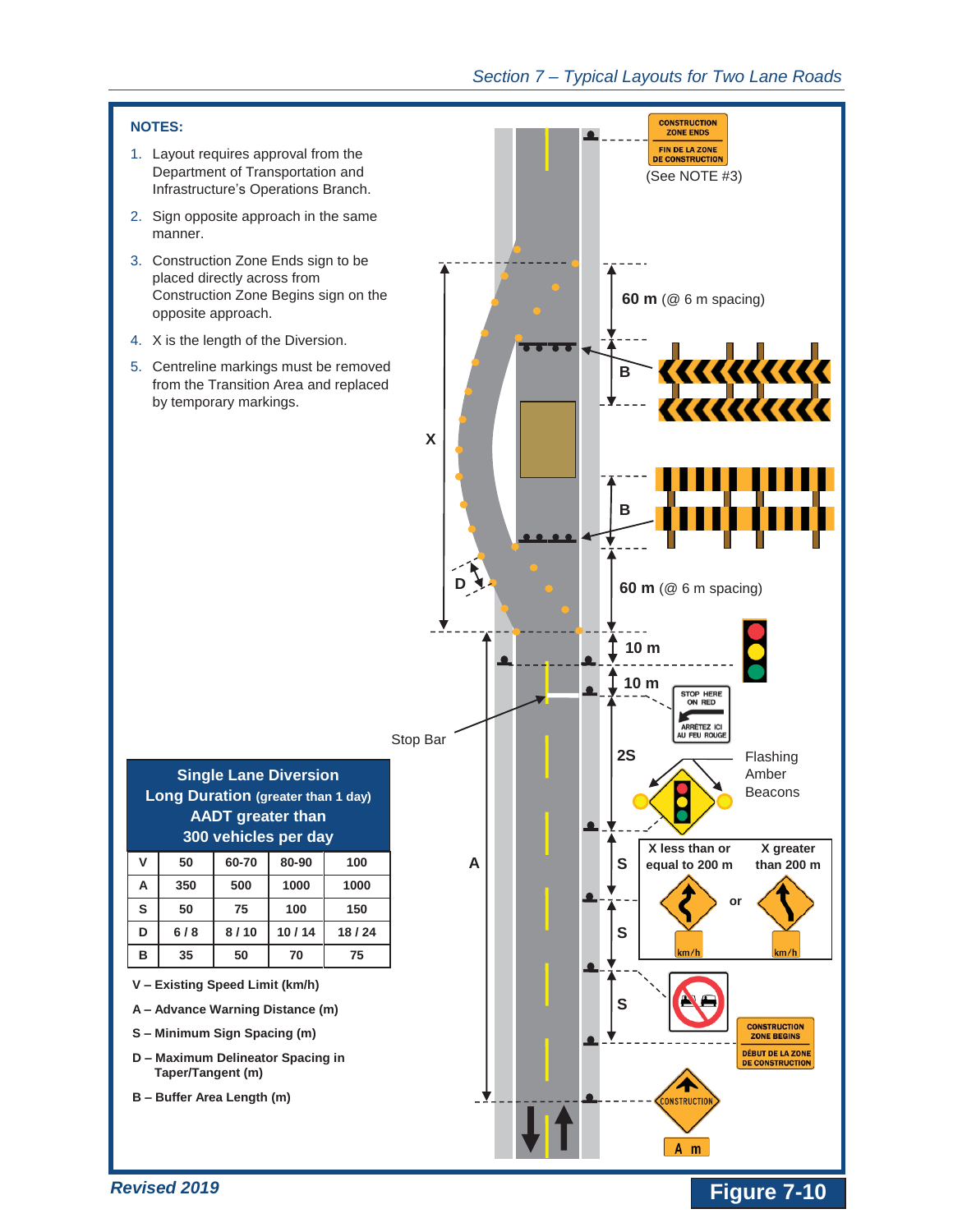**NOTES:**

1. Layout requires approval from the Department of Transportation and Infrastructure's Operations Branch.
2. Sign opposite approach in the same manner.
3. Construction Zone Ends sign to be placed directly across from Construction Zone Begins sign on the opposite approach.
4. X is the length of the Diversion.
5. Centreline markings must be removed from the Transition Area and replaced by temporary markings.

CONSTRUCTION ZONE ENDS
FIN DE LA ZONE DE CONSTRUCTION
(See NOTE #3)

60 m (@ 6 m spacing)

B

X

B

D

60 m (@ 6 m spacing)

10 m

10 m

STOP HERE ON RED
ARRÊTEZ ICI AU FEU ROUGE

Stop Bar

2S

Flashing Amber Beacons

A

S

X less than or equal to 200 m — or — X greater than 200 m

km/h

S

S

CONSTRUCTION ZONE BEGINS
DÉBUT DE LA ZONE DE CONSTRUCTION

CONSTRUCTION

A m

**Single Lane Diversion**
**Long Duration (greater than 1 day)**
**AADT greater than 300 vehicles per day**

| V | 50 | 60-70 | 80-90 | 100 |
|---|---|---|---|---|
| A | 350 | 500 | 1000 | 1000 |
| S | 50 | 75 | 100 | 150 |
| D | 6 / 8 | 8 / 10 | 10 / 14 | 18 / 24 |
| B | 35 | 50 | 70 | 75 |

**V – Existing Speed Limit (km/h)**

**A – Advance Warning Distance (m)**

**S – Minimum Sign Spacing (m)**

**D – Maximum Delineator Spacing in Taper/Tangent (m)**

**B – Buffer Area Length (m)**

**Figure 7-10**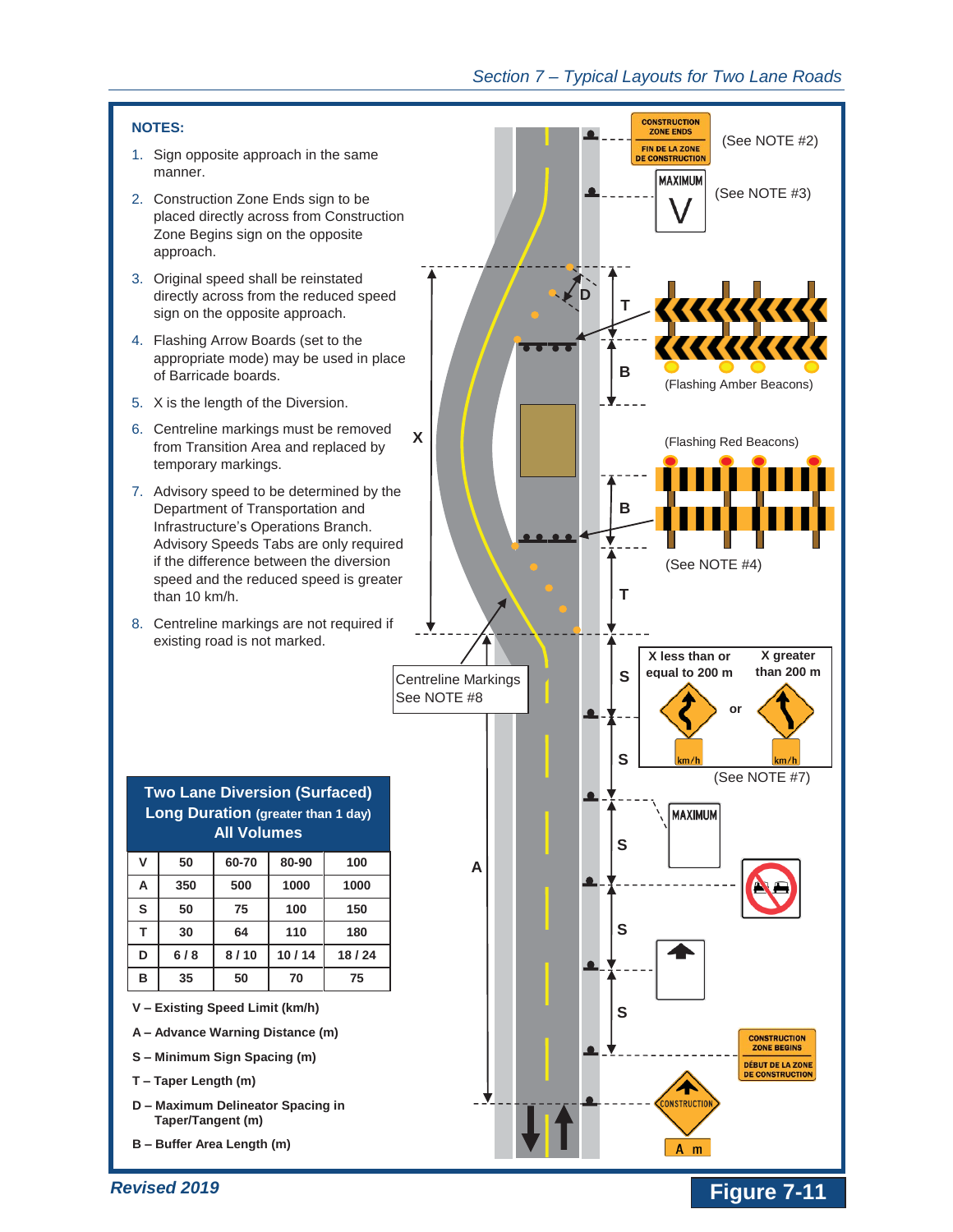## NOTES:

1. Sign opposite approach in the same manner.
2. Construction Zone Ends sign to be placed directly across from Construction Zone Begins sign on the opposite approach.
3. Original speed shall be reinstated directly across from the reduced speed sign on the opposite approach.
4. Flashing Arrow Boards (set to the appropriate mode) may be used in place of Barricade boards.
5. X is the length of the Diversion.
6. Centreline markings must be removed from Transition Area and replaced by temporary markings.
7. Advisory speed to be determined by the Department of Transportation and Infrastructure's Operations Branch. Advisory Speeds Tabs are only required if the difference between the diversion speed and the reduced speed is greater than 10 km/h.
8. Centreline markings are not required if existing road is not marked.

CONSTRUCTION ZONE ENDS / FIN DE LA ZONE DE CONSTRUCTION (See NOTE #2)

MAXIMUM V (See NOTE #3)

(Flashing Amber Beacons)

(Flashing Red Beacons)

(See NOTE #4)

X less than or equal to 200 m or X greater than 200 m

km/h

(See NOTE #7)

Centreline Markings See NOTE #8

MAXIMUM

CONSTRUCTION ZONE BEGINS / DÉBUT DE LA ZONE DE CONSTRUCTION

CONSTRUCTION

A m

| Two Lane Diversion (Surfaced) Long Duration (greater than 1 day) All Volumes | | | | |
|---|---|---|---|---|
| V | 50 | 60-70 | 80-90 | 100 |
| A | 350 | 500 | 1000 | 1000 |
| S | 50 | 75 | 100 | 150 |
| T | 30 | 64 | 110 | 180 |
| D | 6 / 8 | 8 / 10 | 10 / 14 | 18 / 24 |
| B | 35 | 50 | 70 | 75 |

**V – Existing Speed Limit (km/h)**

**A – Advance Warning Distance (m)**

**S – Minimum Sign Spacing (m)**

**T – Taper Length (m)**

**D – Maximum Delineator Spacing in Taper/Tangent (m)**

**B – Buffer Area Length (m)**

*Revised 2019*

**Figure 7-11**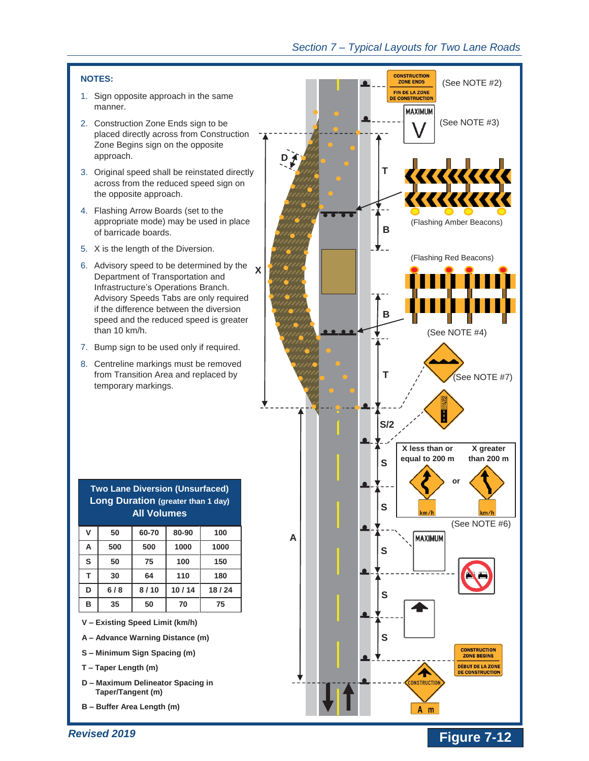**NOTES:**

1. Sign opposite approach in the same manner.
2. Construction Zone Ends sign to be placed directly across from Construction Zone Begins sign on the opposite approach.
3. Original speed shall be reinstated directly across from the reduced speed sign on the opposite approach.
4. Flashing Arrow Boards (set to the appropriate mode) may be used in place of barricade boards.
5. X is the length of the Diversion.
6. Advisory speed to be determined by the Department of Transportation and Infrastructure's Operations Branch. Advisory Speeds Tabs are only required if the difference between the diversion speed and the reduced speed is greater than 10 km/h.
7. Bump sign to be used only if required.
8. Centreline markings must be removed from Transition Area and replaced by temporary markings.

CONSTRUCTION ZONE ENDS / FIN DE LA ZONE DE CONSTRUCTION (See NOTE #2)

MAXIMUM V (See NOTE #3)

(Flashing Amber Beacons)

(Flashing Red Beacons)

(See NOTE #4)

(See NOTE #7)

X less than or equal to 200 m or X greater than 200 m

(See NOTE #6)

MAXIMUM

CONSTRUCTION ZONE BEGINS / DÉBUT DE LA ZONE DE CONSTRUCTION

CONSTRUCTION

A m

**Two Lane Diversion (Unsurfaced)**
**Long Duration (greater than 1 day)**
**All Volumes**

| V | 50 | 60-70 | 80-90 | 100 |
|---|---|---|---|---|
| A | 500 | 500 | 1000 | 1000 |
| S | 50 | 75 | 100 | 150 |
| T | 30 | 64 | 110 | 180 |
| D | 6 / 8 | 8 / 10 | 10 / 14 | 18 / 24 |
| B | 35 | 50 | 70 | 75 |

**V – Existing Speed Limit (km/h)**
**A – Advance Warning Distance (m)**
**S – Minimum Sign Spacing (m)**
**T – Taper Length (m)**
**D – Maximum Delineator Spacing in Taper/Tangent (m)**
**B – Buffer Area Length (m)**

**Figure 7-12**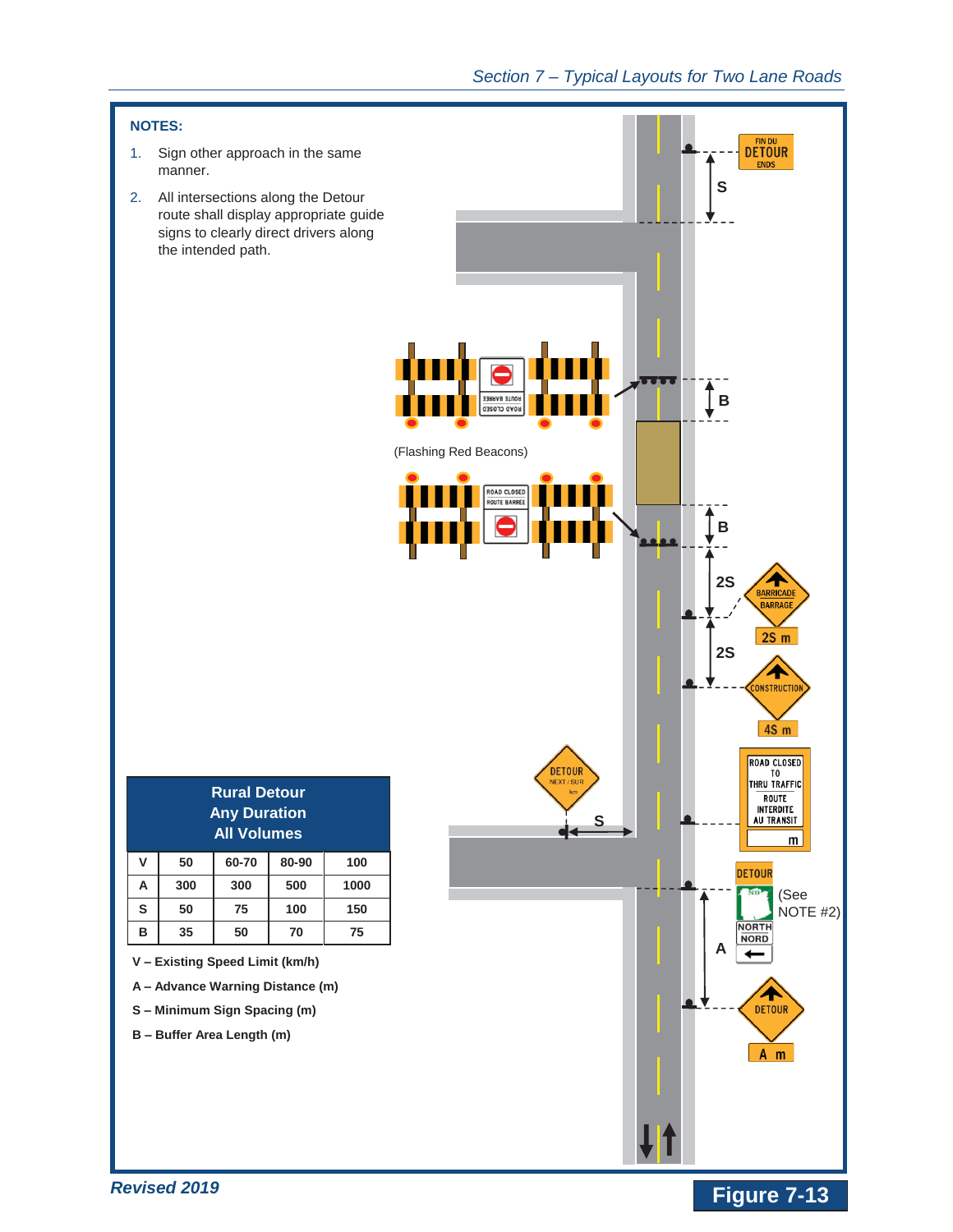**NOTES:**

1. Sign other approach in the same manner.
2. All intersections along the Detour route shall display appropriate guide signs to clearly direct drivers along the intended path.

(Flashing Red Beacons)

(See NOTE #2)

| Rural Detour<br>Any Duration<br>All Volumes | | | | |
|---|---|---|---|---|
| V | 50 | 60-70 | 80-90 | 100 |
| A | 300 | 300 | 500 | 1000 |
| S | 50 | 75 | 100 | 150 |
| B | 35 | 50 | 70 | 75 |

**V – Existing Speed Limit (km/h)**

**A – Advance Warning Distance (m)**

**S – Minimum Sign Spacing (m)**

**B – Buffer Area Length (m)**

*Revised 2019*

**Figure 7-13**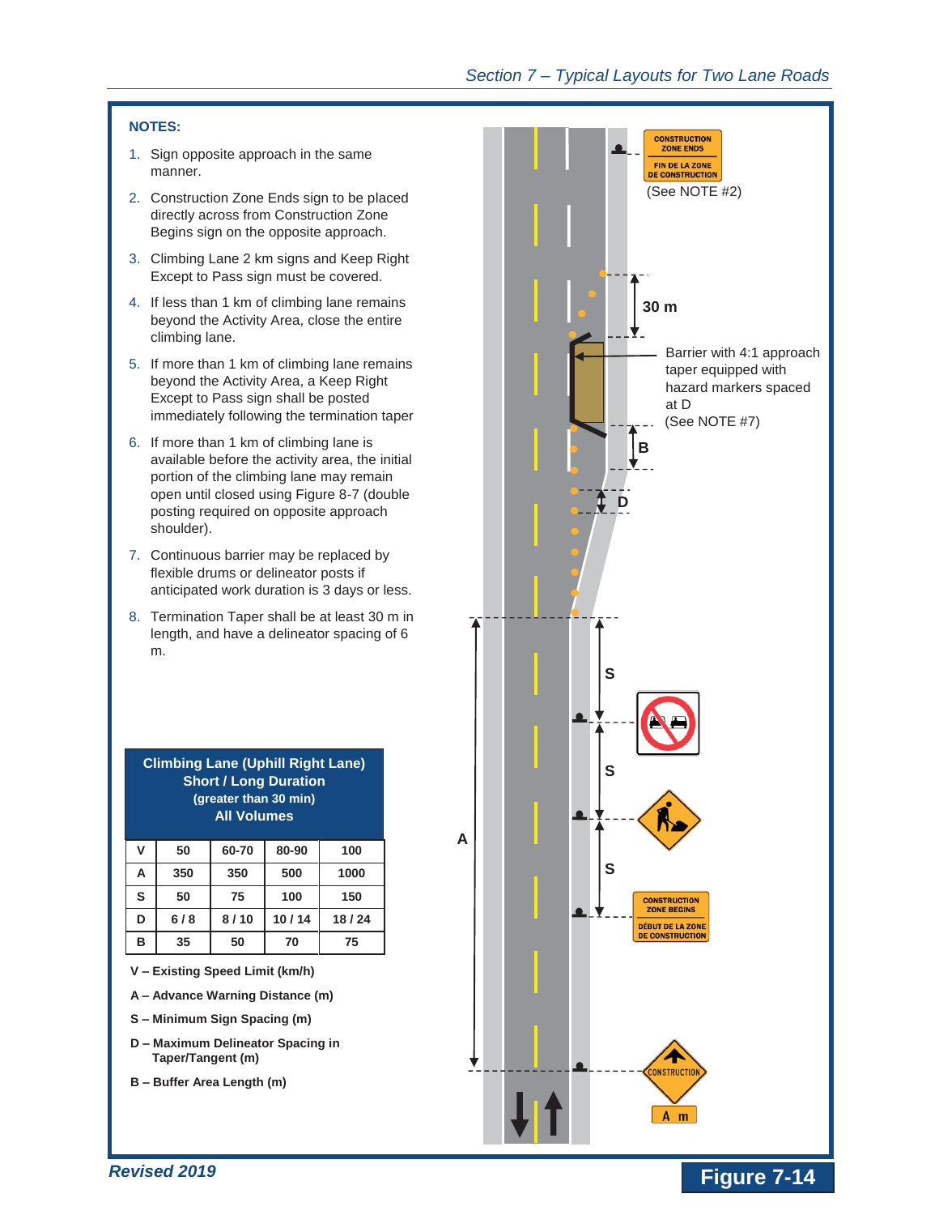**NOTES:**

1. Sign opposite approach in the same manner.
2. Construction Zone Ends sign to be placed directly across from Construction Zone Begins sign on the opposite approach.
3. Climbing Lane 2 km signs and Keep Right Except to Pass sign must be covered.
4. If less than 1 km of climbing lane remains beyond the Activity Area, close the entire climbing lane.
5. If more than 1 km of climbing lane remains beyond the Activity Area, a Keep Right Except to Pass sign shall be posted immediately following the termination taper
6. If more than 1 km of climbing lane is available before the activity area, the initial portion of the climbing lane may remain open until closed using Figure 8-7 (double posting required on opposite approach shoulder).
7. Continuous barrier may be replaced by flexible drums or delineator posts if anticipated work duration is 3 days or less.
8. Termination Taper shall be at least 30 m in length, and have a delineator spacing of 6 m.

| Climbing Lane (Uphill Right Lane) Short / Long Duration (greater than 30 min) All Volumes | | | | |
|---|---|---|---|---|
| V | 50 | 60-70 | 80-90 | 100 |
| A | 350 | 350 | 500 | 1000 |
| S | 50 | 75 | 100 | 150 |
| D | 6 / 8 | 8 / 10 | 10 / 14 | 18 / 24 |
| B | 35 | 50 | 70 | 75 |

**V – Existing Speed Limit (km/h)**

**A – Advance Warning Distance (m)**

**S – Minimum Sign Spacing (m)**

**D – Maximum Delineator Spacing in Taper/Tangent (m)**

**B – Buffer Area Length (m)**

CONSTRUCTION ZONE ENDS / FIN DE LA ZONE DE CONSTRUCTION (See NOTE #2)

30 m

Barrier with 4:1 approach taper equipped with hazard markers spaced at D (See NOTE #7)

B

D

S

S

S

A

CONSTRUCTION ZONE BEGINS / DÉBUT DE LA ZONE DE CONSTRUCTION

CONSTRUCTION

A m

*Revised 2019*

**Figure 7-14**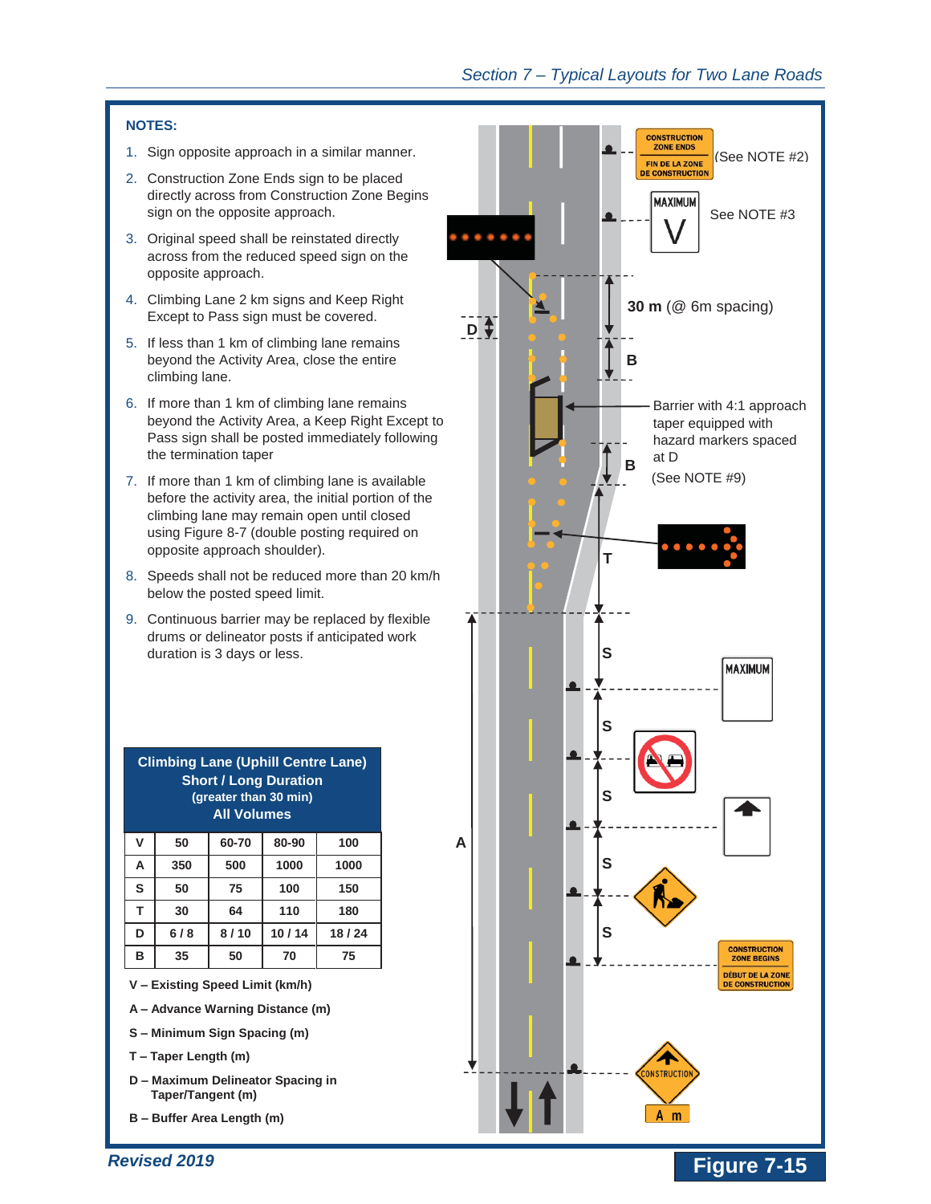**NOTES:**

1. Sign opposite approach in a similar manner.
2. Construction Zone Ends sign to be placed directly across from Construction Zone Begins sign on the opposite approach.
3. Original speed shall be reinstated directly across from the reduced speed sign on the opposite approach.
4. Climbing Lane 2 km signs and Keep Right Except to Pass sign must be covered.
5. If less than 1 km of climbing lane remains beyond the Activity Area, close the entire climbing lane.
6. If more than 1 km of climbing lane remains beyond the Activity Area, a Keep Right Except to Pass sign shall be posted immediately following the termination taper
7. If more than 1 km of climbing lane is available before the activity area, the initial portion of the climbing lane may remain open until closed using Figure 8-7 (double posting required on opposite approach shoulder).
8. Speeds shall not be reduced more than 20 km/h below the posted speed limit.
9. Continuous barrier may be replaced by flexible drums or delineator posts if anticipated work duration is 3 days or less.

CONSTRUCTION ZONE ENDS / FIN DE LA ZONE DE CONSTRUCTION (See NOTE #2)

MAXIMUM V — See NOTE #3

30 m (@ 6m spacing)

Barrier with 4:1 approach taper equipped with hazard markers spaced at D (See NOTE #9)

CONSTRUCTION ZONE BEGINS / DÉBUT DE LA ZONE DE CONSTRUCTION

CONSTRUCTION — A m

| Climbing Lane (Uphill Centre Lane) Short / Long Duration (greater than 30 min) All Volumes | | | | |
|---|---|---|---|---|
| V | 50 | 60-70 | 80-90 | 100 |
| A | 350 | 500 | 1000 | 1000 |
| S | 50 | 75 | 100 | 150 |
| T | 30 | 64 | 110 | 180 |
| D | 6 / 8 | 8 / 10 | 10 / 14 | 18 / 24 |
| B | 35 | 50 | 70 | 75 |

**V – Existing Speed Limit (km/h)**

**A – Advance Warning Distance (m)**

**S – Minimum Sign Spacing (m)**

**T – Taper Length (m)**

**D – Maximum Delineator Spacing in Taper/Tangent (m)**

**B – Buffer Area Length (m)**

*Revised 2019*

**Figure 7-15**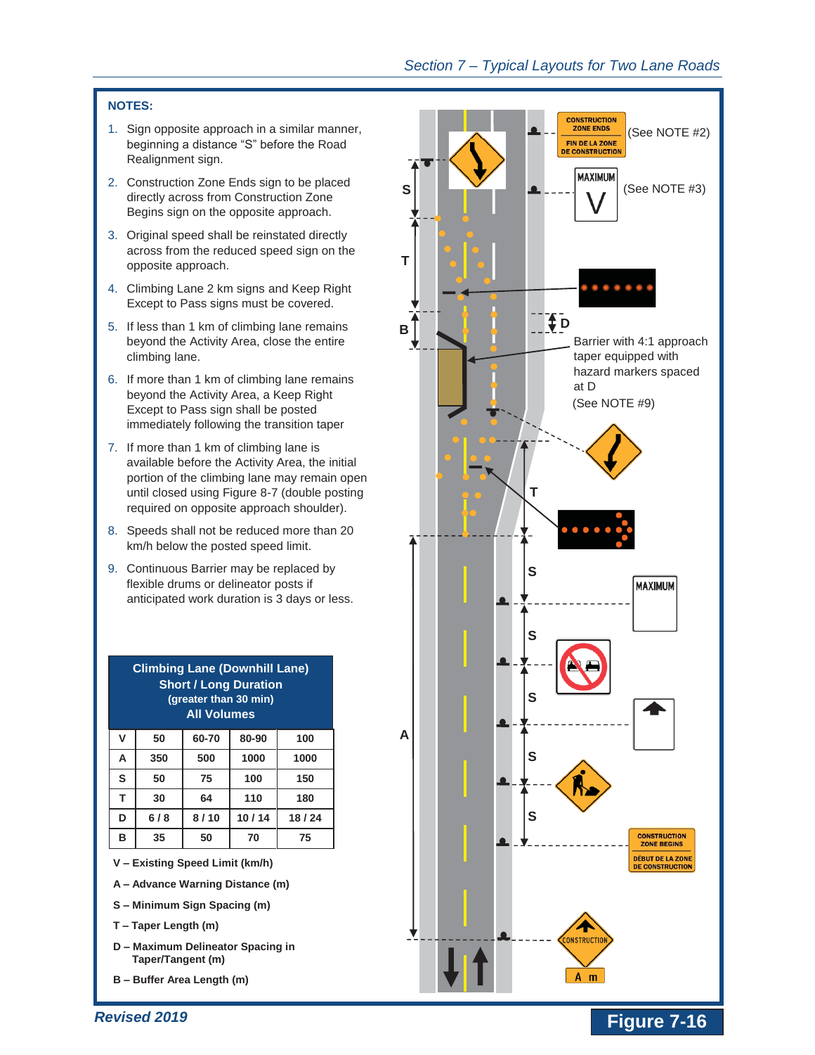**NOTES:**

1. Sign opposite approach in a similar manner, beginning a distance "S" before the Road Realignment sign.
2. Construction Zone Ends sign to be placed directly across from Construction Zone Begins sign on the opposite approach.
3. Original speed shall be reinstated directly across from the reduced speed sign on the opposite approach.
4. Climbing Lane 2 km signs and Keep Right Except to Pass signs must be covered.
5. If less than 1 km of climbing lane remains beyond the Activity Area, close the entire climbing lane.
6. If more than 1 km of climbing lane remains beyond the Activity Area, a Keep Right Except to Pass sign shall be posted immediately following the transition taper
7. If more than 1 km of climbing lane is available before the Activity Area, the initial portion of the climbing lane may remain open until closed using Figure 8-7 (double posting required on opposite approach shoulder).
8. Speeds shall not be reduced more than 20 km/h below the posted speed limit.
9. Continuous Barrier may be replaced by flexible drums or delineator posts if anticipated work duration is 3 days or less.

| Climbing Lane (Downhill Lane) Short / Long Duration (greater than 30 min) All Volumes | | | | |
|---|---|---|---|---|
| V | 50 | 60-70 | 80-90 | 100 |
| A | 350 | 500 | 1000 | 1000 |
| S | 50 | 75 | 100 | 150 |
| T | 30 | 64 | 110 | 180 |
| D | 6 / 8 | 8 / 10 | 10 / 14 | 18 / 24 |
| B | 35 | 50 | 70 | 75 |

V – Existing Speed Limit (km/h)

A – Advance Warning Distance (m)

S – Minimum Sign Spacing (m)

T – Taper Length (m)

D – Maximum Delineator Spacing in Taper/Tangent (m)

B – Buffer Area Length (m)

CONSTRUCTION ZONE ENDS / FIN DE LA ZONE DE CONSTRUCTION (See NOTE #2)

MAXIMUM V (See NOTE #3)

Barrier with 4:1 approach taper equipped with hazard markers spaced at D (See NOTE #9)

MAXIMUM

CONSTRUCTION ZONE BEGINS / DÉBUT DE LA ZONE DE CONSTRUCTION

CONSTRUCTION

A m

Revised 2019

**Figure 7-16**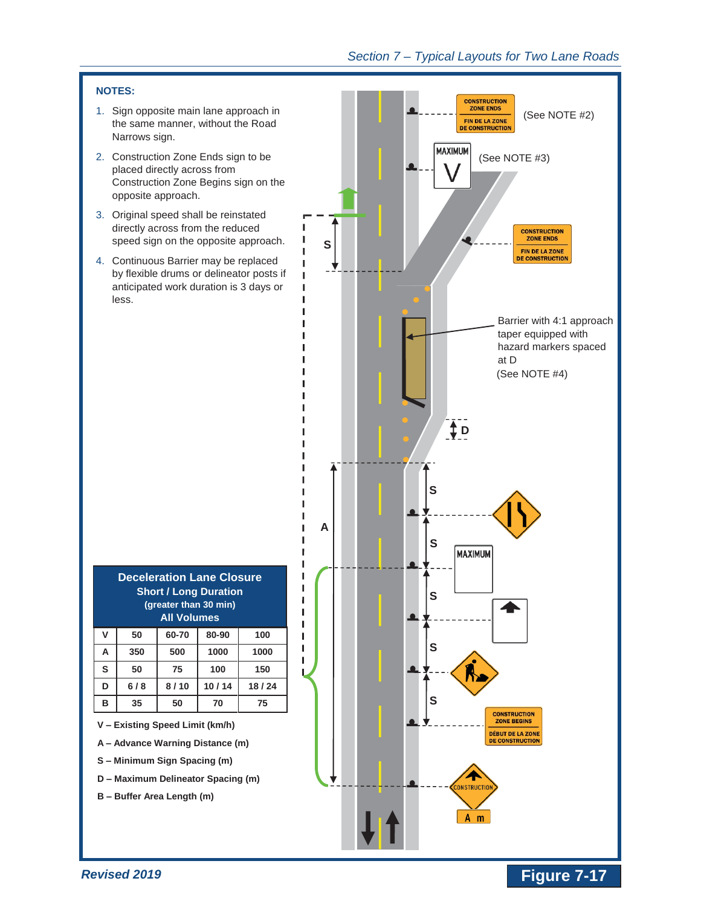**NOTES:**

1. Sign opposite main lane approach in the same manner, without the Road Narrows sign.
2. Construction Zone Ends sign to be placed directly across from Construction Zone Begins sign on the opposite approach.
3. Original speed shall be reinstated directly across from the reduced speed sign on the opposite approach.
4. Continuous Barrier may be replaced by flexible drums or delineator posts if anticipated work duration is 3 days or less.

CONSTRUCTION ZONE ENDS / FIN DE LA ZONE DE CONSTRUCTION (See NOTE #2)

MAXIMUM V (See NOTE #3)

CONSTRUCTION ZONE ENDS / FIN DE LA ZONE DE CONSTRUCTION

Barrier with 4:1 approach taper equipped with hazard markers spaced at D (See NOTE #4)

MAXIMUM

CONSTRUCTION ZONE BEGINS / DÉBUT DE LA ZONE DE CONSTRUCTION

CONSTRUCTION

A m

S

D

A

| Deceleration Lane Closure<br>Short / Long Duration<br>(greater than 30 min)<br>All Volumes | | | | |
|---|---|---|---|---|
| V | 50 | 60-70 | 80-90 | 100 |
| A | 350 | 500 | 1000 | 1000 |
| S | 50 | 75 | 100 | 150 |
| D | 6 / 8 | 8 / 10 | 10 / 14 | 18 / 24 |
| B | 35 | 50 | 70 | 75 |

**V – Existing Speed Limit (km/h)**

**A – Advance Warning Distance (m)**

**S – Minimum Sign Spacing (m)**

**D – Maximum Delineator Spacing (m)**

**B – Buffer Area Length (m)**

**Figure 7-17**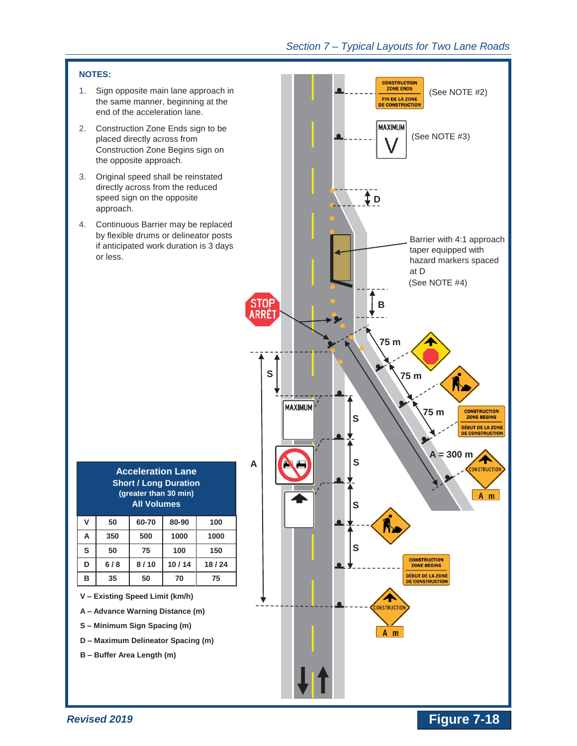**NOTES:**

1. Sign opposite main lane approach in the same manner, beginning at the end of the acceleration lane.
2. Construction Zone Ends sign to be placed directly across from Construction Zone Begins sign on the opposite approach.
3. Original speed shall be reinstated directly across from the reduced speed sign on the opposite approach.
4. Continuous Barrier may be replaced by flexible drums or delineator posts if anticipated work duration is 3 days or less.

CONSTRUCTION ZONE ENDS / FIN DE LA ZONE DE CONSTRUCTION (See NOTE #2)

MAXIMUM V (See NOTE #3)

D

Barrier with 4:1 approach taper equipped with hazard markers spaced at D (See NOTE #4)

STOP ARRÊT

B

75 m

75 m

75 m

CONSTRUCTION ZONE BEGINS / DÉBUT DE LA ZONE DE CONSTRUCTION

A = 300 m

CONSTRUCTION

A m

S

MAXIMUM

S

S

A

S

S

CONSTRUCTION ZONE BEGINS / DÉBUT DE LA ZONE DE CONSTRUCTION

CONSTRUCTION

A m

| Acceleration Lane Short / Long Duration (greater than 30 min) All Volumes | | | | |
|---|---|---|---|---|
| V | 50 | 60-70 | 80-90 | 100 |
| A | 350 | 500 | 1000 | 1000 |
| S | 50 | 75 | 100 | 150 |
| D | 6 / 8 | 8 / 10 | 10 / 14 | 18 / 24 |
| B | 35 | 50 | 70 | 75 |

**V – Existing Speed Limit (km/h)**

**A – Advance Warning Distance (m)**

**S – Minimum Sign Spacing (m)**

**D – Maximum Delineator Spacing (m)**

**B – Buffer Area Length (m)**

**Figure 7-18**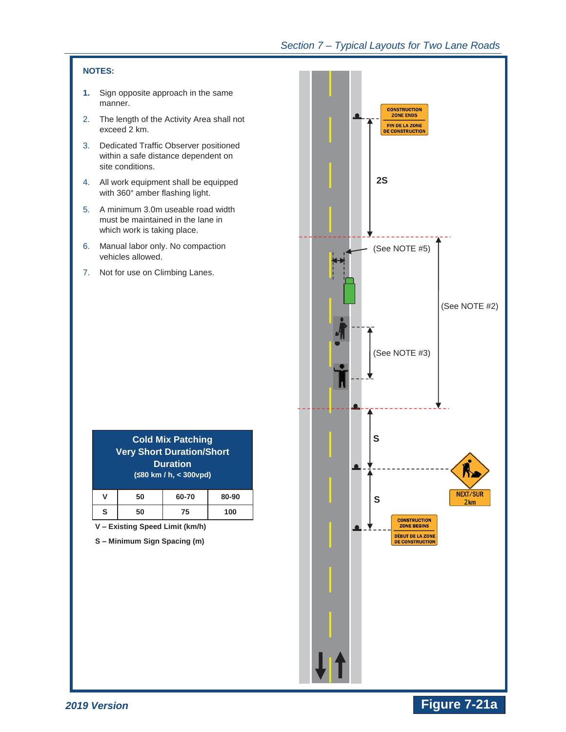**NOTES:**

1. Sign opposite approach in the same manner.
2. The length of the Activity Area shall not exceed 2 km.
3. Dedicated Traffic Observer positioned within a safe distance dependent on site conditions.
4. All work equipment shall be equipped with 360° amber flashing light.
5. A minimum 3.0m useable road width must be maintained in the lane in which work is taking place.
6. Manual labor only. No compaction vehicles allowed.
7. Not for use on Climbing Lanes.

CONSTRUCTION ZONE ENDS / FIN DE LA ZONE DE CONSTRUCTION

2S

(See NOTE #5)

(See NOTE #2)

(See NOTE #3)

S

NEXT/SUR 2 km

S

CONSTRUCTION ZONE BEGINS / DÉBUT DE LA ZONE DE CONSTRUCTION

| Cold Mix Patching Very Short Duration/Short Duration (≤80 km / h, < 300vpd) | | | |
|---|---|---|---|
| V | 50 | 60-70 | 80-90 |
| S | 50 | 75 | 100 |

**V – Existing Speed Limit (km/h)**

**S – Minimum Sign Spacing (m)**

**Figure 7-21a**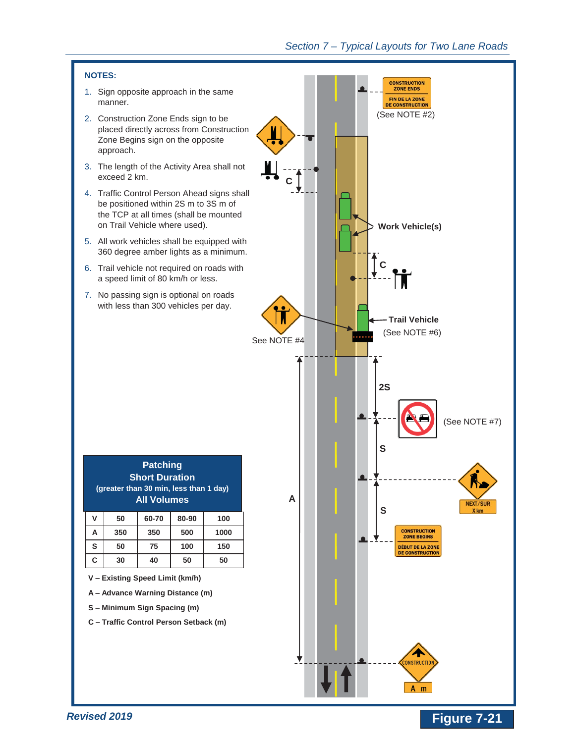## NOTES:

1. Sign opposite approach in the same manner.
2. Construction Zone Ends sign to be placed directly across from Construction Zone Begins sign on the opposite approach.
3. The length of the Activity Area shall not exceed 2 km.
4. Traffic Control Person Ahead signs shall be positioned within 2S m to 3S m of the TCP at all times (shall be mounted on Trail Vehicle where used).
5. All work vehicles shall be equipped with 360 degree amber lights as a minimum.
6. Trail vehicle not required on roads with a speed limit of 80 km/h or less.
7. No passing sign is optional on roads with less than 300 vehicles per day.

CONSTRUCTION ZONE ENDS / FIN DE LA ZONE DE CONSTRUCTION (See NOTE #2)

C

Work Vehicle(s)

C

Trail Vehicle (See NOTE #6)

See NOTE #4

2S

(See NOTE #7)

S

NEXT/SUR X km

S

CONSTRUCTION ZONE BEGINS / DÉBUT DE LA ZONE DE CONSTRUCTION

A

CONSTRUCTION A m

**Patching**
**Short Duration**
**(greater than 30 min, less than 1 day)**
**All Volumes**

| V | 50 | 60-70 | 80-90 | 100 |
|---|---|---|---|---|
| A | 350 | 350 | 500 | 1000 |
| S | 50 | 75 | 100 | 150 |
| C | 30 | 40 | 50 | 50 |

**V – Existing Speed Limit (km/h)**

**A – Advance Warning Distance (m)**

**S – Minimum Sign Spacing (m)**

**C – Traffic Control Person Setback (m)**

*Revised 2019*

**Figure 7-21**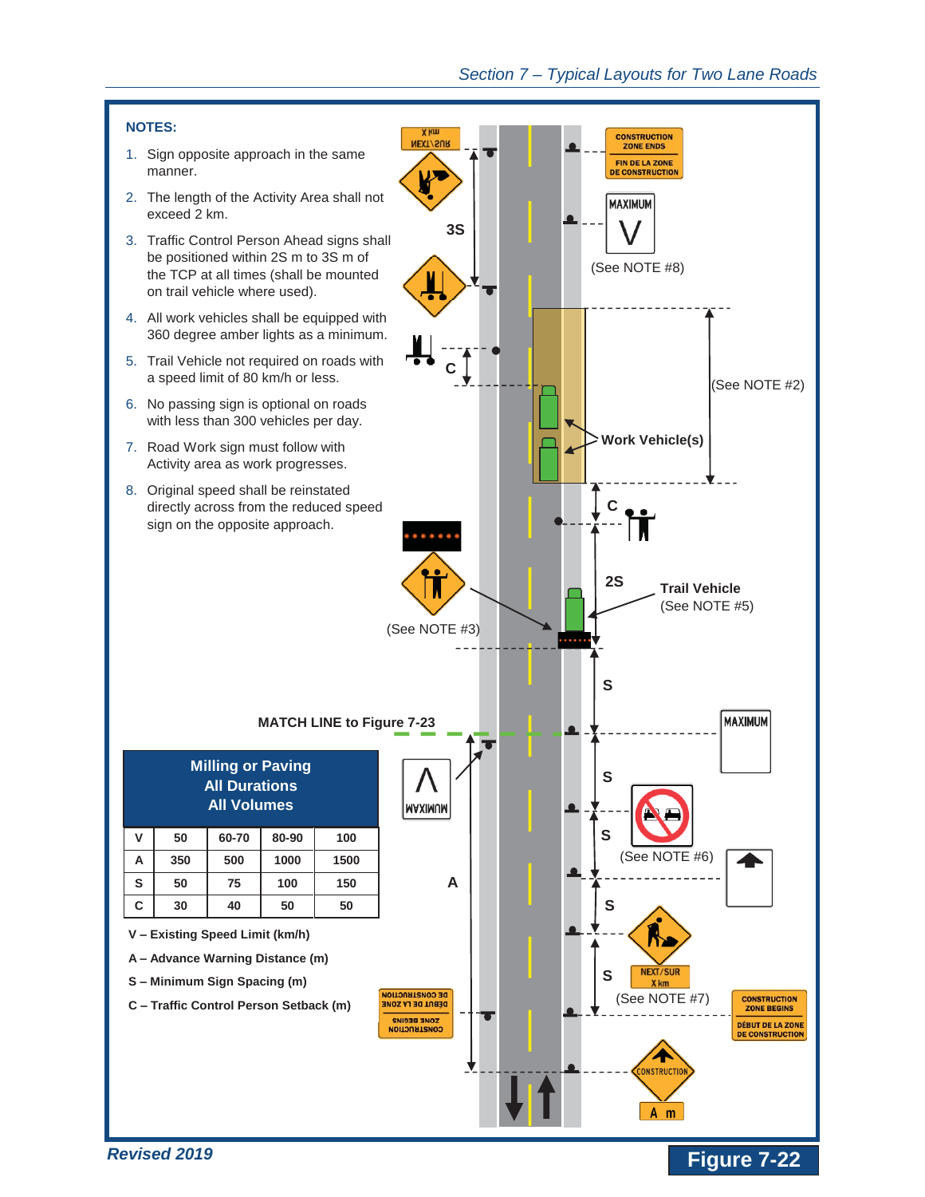**NOTES:**

1. Sign opposite approach in the same manner.
2. The length of the Activity Area shall not exceed 2 km.
3. Traffic Control Person Ahead signs shall be positioned within 2S m to 3S m of the TCP at all times (shall be mounted on trail vehicle where used).
4. All work vehicles shall be equipped with 360 degree amber lights as a minimum.
5. Trail Vehicle not required on roads with a speed limit of 80 km/h or less.
6. No passing sign is optional on roads with less than 300 vehicles per day.
7. Road Work sign must follow with Activity area as work progresses.
8. Original speed shall be reinstated directly across from the reduced speed sign on the opposite approach.

CONSTRUCTION ZONE ENDS / FIN DE LA ZONE DE CONSTRUCTION

MAXIMUM V (See NOTE #8)

3S

(See NOTE #2)

C

Work Vehicle(s)

C

2S

Trail Vehicle (See NOTE #5)

(See NOTE #3)

S

MATCH LINE to Figure 7-23

MAXIMUM

S

S

(See NOTE #6)

A

S

S

NEXT/SUR X km (See NOTE #7)

CONSTRUCTION ZONE BEGINS / DÉBUT DE LA ZONE DE CONSTRUCTION

CONSTRUCTION A m

| Milling or Paving All Durations All Volumes | | | | |
|---|---|---|---|---|
| V | 50 | 60-70 | 80-90 | 100 |
| A | 350 | 500 | 1000 | 1500 |
| S | 50 | 75 | 100 | 150 |
| C | 30 | 40 | 50 | 50 |

**V – Existing Speed Limit (km/h)**

**A – Advance Warning Distance (m)**

**S – Minimum Sign Spacing (m)**

**C – Traffic Control Person Setback (m)**

**Figure 7-22**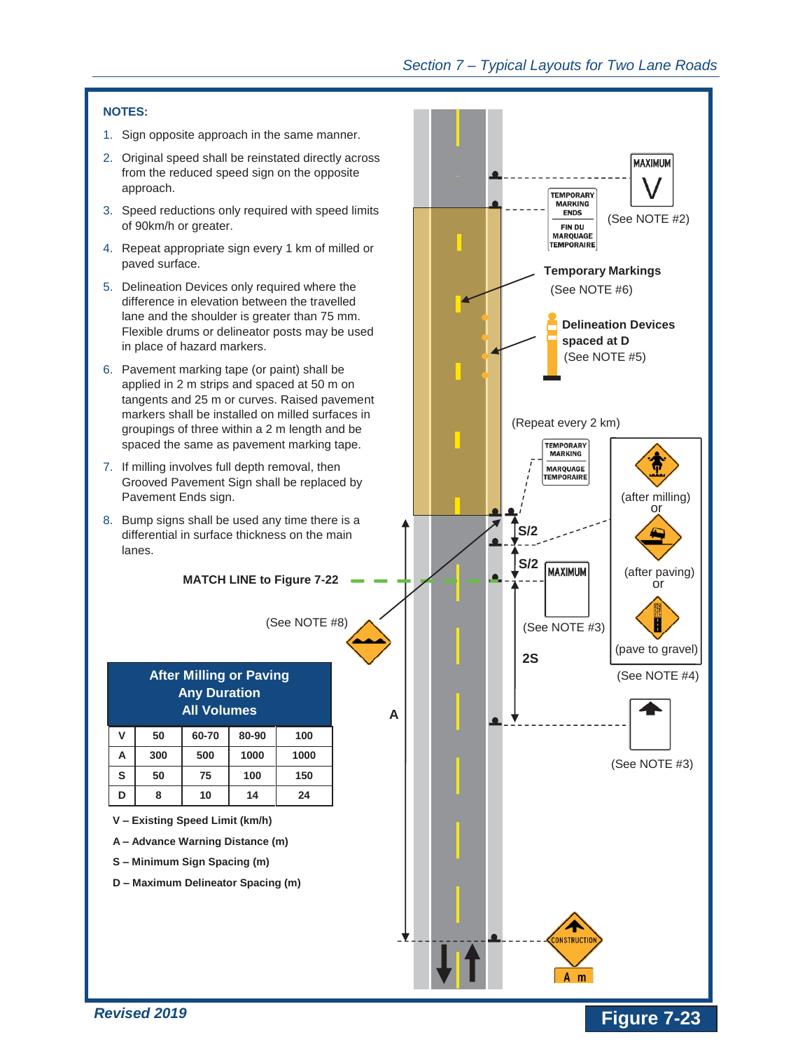**NOTES:**

1. Sign opposite approach in the same manner.
2. Original speed shall be reinstated directly across from the reduced speed sign on the opposite approach.
3. Speed reductions only required with speed limits of 90km/h or greater.
4. Repeat appropriate sign every 1 km of milled or paved surface.
5. Delineation Devices only required where the difference in elevation between the travelled lane and the shoulder is greater than 75 mm. Flexible drums or delineator posts may be used in place of hazard markers.
6. Pavement marking tape (or paint) shall be applied in 2 m strips and spaced at 50 m on tangents and 25 m or curves. Raised pavement markers shall be installed on milled surfaces in groupings of three within a 2 m length and be spaced the same as pavement marking tape.
7. If milling involves full depth removal, then Grooved Pavement Sign shall be replaced by Pavement Ends sign.
8. Bump signs shall be used any time there is a differential in surface thickness on the main lanes.

MAXIMUM V (See NOTE #2)

TEMPORARY MARKING ENDS / FIN DU MARQUAGE TEMPORAIRE

Temporary Markings (See NOTE #6)

Delineation Devices spaced at D (See NOTE #5)

(Repeat every 2 km)

TEMPORARY MARKING / MARQUAGE TEMPORAIRE

(after milling) or (after paving) or (pave to gravel) (See NOTE #4)

S/2

S/2

MATCH LINE to Figure 7-22

MAXIMUM (See NOTE #3)

(See NOTE #8)

2S

A

(See NOTE #3)

CONSTRUCTION A m

| After Milling or Paving<br>Any Duration<br>All Volumes | | | | |
|---|---|---|---|---|
| V | 50 | 60-70 | 80-90 | 100 |
| A | 300 | 500 | 1000 | 1000 |
| S | 50 | 75 | 100 | 150 |
| D | 8 | 10 | 14 | 24 |

**V – Existing Speed Limit (km/h)**

**A – Advance Warning Distance (m)**

**S – Minimum Sign Spacing (m)**

**D – Maximum Delineator Spacing (m)**

**Figure 7-23**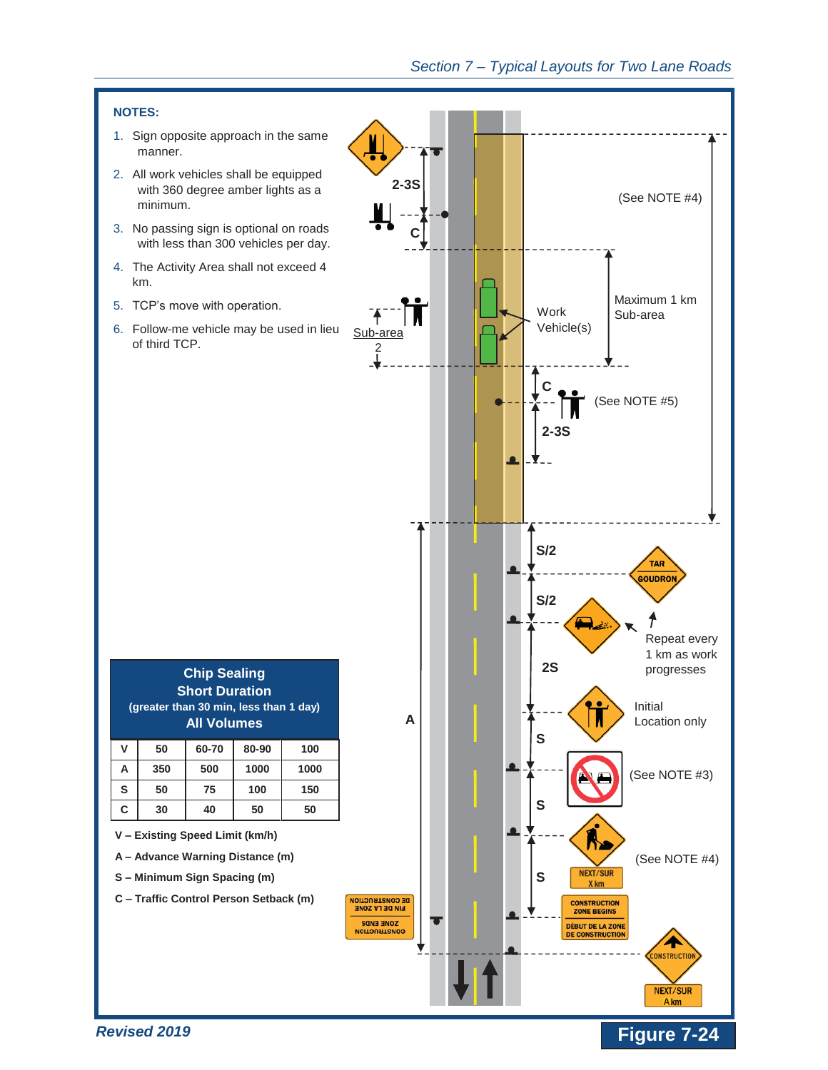## NOTES:

1. Sign opposite approach in the same manner.
2. All work vehicles shall be equipped with 360 degree amber lights as a minimum.
3. No passing sign is optional on roads with less than 300 vehicles per day.
4. The Activity Area shall not exceed 4 km.
5. TCP's move with operation.
6. Follow-me vehicle may be used in lieu of third TCP.

2-3S

C

(See NOTE #4)

Maximum 1 km Sub-area

Work Vehicle(s)

Sub-area 2

C

(See NOTE #5)

2-3S

S/2

TAR GOUDRON

S/2

Repeat every 1 km as work progresses

2S

Initial Location only

A

S

(See NOTE #3)

S

(See NOTE #4)

S

NEXT/SUR X km

CONSTRUCTION ZONE ENDS / FIN DE LA ZONE DE CONSTRUCTION

CONSTRUCTION ZONE BEGINS / DÉBUT DE LA ZONE DE CONSTRUCTION

CONSTRUCTION

NEXT/SUR A km

| Chip Sealing Short Duration (greater than 30 min, less than 1 day) All Volumes | | | | |
|---|---|---|---|---|
| V | 50 | 60-70 | 80-90 | 100 |
| A | 350 | 500 | 1000 | 1000 |
| S | 50 | 75 | 100 | 150 |
| C | 30 | 40 | 50 | 50 |

**V – Existing Speed Limit (km/h)**

**A – Advance Warning Distance (m)**

**S – Minimum Sign Spacing (m)**

**C – Traffic Control Person Setback (m)**

***Revised 2019***

**Figure 7-24**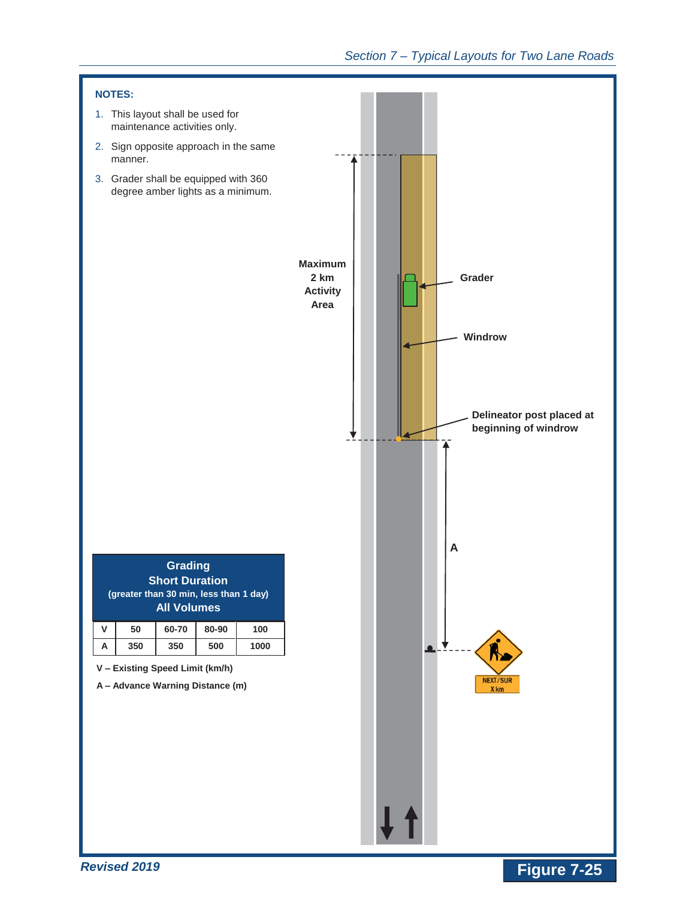**NOTES:**

1. This layout shall be used for maintenance activities only.
2. Sign opposite approach in the same manner.
3. Grader shall be equipped with 360 degree amber lights as a minimum.

Maximum 2 km Activity Area

Grader

Windrow

Delineator post placed at beginning of windrow

A

NEXT/SUR X km

| Grading<br>Short Duration<br>(greater than 30 min, less than 1 day)<br>All Volumes | | | | |
|---|---|---|---|---|
| V | 50 | 60-70 | 80-90 | 100 |
| A | 350 | 350 | 500 | 1000 |

V – Existing Speed Limit (km/h)

A – Advance Warning Distance (m)

*Revised 2019*

**Figure 7-25**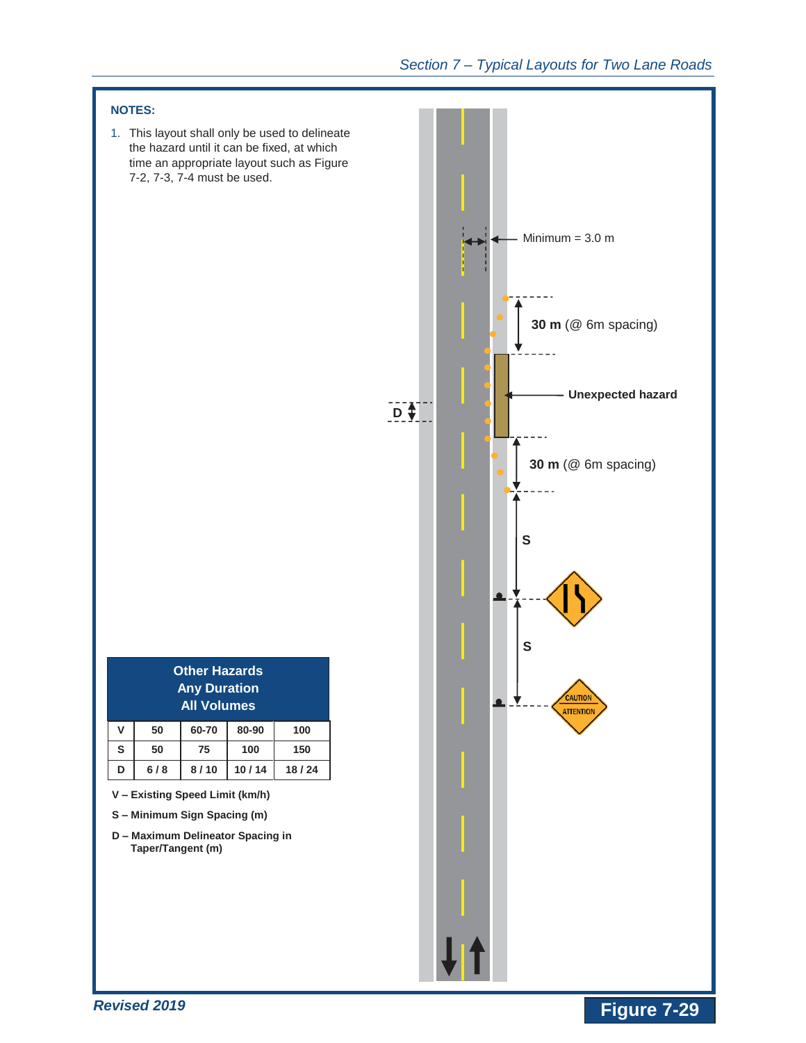**NOTES:**

1. This layout shall only be used to delineate the hazard until it can be fixed, at which time an appropriate layout such as Figure 7-2, 7-3, 7-4 must be used.

Minimum = 3.0 m

**30 m** (@ 6m spacing)

**Unexpected hazard**

**D**

**30 m** (@ 6m spacing)

**S**

**S**

CAUTION ATTENTION

| Other Hazards Any Duration All Volumes | | | | |
|---|---|---|---|---|
| **V** | **50** | **60-70** | **80-90** | **100** |
| **S** | **50** | **75** | **100** | **150** |
| **D** | **6 / 8** | **8 / 10** | **10 / 14** | **18 / 24** |

**V – Existing Speed Limit (km/h)**

**S – Minimum Sign Spacing (m)**

**D – Maximum Delineator Spacing in Taper/Tangent (m)**

***Revised 2019***

**Figure 7-29**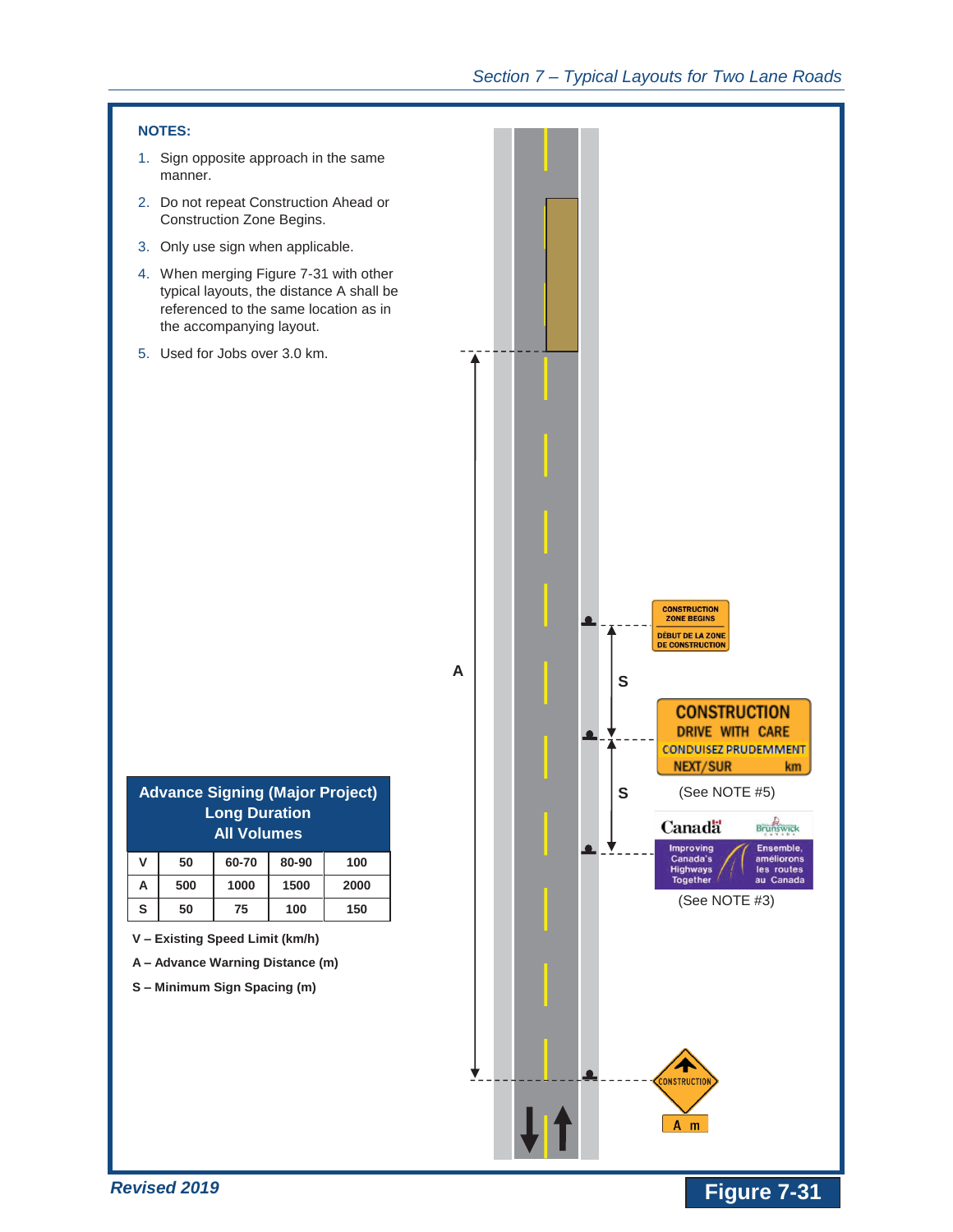**NOTES:**

1. Sign opposite approach in the same manner.
2. Do not repeat Construction Ahead or Construction Zone Begins.
3. Only use sign when applicable.
4. When merging Figure 7-31 with other typical layouts, the distance A shall be referenced to the same location as in the accompanying layout.
5. Used for Jobs over 3.0 km.

CONSTRUCTION ZONE BEGINS
DÉBUT DE LA ZONE DE CONSTRUCTION

CONSTRUCTION DRIVE WITH CARE
CONDUISEZ PRUDEMMENT
NEXT/SUR km

(See NOTE #5)

Canada — Brunswick
Improving Canada's Highways Together
Ensemble, améliorons les routes au Canada

(See NOTE #3)

CONSTRUCTION
A m

A

S

S

| Advance Signing (Major Project) Long Duration All Volumes | | | | |
|---|---|---|---|---|
| V | 50 | 60-70 | 80-90 | 100 |
| A | 500 | 1000 | 1500 | 2000 |
| S | 50 | 75 | 100 | 150 |

**V – Existing Speed Limit (km/h)**

**A – Advance Warning Distance (m)**

**S – Minimum Sign Spacing (m)**

**Figure 7-31**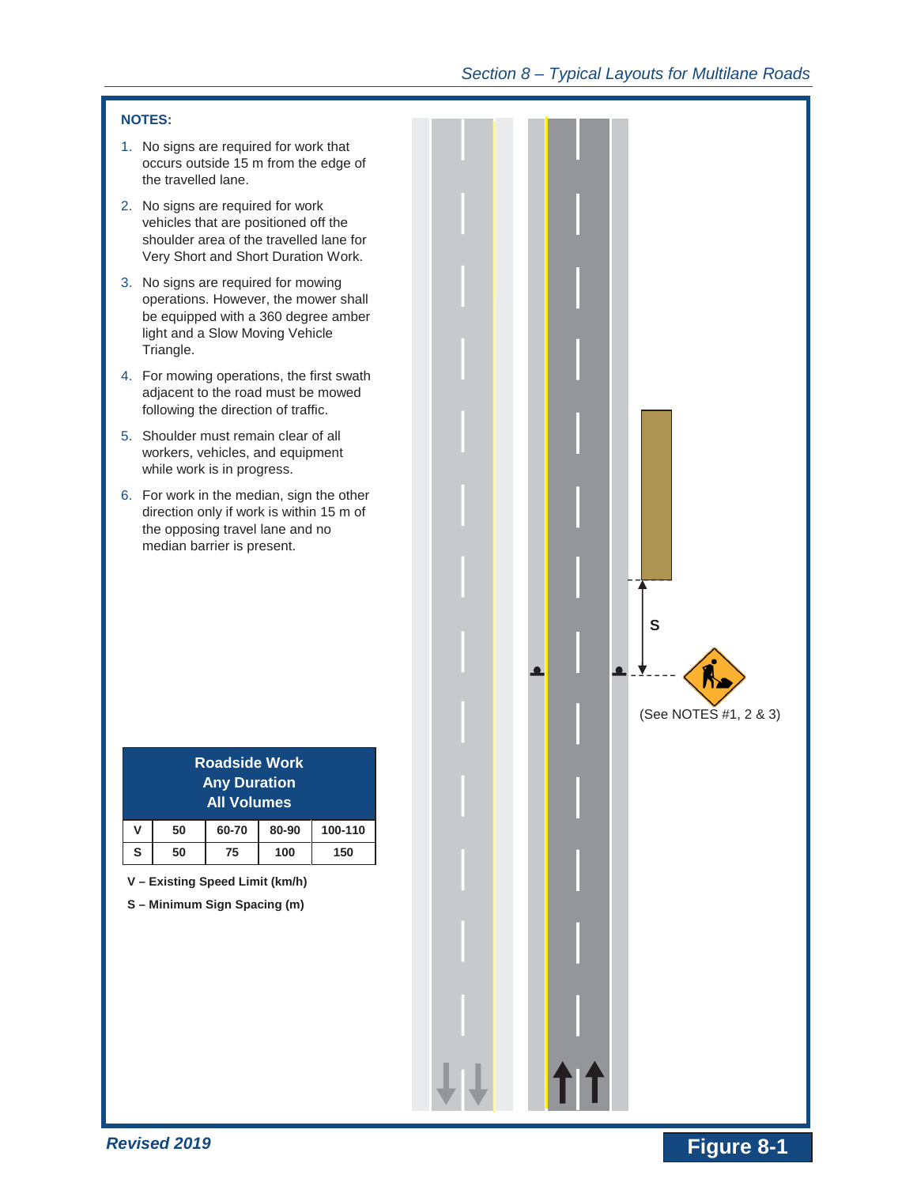**NOTES:**

1. No signs are required for work that occurs outside 15 m from the edge of the travelled lane.
2. No signs are required for work vehicles that are positioned off the shoulder area of the travelled lane for Very Short and Short Duration Work.
3. No signs are required for mowing operations. However, the mower shall be equipped with a 360 degree amber light and a Slow Moving Vehicle Triangle.
4. For mowing operations, the first swath adjacent to the road must be mowed following the direction of traffic.
5. Shoulder must remain clear of all workers, vehicles, and equipment while work is in progress.
6. For work in the median, sign the other direction only if work is within 15 m of the opposing travel lane and no median barrier is present.

| Roadside Work<br>Any Duration<br>All Volumes | | | | |
|---|---|---|---|---|
| **V** | **50** | **60-70** | **80-90** | **100-110** |
| **S** | **50** | **75** | **100** | **150** |

**V – Existing Speed Limit (km/h)**

**S – Minimum Sign Spacing (m)**

S

(See NOTES #1, 2 & 3)

**Figure 8-1**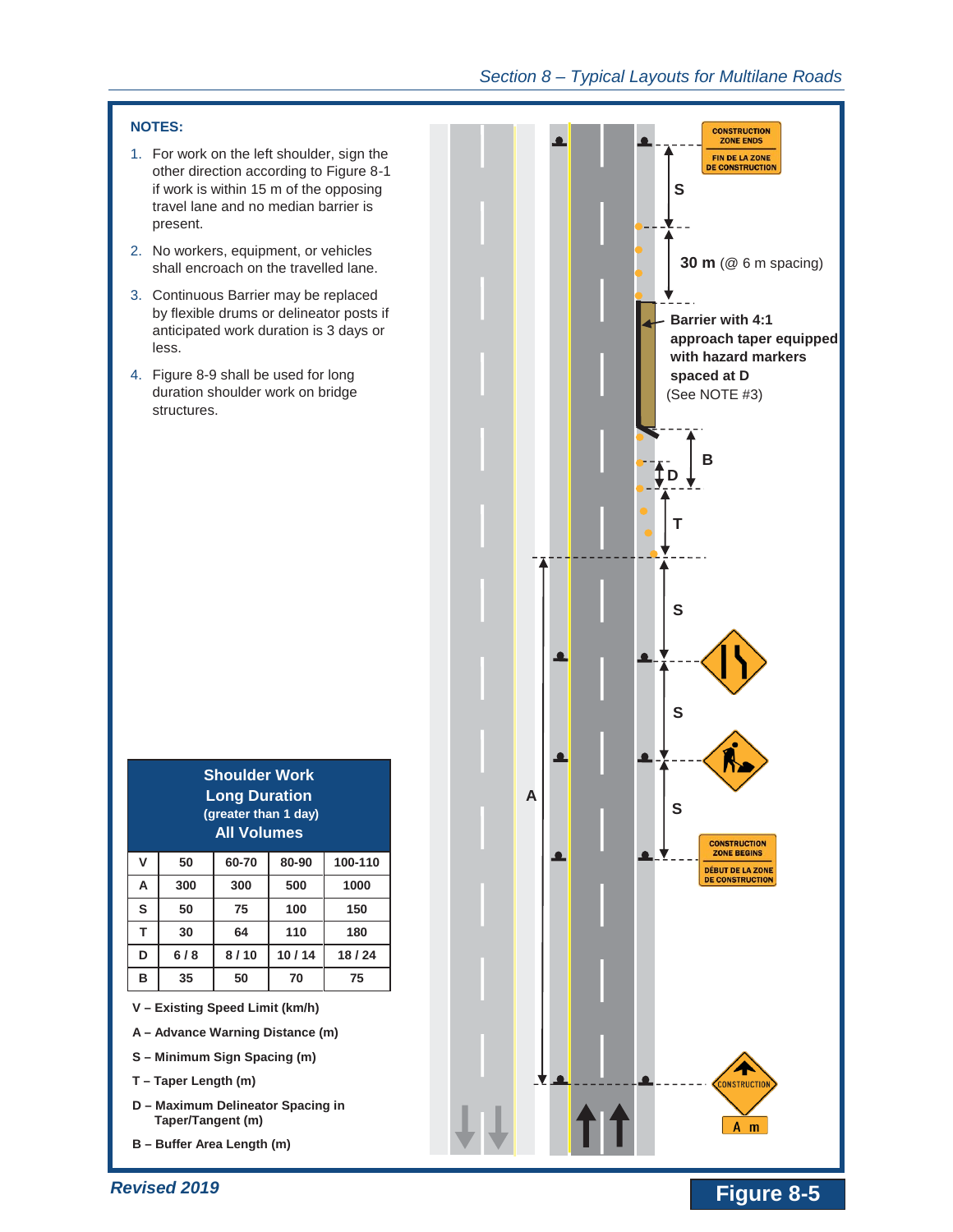**NOTES:**

1. For work on the left shoulder, sign the other direction according to Figure 8-1 if work is within 15 m of the opposing travel lane and no median barrier is present.
2. No workers, equipment, or vehicles shall encroach on the travelled lane.
3. Continuous Barrier may be replaced by flexible drums or delineator posts if anticipated work duration is 3 days or less.
4. Figure 8-9 shall be used for long duration shoulder work on bridge structures.

| Shoulder Work Long Duration (greater than 1 day) All Volumes | | | | |
|---|---|---|---|---|
| V | 50 | 60-70 | 80-90 | 100-110 |
| A | 300 | 300 | 500 | 1000 |
| S | 50 | 75 | 100 | 150 |
| T | 30 | 64 | 110 | 180 |
| D | 6 / 8 | 8 / 10 | 10 / 14 | 18 / 24 |
| B | 35 | 50 | 70 | 75 |

**V – Existing Speed Limit (km/h)**

**A – Advance Warning Distance (m)**

**S – Minimum Sign Spacing (m)**

**T – Taper Length (m)**

**D – Maximum Delineator Spacing in Taper/Tangent (m)**

**B – Buffer Area Length (m)**

CONSTRUCTION ZONE ENDS / FIN DE LA ZONE DE CONSTRUCTION

S

**30 m** (@ 6 m spacing)

**Barrier with 4:1 approach taper equipped with hazard markers spaced at D** (See NOTE #3)

B

D

T

S

S

S

A

CONSTRUCTION ZONE BEGINS / DÉBUT DE LA ZONE DE CONSTRUCTION

CONSTRUCTION

A m

**Revised 2019**

**Figure 8-5**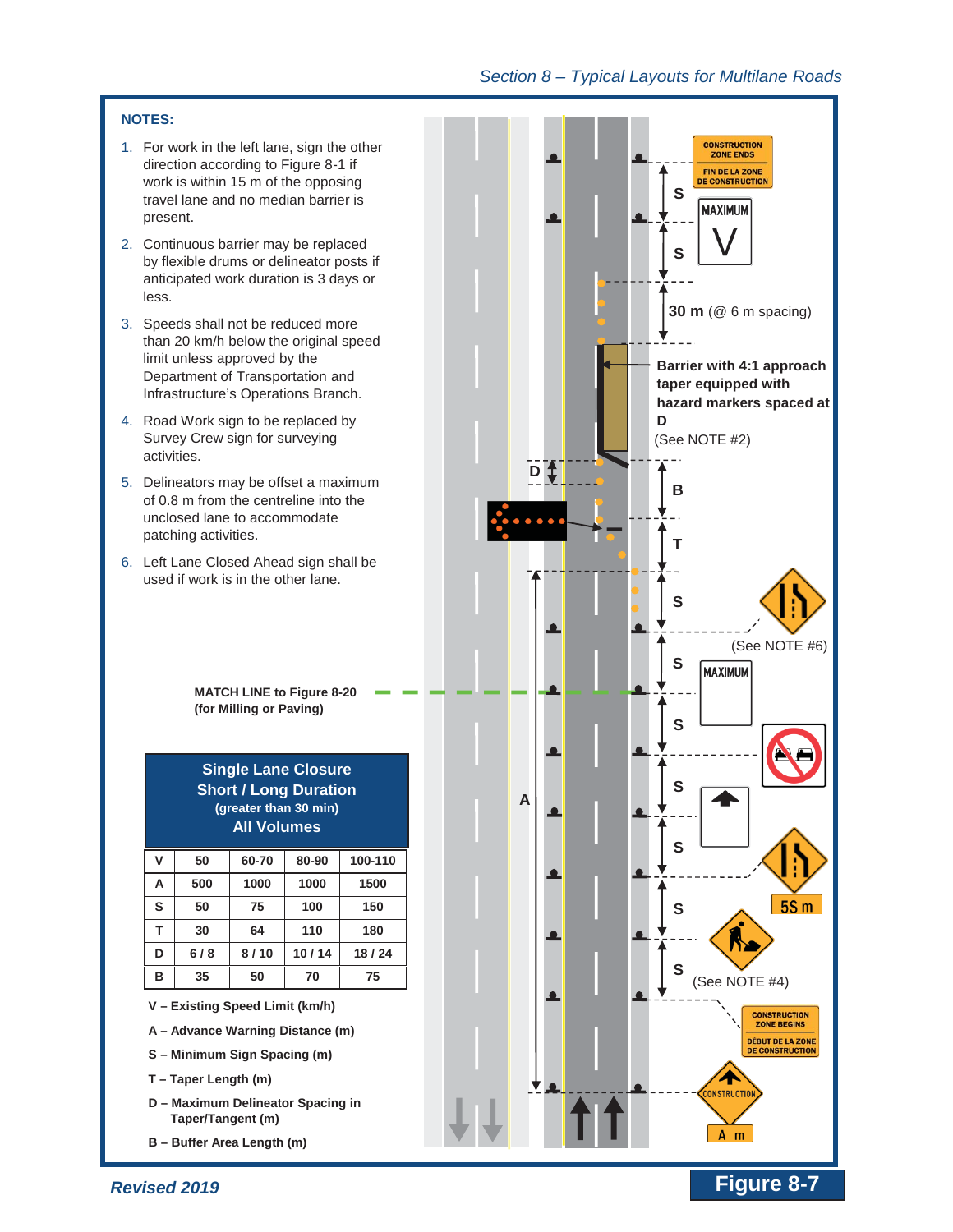**NOTES:**

1. For work in the left lane, sign the other direction according to Figure 8-1 if work is within 15 m of the opposing travel lane and no median barrier is present.
2. Continuous barrier may be replaced by flexible drums or delineator posts if anticipated work duration is 3 days or less.
3. Speeds shall not be reduced more than 20 km/h below the original speed limit unless approved by the Department of Transportation and Infrastructure's Operations Branch.
4. Road Work sign to be replaced by Survey Crew sign for surveying activities.
5. Delineators may be offset a maximum of 0.8 m from the centreline into the unclosed lane to accommodate patching activities.
6. Left Lane Closed Ahead sign shall be used if work is in the other lane.

CONSTRUCTION ZONE ENDS / FIN DE LA ZONE DE CONSTRUCTION

MAXIMUM V

S

S

**30 m** (@ 6 m spacing)

**Barrier with 4:1 approach taper equipped with hazard markers spaced at D**
(See NOTE #2)

D

B

T

S

(See NOTE #6)

S

MAXIMUM

**MATCH LINE to Figure 8-20 (for Milling or Paving)**

S

S

A

S

5S m

S

S

(See NOTE #4)

CONSTRUCTION ZONE BEGINS / DÉBUT DE LA ZONE DE CONSTRUCTION

CONSTRUCTION

A m

**Single Lane Closure**
**Short / Long Duration**
**(greater than 30 min)**
**All Volumes**

| V | 50 | 60-70 | 80-90 | 100-110 |
|---|---|---|---|---|
| A | 500 | 1000 | 1000 | 1500 |
| S | 50 | 75 | 100 | 150 |
| T | 30 | 64 | 110 | 180 |
| D | 6 / 8 | 8 / 10 | 10 / 14 | 18 / 24 |
| B | 35 | 50 | 70 | 75 |

**V – Existing Speed Limit (km/h)**

**A – Advance Warning Distance (m)**

**S – Minimum Sign Spacing (m)**

**T – Taper Length (m)**

**D – Maximum Delineator Spacing in Taper/Tangent (m)**

**B – Buffer Area Length (m)**

***Revised 2019***

**Figure 8-7**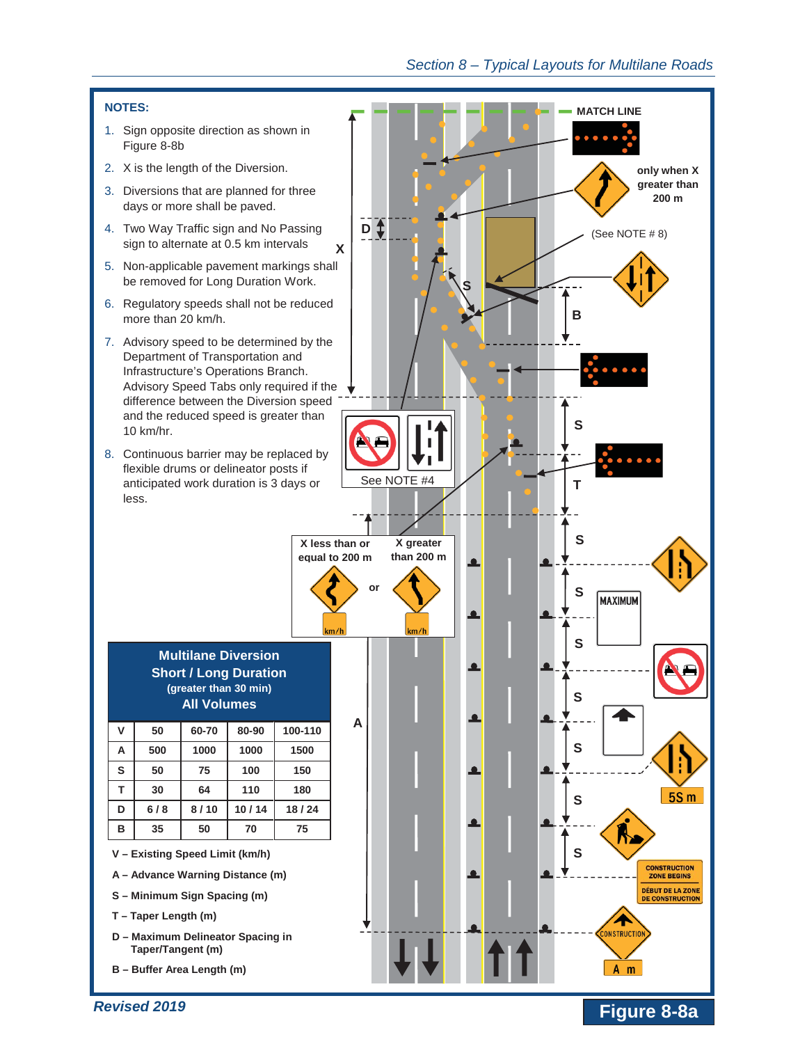**NOTES:**

1. Sign opposite direction as shown in Figure 8-8b
2. X is the length of the Diversion.
3. Diversions that are planned for three days or more shall be paved.
4. Two Way Traffic sign and No Passing sign to alternate at 0.5 km intervals
5. Non-applicable pavement markings shall be removed for Long Duration Work.
6. Regulatory speeds shall not be reduced more than 20 km/h.
7. Advisory speed to be determined by the Department of Transportation and Infrastructure's Operations Branch. Advisory Speed Tabs only required if the difference between the Diversion speed and the reduced speed is greater than 10 km/hr.
8. Continuous barrier may be replaced by flexible drums or delineator posts if anticipated work duration is 3 days or less.

MATCH LINE

only when X greater than 200 m

(See NOTE # 8)

See NOTE #4

X less than or equal to 200 m — or — X greater than 200 m

km/h

MAXIMUM

5S m

CONSTRUCTION ZONE BEGINS / DÉBUT DE LA ZONE DE CONSTRUCTION

CONSTRUCTION

A m

**Multilane Diversion**
**Short / Long Duration**
**(greater than 30 min)**
**All Volumes**

| V | 50 | 60-70 | 80-90 | 100-110 |
|---|---|---|---|---|
| A | 500 | 1000 | 1000 | 1500 |
| S | 50 | 75 | 100 | 150 |
| T | 30 | 64 | 110 | 180 |
| D | 6 / 8 | 8 / 10 | 10 / 14 | 18 / 24 |
| B | 35 | 50 | 70 | 75 |

**V – Existing Speed Limit (km/h)**

**A – Advance Warning Distance (m)**

**S – Minimum Sign Spacing (m)**

**T – Taper Length (m)**

**D – Maximum Delineator Spacing in Taper/Tangent (m)**

**B – Buffer Area Length (m)**

***Revised 2019***

**Figure 8-8a**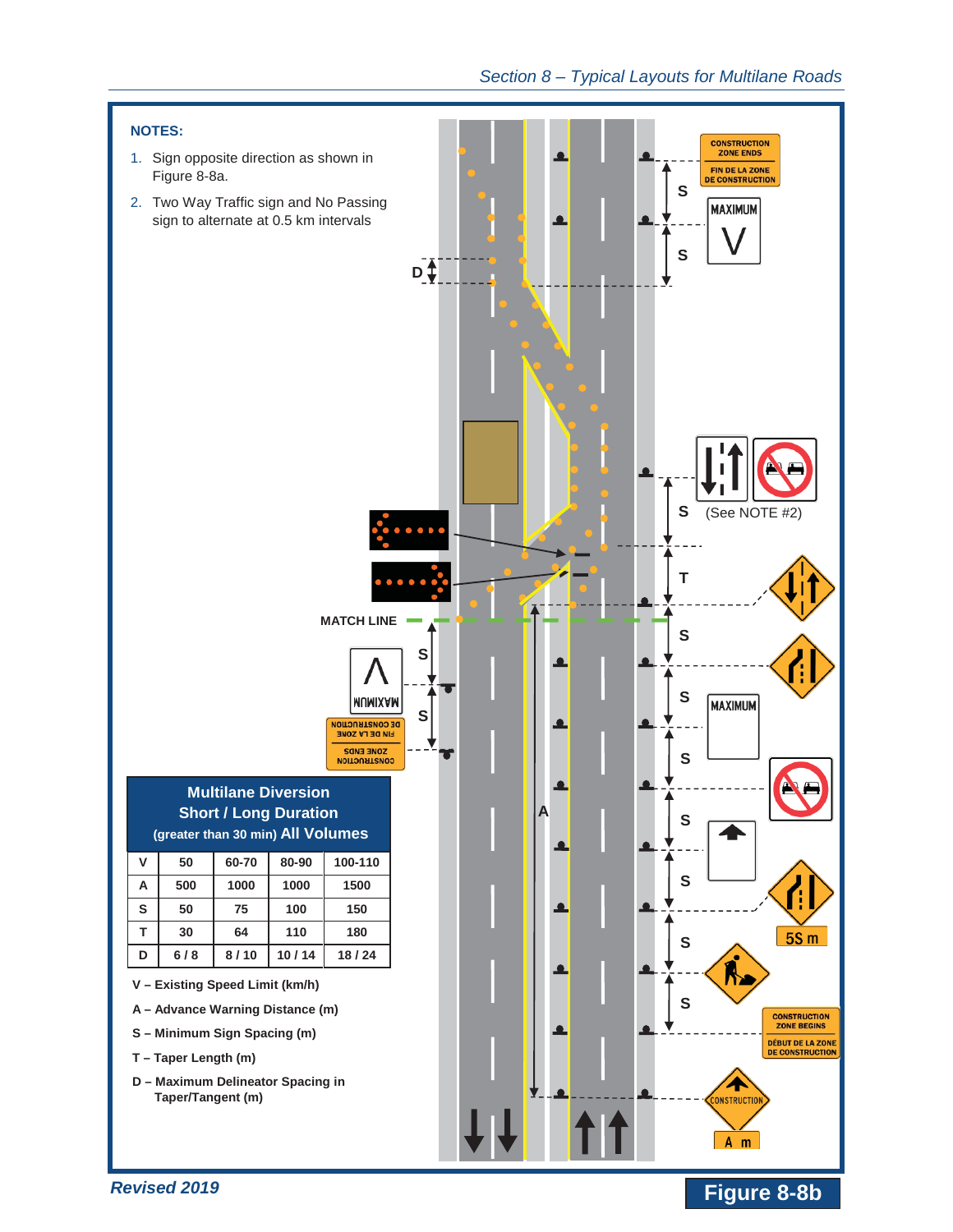**NOTES:**

1. Sign opposite direction as shown in Figure 8-8a.
2. Two Way Traffic sign and No Passing sign to alternate at 0.5 km intervals

CONSTRUCTION ZONE ENDS / FIN DE LA ZONE DE CONSTRUCTION

MAXIMUM V

S

S

D

(See NOTE #2)

T

MATCH LINE

S

S

A

5S m

CONSTRUCTION ZONE BEGINS / DÉBUT DE LA ZONE DE CONSTRUCTION

CONSTRUCTION

A m

| **Multilane Diversion Short / Long Duration (greater than 30 min) All Volumes** | | | | |
|---|---|---|---|---|
| **V** | **50** | **60-70** | **80-90** | **100-110** |
| **A** | 500 | 1000 | 1000 | 1500 |
| **S** | 50 | 75 | 100 | 150 |
| **T** | 30 | 64 | 110 | 180 |
| **D** | 6 / 8 | 8 / 10 | 10 / 14 | 18 / 24 |

**V – Existing Speed Limit (km/h)**

**A – Advance Warning Distance (m)**

**S – Minimum Sign Spacing (m)**

**T – Taper Length (m)**

**D – Maximum Delineator Spacing in Taper/Tangent (m)**

*Revised 2019*

**Figure 8-8b**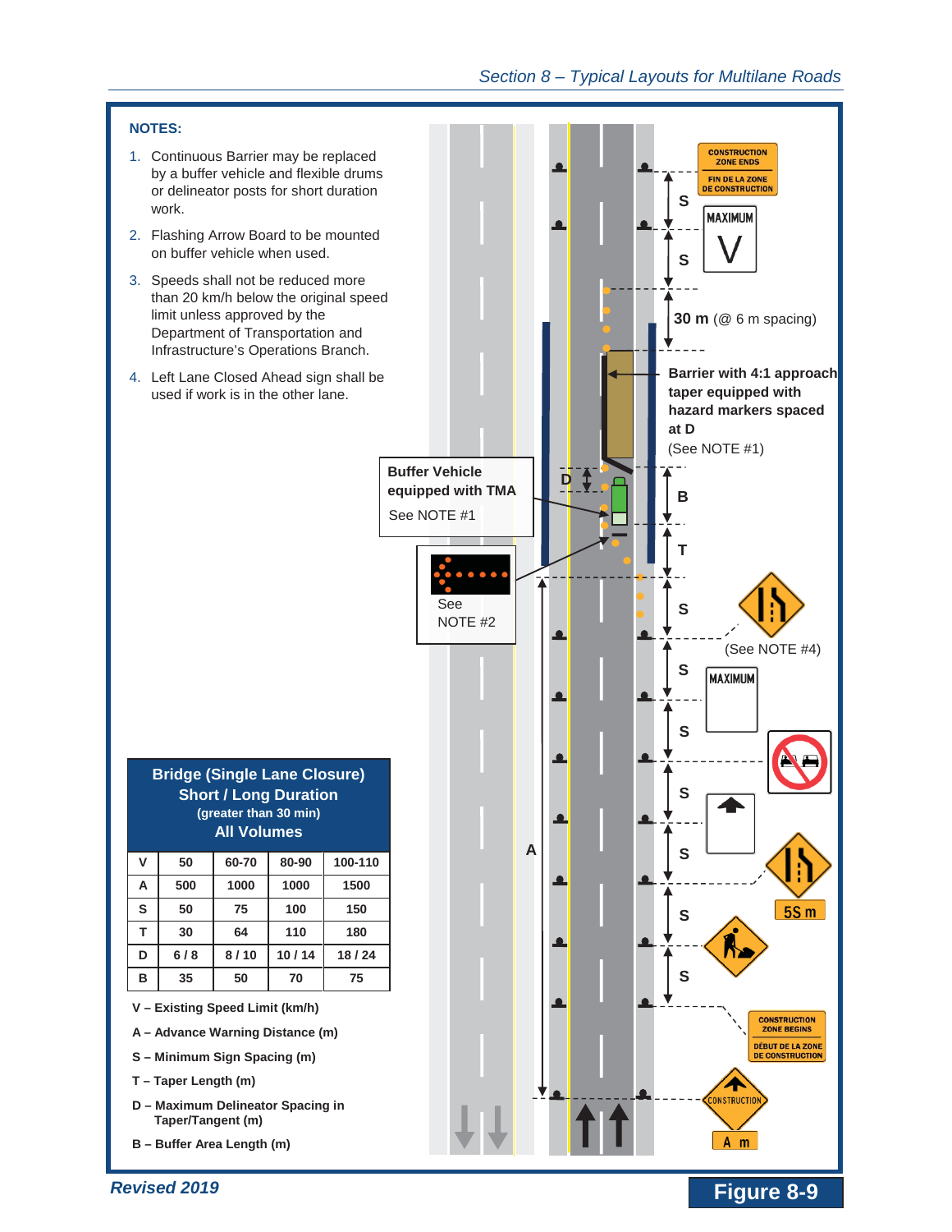**NOTES:**

1. Continuous Barrier may be replaced by a buffer vehicle and flexible drums or delineator posts for short duration work.
2. Flashing Arrow Board to be mounted on buffer vehicle when used.
3. Speeds shall not be reduced more than 20 km/h below the original speed limit unless approved by the Department of Transportation and Infrastructure's Operations Branch.
4. Left Lane Closed Ahead sign shall be used if work is in the other lane.

CONSTRUCTION ZONE ENDS / FIN DE LA ZONE DE CONSTRUCTION

S

MAXIMUM V

S

**30 m** (@ 6 m spacing)

**Barrier with 4:1 approach taper equipped with hazard markers spaced at D**
(See NOTE #1)

**Buffer Vehicle equipped with TMA**
See NOTE #1

D

B

T

See NOTE #2

S

(See NOTE #4)

S

MAXIMUM

S

S

S

5S m

S

S

A

CONSTRUCTION ZONE BEGINS / DÉBUT DE LA ZONE DE CONSTRUCTION

CONSTRUCTION

A m

| Bridge (Single Lane Closure) Short / Long Duration (greater than 30 min) All Volumes | | | | |
|---|---|---|---|---|
| V | 50 | 60-70 | 80-90 | 100-110 |
| A | 500 | 1000 | 1000 | 1500 |
| S | 50 | 75 | 100 | 150 |
| T | 30 | 64 | 110 | 180 |
| D | 6 / 8 | 8 / 10 | 10 / 14 | 18 / 24 |
| B | 35 | 50 | 70 | 75 |

**V – Existing Speed Limit (km/h)**
**A – Advance Warning Distance (m)**
**S – Minimum Sign Spacing (m)**
**T – Taper Length (m)**
**D – Maximum Delineator Spacing in Taper/Tangent (m)**
**B – Buffer Area Length (m)**

**Figure 8-9**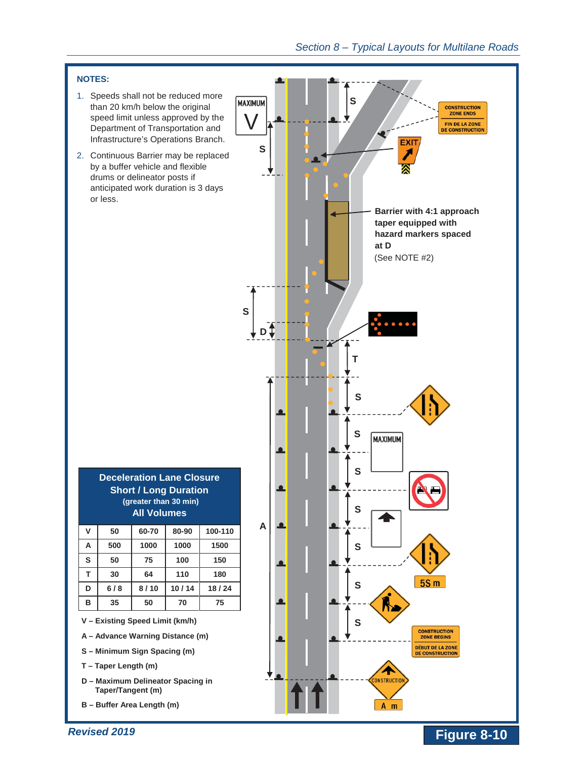**NOTES:**

1. Speeds shall not be reduced more than 20 km/h below the original speed limit unless approved by the Department of Transportation and Infrastructure's Operations Branch.
2. Continuous Barrier may be replaced by a buffer vehicle and flexible drums or delineator posts if anticipated work duration is 3 days or less.

MAXIMUM V

CONSTRUCTION ZONE ENDS / FIN DE LA ZONE DE CONSTRUCTION

EXIT

**Barrier with 4:1 approach taper equipped with hazard markers spaced at D**
(See NOTE #2)

MAXIMUM

5S m

CONSTRUCTION ZONE BEGINS / DÉBUT DE LA ZONE DE CONSTRUCTION

CONSTRUCTION

A m

**Deceleration Lane Closure**
**Short / Long Duration**
**(greater than 30 min)**
**All Volumes**

| V | 50 | 60-70 | 80-90 | 100-110 |
|---|---|---|---|---|
| A | 500 | 1000 | 1000 | 1500 |
| S | 50 | 75 | 100 | 150 |
| T | 30 | 64 | 110 | 180 |
| D | 6 / 8 | 8 / 10 | 10 / 14 | 18 / 24 |
| B | 35 | 50 | 70 | 75 |

**V – Existing Speed Limit (km/h)**

**A – Advance Warning Distance (m)**

**S – Minimum Sign Spacing (m)**

**T – Taper Length (m)**

**D – Maximum Delineator Spacing in Taper/Tangent (m)**

**B – Buffer Area Length (m)**

**Figure 8-10**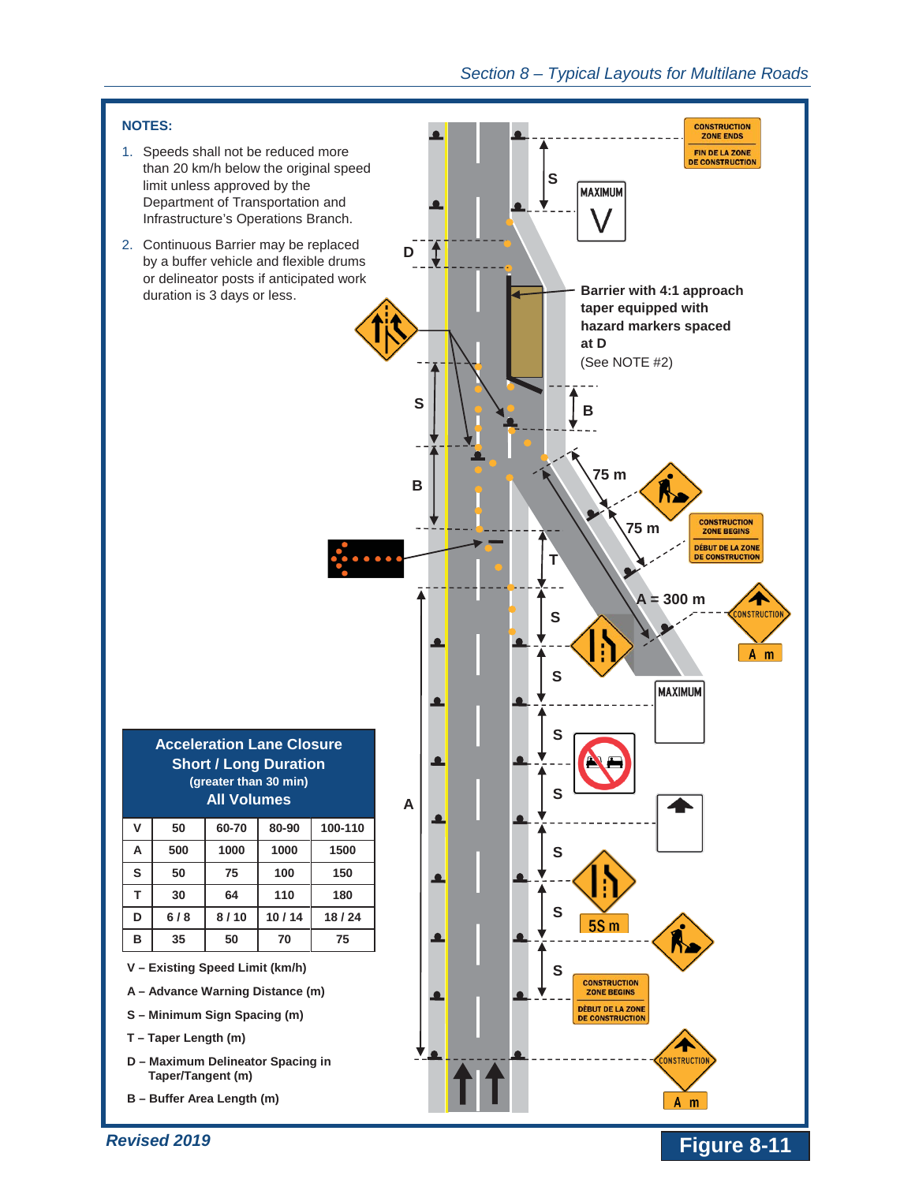**NOTES:**

1. Speeds shall not be reduced more than 20 km/h below the original speed limit unless approved by the Department of Transportation and Infrastructure's Operations Branch.
2. Continuous Barrier may be replaced by a buffer vehicle and flexible drums or delineator posts if anticipated work duration is 3 days or less.

Barrier with 4:1 approach taper equipped with hazard markers spaced at D (See NOTE #2)

CONSTRUCTION ZONE ENDS / FIN DE LA ZONE DE CONSTRUCTION

MAXIMUM V

75 m

75 m

CONSTRUCTION ZONE BEGINS / DÉBUT DE LA ZONE DE CONSTRUCTION

A = 300 m

CONSTRUCTION A m

MAXIMUM

55 m

CONSTRUCTION ZONE BEGINS / DÉBUT DE LA ZONE DE CONSTRUCTION

CONSTRUCTION A m

**Acceleration Lane Closure**
**Short / Long Duration**
**(greater than 30 min)**
**All Volumes**

| V | 50 | 60-70 | 80-90 | 100-110 |
|---|---|---|---|---|
| A | 500 | 1000 | 1000 | 1500 |
| S | 50 | 75 | 100 | 150 |
| T | 30 | 64 | 110 | 180 |
| D | 6 / 8 | 8 / 10 | 10 / 14 | 18 / 24 |
| B | 35 | 50 | 70 | 75 |

**V – Existing Speed Limit (km/h)**

**A – Advance Warning Distance (m)**

**S – Minimum Sign Spacing (m)**

**T – Taper Length (m)**

**D – Maximum Delineator Spacing in Taper/Tangent (m)**

**B – Buffer Area Length (m)**

*Revised 2019*

**Figure 8-11**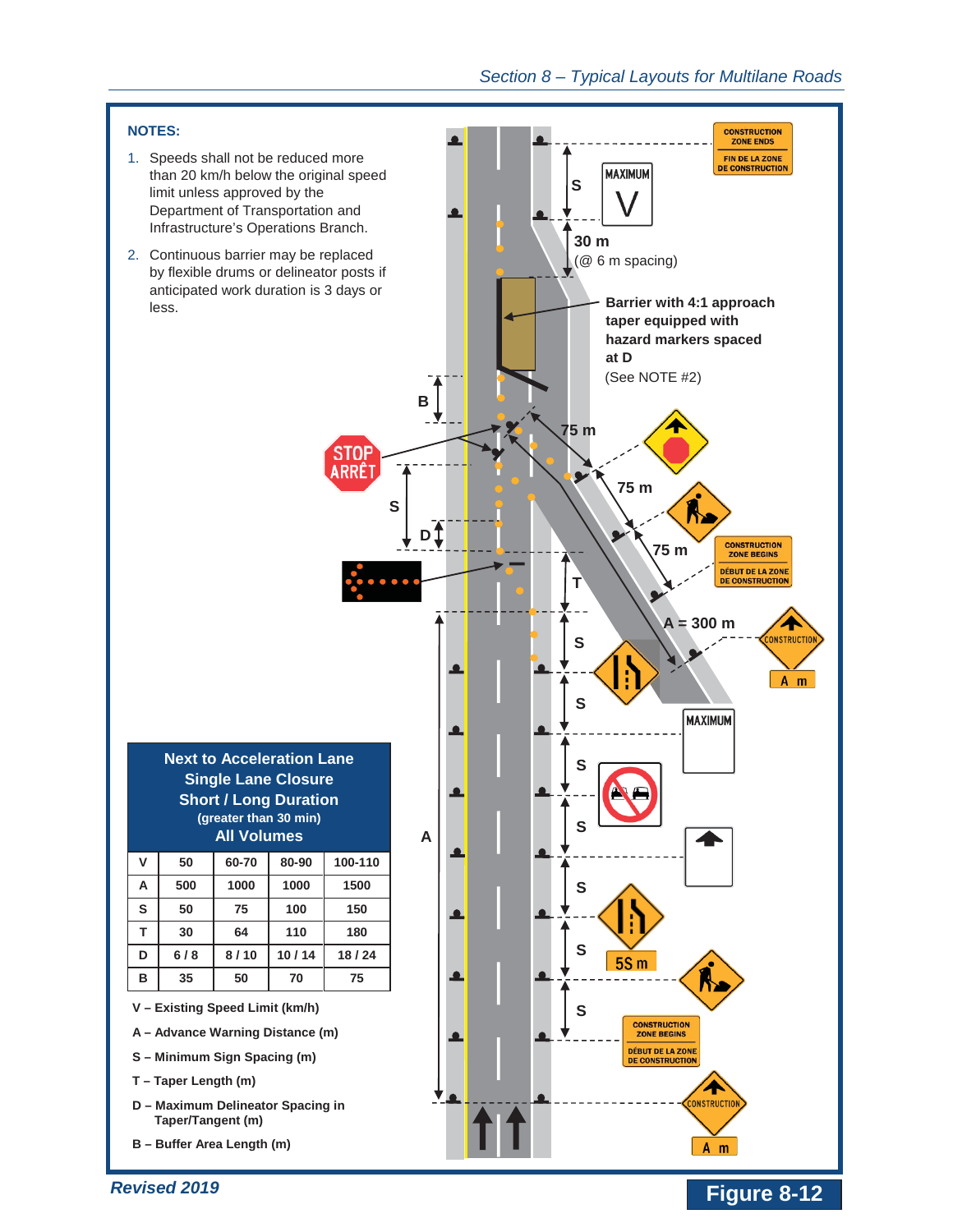**NOTES:**

1. Speeds shall not be reduced more than 20 km/h below the original speed limit unless approved by the Department of Transportation and Infrastructure's Operations Branch.
2. Continuous barrier may be replaced by flexible drums or delineator posts if anticipated work duration is 3 days or less.

**Next to Acceleration Lane**
**Single Lane Closure**
**Short / Long Duration**
**(greater than 30 min)**
**All Volumes**

| V | 50 | 60-70 | 80-90 | 100-110 |
|---|---|---|---|---|
| A | 500 | 1000 | 1000 | 1500 |
| S | 50 | 75 | 100 | 150 |
| T | 30 | 64 | 110 | 180 |
| D | 6 / 8 | 8 / 10 | 10 / 14 | 18 / 24 |
| B | 35 | 50 | 70 | 75 |

**V – Existing Speed Limit (km/h)**

**A – Advance Warning Distance (m)**

**S – Minimum Sign Spacing (m)**

**T – Taper Length (m)**

**D – Maximum Delineator Spacing in Taper/Tangent (m)**

**B – Buffer Area Length (m)**

CONSTRUCTION ZONE ENDS / FIN DE LA ZONE DE CONSTRUCTION

MAXIMUM V

S

30 m (@ 6 m spacing)

**Barrier with 4:1 approach taper equipped with hazard markers spaced at D** (See NOTE #2)

B

75 m

STOP ARRÊT

S

D

75 m

75 m

CONSTRUCTION ZONE BEGINS / DÉBUT DE LA ZONE DE CONSTRUCTION

T

A = 300 m

CONSTRUCTION A m

S

S

MAXIMUM

S

A

S

S

S

5S m

S

CONSTRUCTION ZONE BEGINS / DÉBUT DE LA ZONE DE CONSTRUCTION

CONSTRUCTION A m

*Revised 2019*

**Figure 8-12**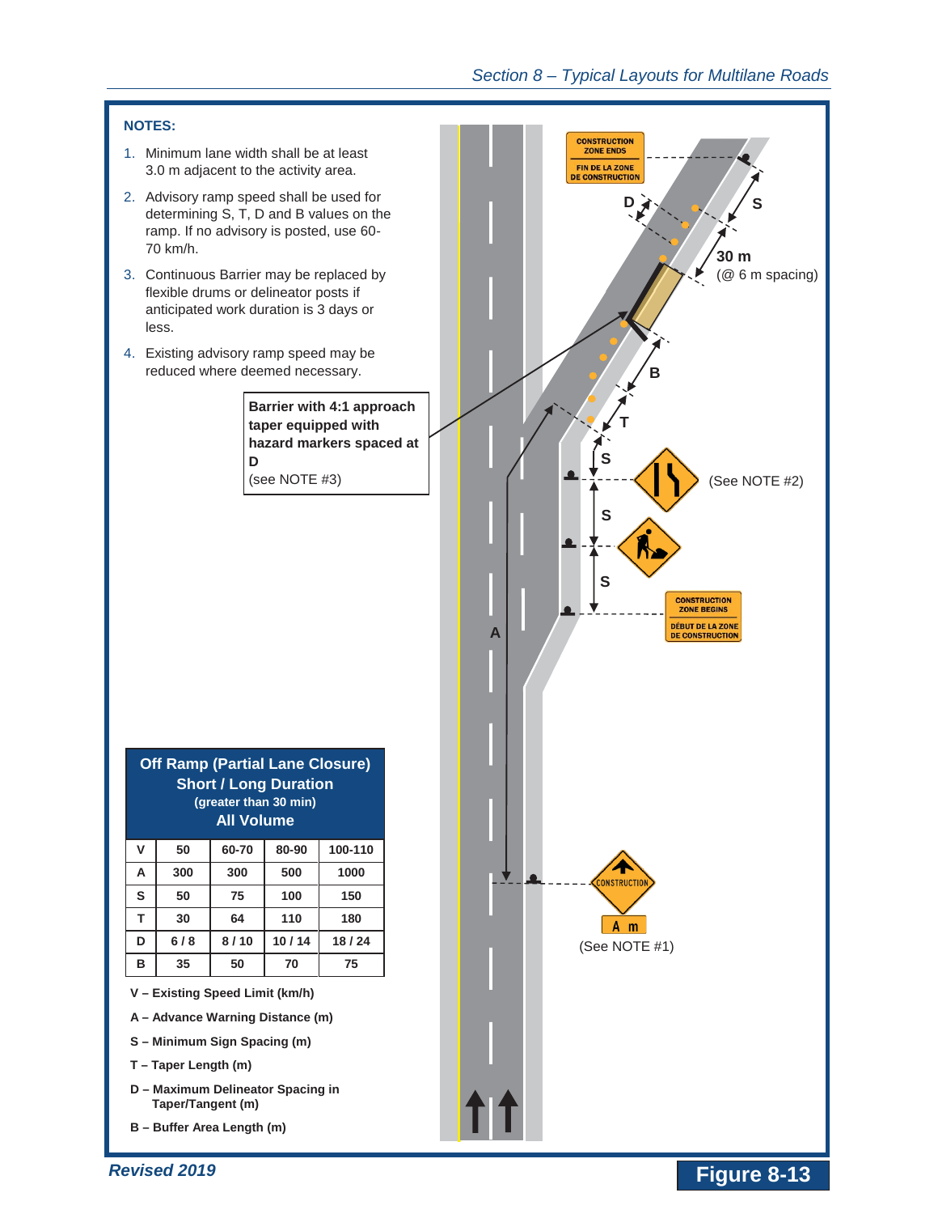**NOTES:**

1. Minimum lane width shall be at least 3.0 m adjacent to the activity area.
2. Advisory ramp speed shall be used for determining S, T, D and B values on the ramp. If no advisory is posted, use 60-70 km/h.
3. Continuous Barrier may be replaced by flexible drums or delineator posts if anticipated work duration is 3 days or less.
4. Existing advisory ramp speed may be reduced where deemed necessary.

**Barrier with 4:1 approach taper equipped with hazard markers spaced at D**
(see NOTE #3)

CONSTRUCTION ZONE ENDS / FIN DE LA ZONE DE CONSTRUCTION

D

S

30 m (@ 6 m spacing)

B

T

S

(See NOTE #2)

S

S

CONSTRUCTION ZONE BEGINS / DÉBUT DE LA ZONE DE CONSTRUCTION

A

CONSTRUCTION

A m

(See NOTE #1)

**Off Ramp (Partial Lane Closure)**
**Short / Long Duration**
**(greater than 30 min)**
**All Volume**

| V | 50 | 60-70 | 80-90 | 100-110 |
|---|---|---|---|---|
| A | 300 | 300 | 500 | 1000 |
| S | 50 | 75 | 100 | 150 |
| T | 30 | 64 | 110 | 180 |
| D | 6 / 8 | 8 / 10 | 10 / 14 | 18 / 24 |
| B | 35 | 50 | 70 | 75 |

**V – Existing Speed Limit (km/h)**

**A – Advance Warning Distance (m)**

**S – Minimum Sign Spacing (m)**

**T – Taper Length (m)**

**D – Maximum Delineator Spacing in Taper/Tangent (m)**

**B – Buffer Area Length (m)**

***Revised 2019***

**Figure 8-13**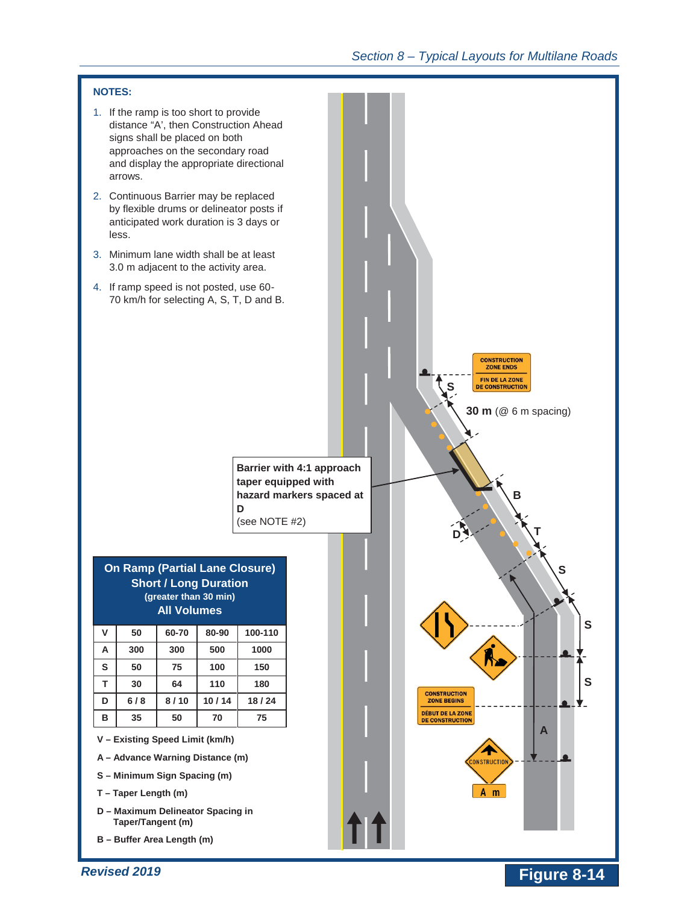**NOTES:**

1. If the ramp is too short to provide distance "A", then Construction Ahead signs shall be placed on both approaches on the secondary road and display the appropriate directional arrows.
2. Continuous Barrier may be replaced by flexible drums or delineator posts if anticipated work duration is 3 days or less.
3. Minimum lane width shall be at least 3.0 m adjacent to the activity area.
4. If ramp speed is not posted, use 60-70 km/h for selecting A, S, T, D and B.

CONSTRUCTION ZONE ENDS / FIN DE LA ZONE DE CONSTRUCTION

S

**30 m** (@ 6 m spacing)

**Barrier with 4:1 approach taper equipped with hazard markers spaced at D**
(see NOTE #2)

B

T

D

S

S

S

CONSTRUCTION ZONE BEGINS / DÉBUT DE LA ZONE DE CONSTRUCTION

A

CONSTRUCTION

A m

**On Ramp (Partial Lane Closure)**
**Short / Long Duration**
**(greater than 30 min)**
**All Volumes**

| V | 50 | 60-70 | 80-90 | 100-110 |
|---|---|---|---|---|
| A | 300 | 300 | 500 | 1000 |
| S | 50 | 75 | 100 | 150 |
| T | 30 | 64 | 110 | 180 |
| D | 6 / 8 | 8 / 10 | 10 / 14 | 18 / 24 |
| B | 35 | 50 | 70 | 75 |

**V – Existing Speed Limit (km/h)**

**A – Advance Warning Distance (m)**

**S – Minimum Sign Spacing (m)**

**T – Taper Length (m)**

**D – Maximum Delineator Spacing in Taper/Tangent (m)**

**B – Buffer Area Length (m)**

***Revised 2019***

**Figure 8-14**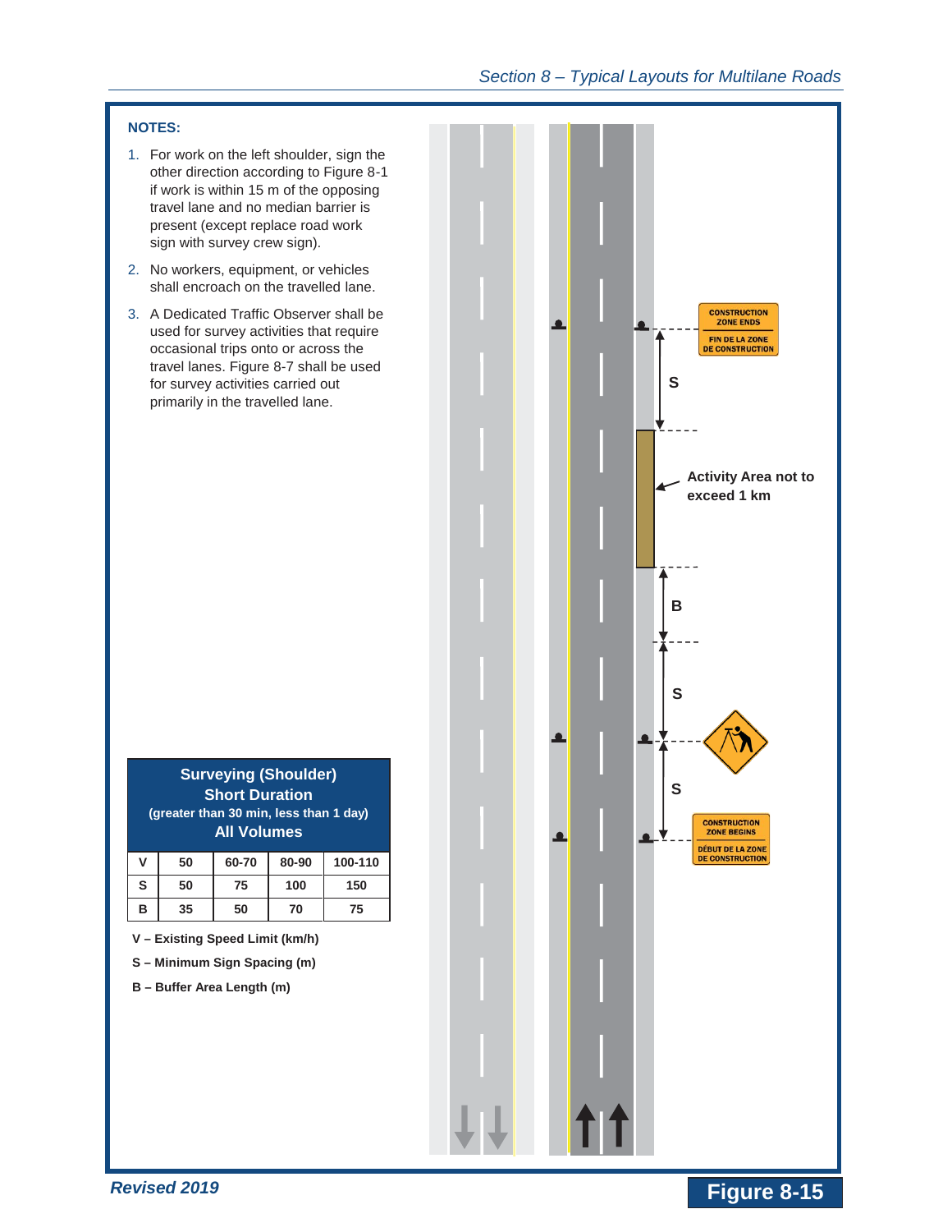**NOTES:**

1. For work on the left shoulder, sign the other direction according to Figure 8-1 if work is within 15 m of the opposing travel lane and no median barrier is present (except replace road work sign with survey crew sign).
2. No workers, equipment, or vehicles shall encroach on the travelled lane.
3. A Dedicated Traffic Observer shall be used for survey activities that require occasional trips onto or across the travel lanes. Figure 8-7 shall be used for survey activities carried out primarily in the travelled lane.

CONSTRUCTION ZONE ENDS
FIN DE LA ZONE DE CONSTRUCTION

S

Activity Area not to exceed 1 km

B

S

S

CONSTRUCTION ZONE BEGINS
DÉBUT DE LA ZONE DE CONSTRUCTION

**Surveying (Shoulder)**
**Short Duration**
**(greater than 30 min, less than 1 day)**
**All Volumes**

| V | 50 | 60-70 | 80-90 | 100-110 |
|---|---|---|---|---|
| S | 50 | 75 | 100 | 150 |
| B | 35 | 50 | 70 | 75 |

**V – Existing Speed Limit (km/h)**

**S – Minimum Sign Spacing (m)**

**B – Buffer Area Length (m)**

**Figure 8-15**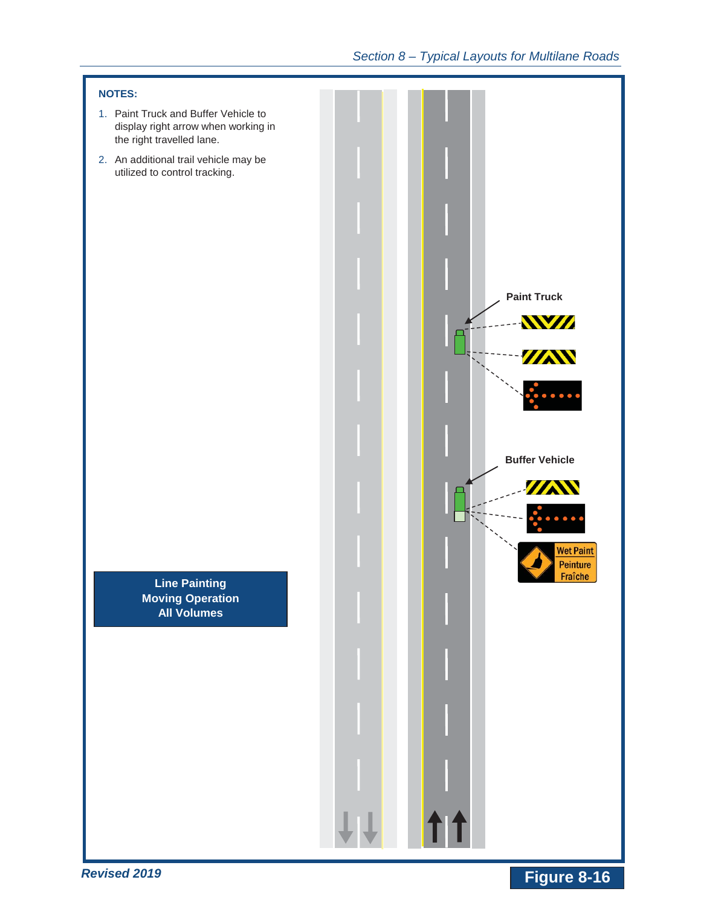**NOTES:**

1. Paint Truck and Buffer Vehicle to display right arrow when working in the right travelled lane.
2. An additional trail vehicle may be utilized to control tracking.

Paint Truck

Buffer Vehicle

Wet Paint
Peinture
Fraîche

**Line Painting**
**Moving Operation**
**All Volumes**

***Revised 2019***

**Figure 8-16**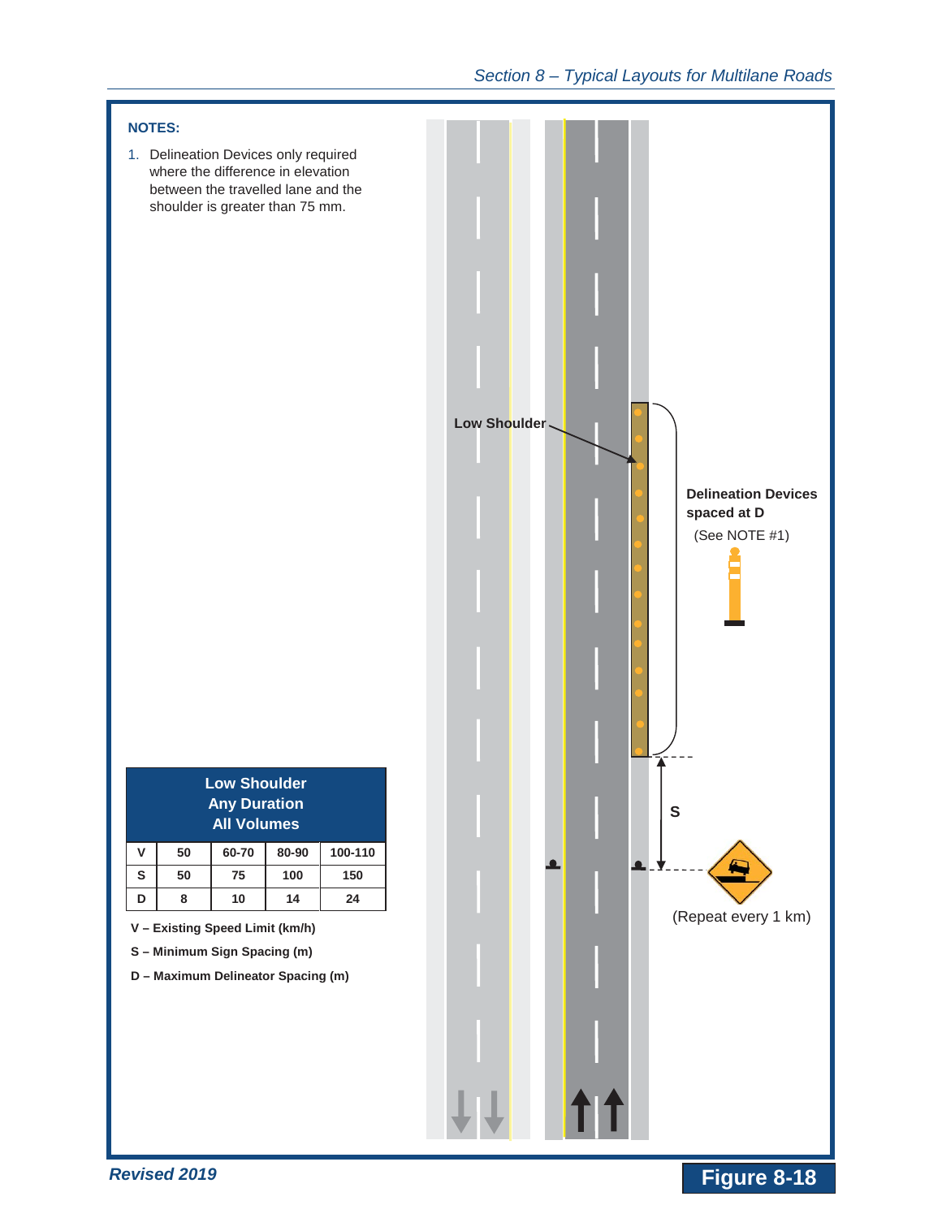**NOTES:**

1. Delineation Devices only required where the difference in elevation between the travelled lane and the shoulder is greater than 75 mm.

Low Shoulder

Delineation Devices spaced at D
(See NOTE #1)

S

(Repeat every 1 km)

| Low Shoulder<br>Any Duration<br>All Volumes | | | | |
|---|---|---|---|---|
| V | 50 | 60-70 | 80-90 | 100-110 |
| S | 50 | 75 | 100 | 150 |
| D | 8 | 10 | 14 | 24 |

**V – Existing Speed Limit (km/h)**

**S – Minimum Sign Spacing (m)**

**D – Maximum Delineator Spacing (m)**

**Figure 8-18**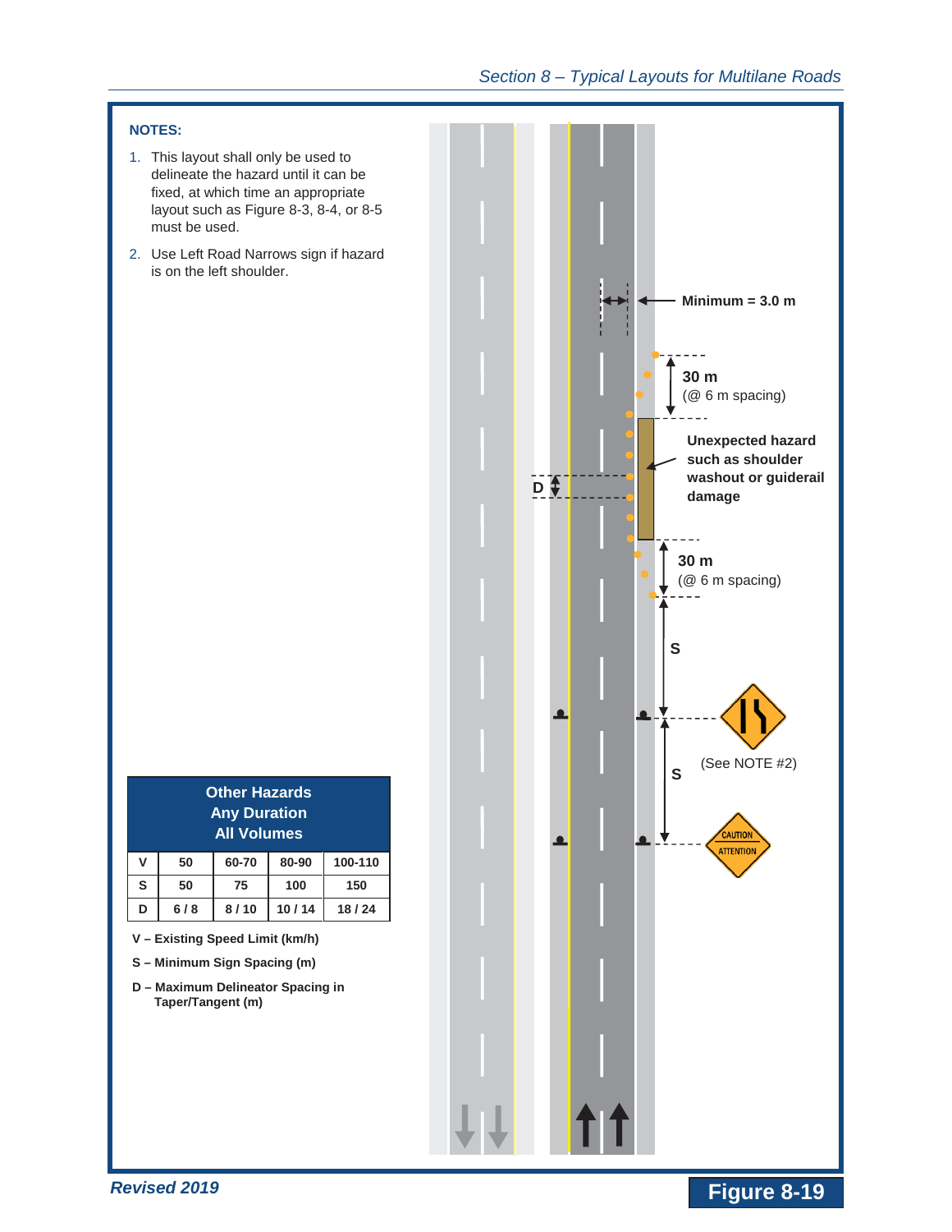**NOTES:**

1. This layout shall only be used to delineate the hazard until it can be fixed, at which time an appropriate layout such as Figure 8-3, 8-4, or 8-5 must be used.
2. Use Left Road Narrows sign if hazard is on the left shoulder.

Minimum = 3.0 m

30 m (@ 6 m spacing)

Unexpected hazard such as shoulder washout or guiderail damage

D

30 m (@ 6 m spacing)

S

(See NOTE #2)

S

CAUTION ATTENTION

| Other Hazards Any Duration All Volumes | | | | |
|---|---|---|---|---|
| V | 50 | 60-70 | 80-90 | 100-110 |
| S | 50 | 75 | 100 | 150 |
| D | 6 / 8 | 8 / 10 | 10 / 14 | 18 / 24 |

**V – Existing Speed Limit (km/h)**

**S – Minimum Sign Spacing (m)**

**D – Maximum Delineator Spacing in Taper/Tangent (m)**

*Revised 2019*

**Figure 8-19**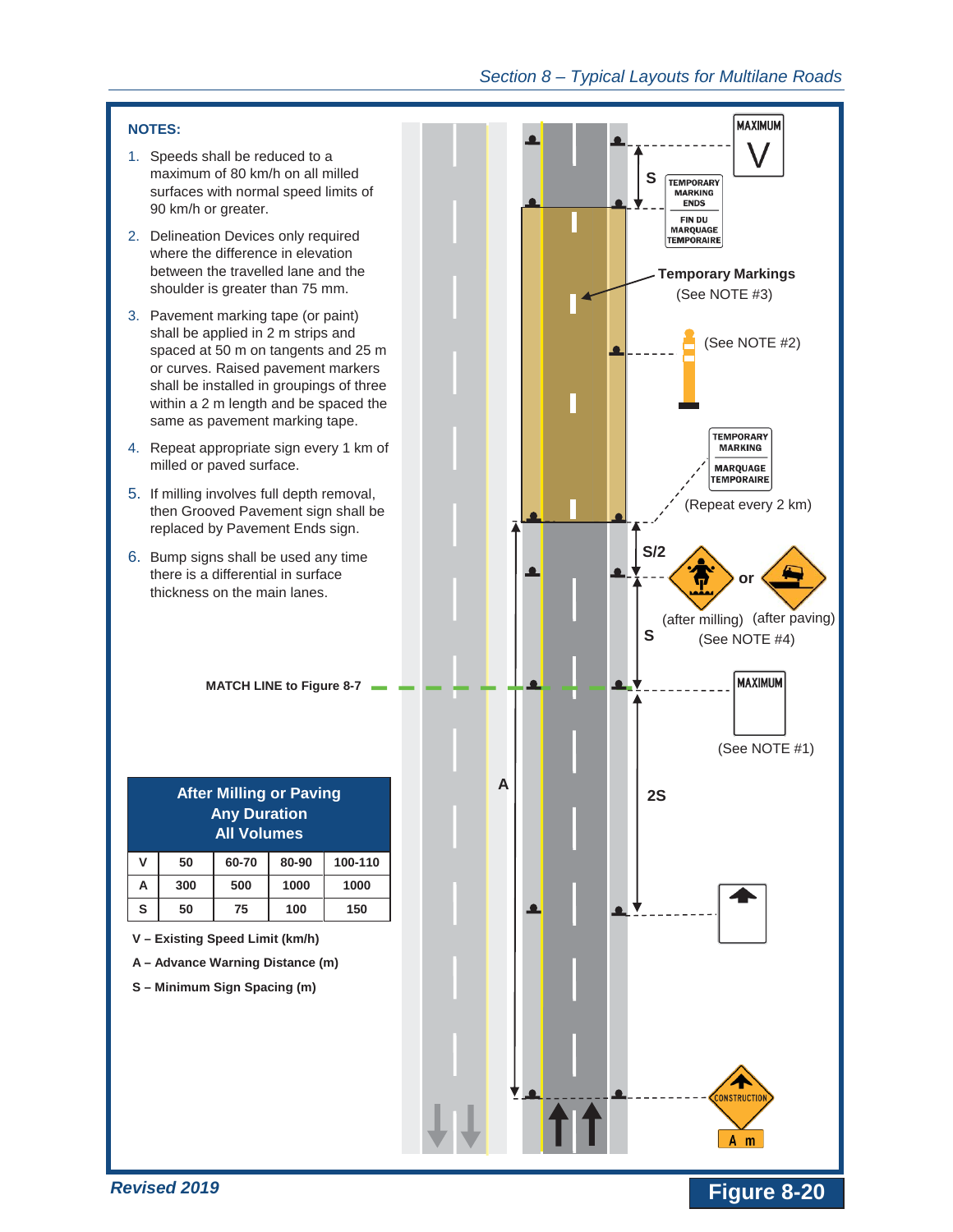**NOTES:**

1. Speeds shall be reduced to a maximum of 80 km/h on all milled surfaces with normal speed limits of 90 km/h or greater.
2. Delineation Devices only required where the difference in elevation between the travelled lane and the shoulder is greater than 75 mm.
3. Pavement marking tape (or paint) shall be applied in 2 m strips and spaced at 50 m on tangents and 25 m or curves. Raised pavement markers shall be installed in groupings of three within a 2 m length and be spaced the same as pavement marking tape.
4. Repeat appropriate sign every 1 km of milled or paved surface.
5. If milling involves full depth removal, then Grooved Pavement sign shall be replaced by Pavement Ends sign.
6. Bump signs shall be used any time there is a differential in surface thickness on the main lanes.

MAXIMUM V

S

TEMPORARY MARKING ENDS / FIN DU MARQUAGE TEMPORAIRE

**Temporary Markings** (See NOTE #3)

(See NOTE #2)

TEMPORARY MARKING / MARQUAGE TEMPORAIRE

(Repeat every 2 km)

S/2

or

(after milling) (after paving)

S

(See NOTE #4)

**MATCH LINE to Figure 8-7**

MAXIMUM

(See NOTE #1)

A

2S

CONSTRUCTION

A m

| After Milling or Paving Any Duration All Volumes | | | | |
|---|---|---|---|---|
| **V** | **50** | **60-70** | **80-90** | **100-110** |
| **A** | **300** | **500** | **1000** | **1000** |
| **S** | **50** | **75** | **100** | **150** |

**V – Existing Speed Limit (km/h)**

**A – Advance Warning Distance (m)**

**S – Minimum Sign Spacing (m)**

**Figure 8-20**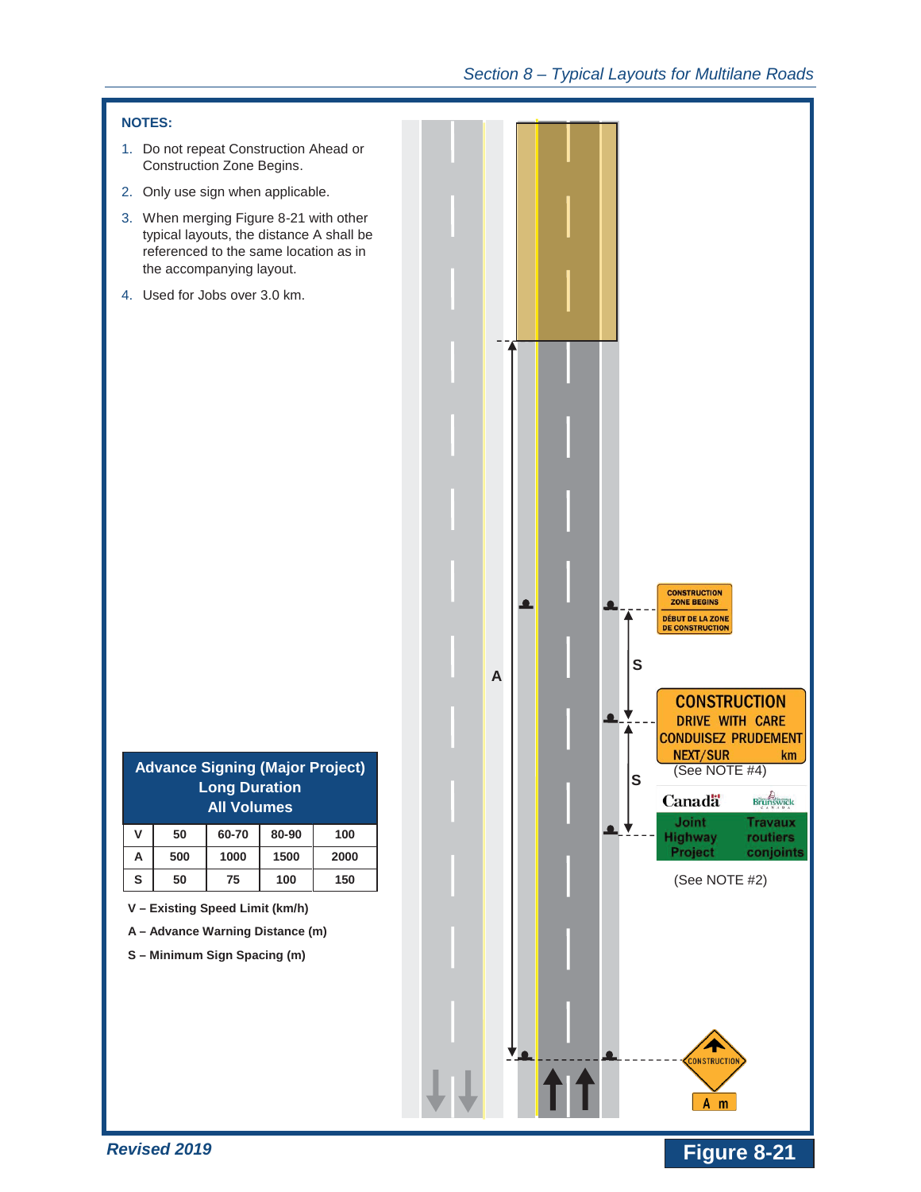**NOTES:**

1. Do not repeat Construction Ahead or Construction Zone Begins.
2. Only use sign when applicable.
3. When merging Figure 8-21 with other typical layouts, the distance A shall be referenced to the same location as in the accompanying layout.
4. Used for Jobs over 3.0 km.

CONSTRUCTION ZONE BEGINS
DÉBUT DE LA ZONE DE CONSTRUCTION

S

A

CONSTRUCTION
DRIVE WITH CARE
CONDUISEZ PRUDEMENT
NEXT/SUR km

(See NOTE #4)

S

Canada
Brunswick
Joint Highway Project
Travaux routiers conjoints

(See NOTE #2)

CONSTRUCTION
A m

| Advance Signing (Major Project) Long Duration All Volumes | | | | |
|---|---|---|---|---|
| V | 50 | 60-70 | 80-90 | 100 |
| A | 500 | 1000 | 1500 | 2000 |
| S | 50 | 75 | 100 | 150 |

**V – Existing Speed Limit (km/h)**

**A – Advance Warning Distance (m)**

**S – Minimum Sign Spacing (m)**

***Revised 2019***

**Figure 8-21**